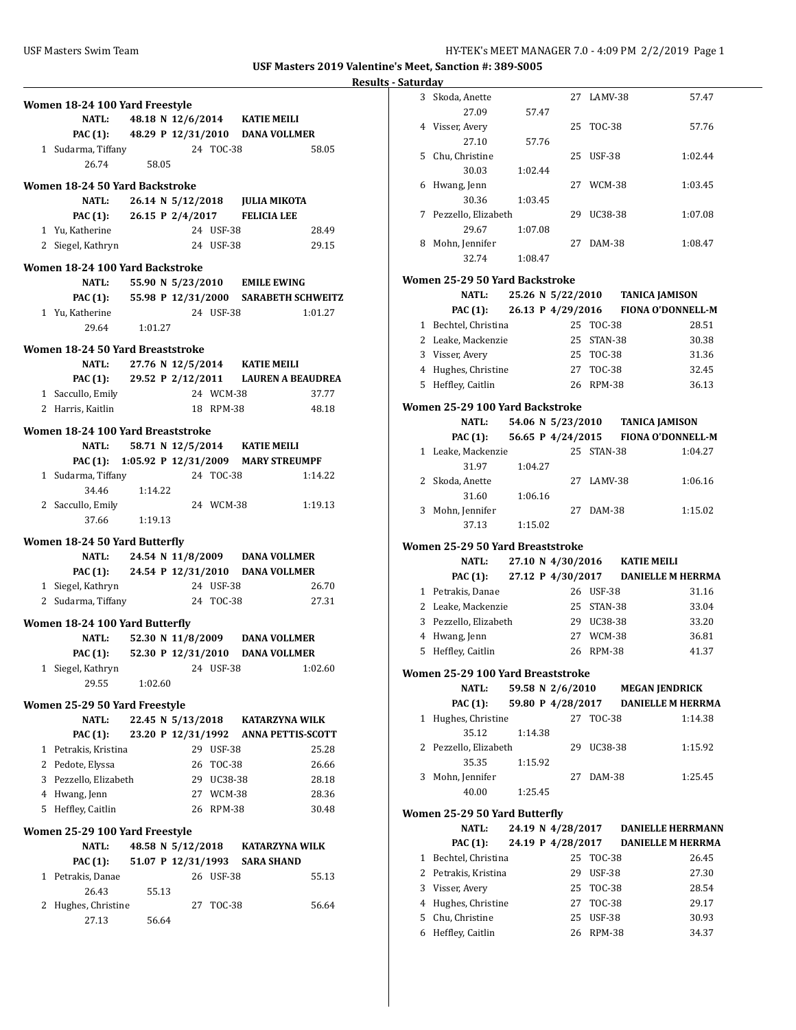**USF Masters 2019 Valentine's Meet, Sanction #: 389-S005**

**Results - Saturday**

### Women 18-24 100 Yard Freestyle

NATL: 48.18 N 12/6/2014 KATIE MEILI
PAC (1): 48.29 P 12/31/2010 DANA VOLLMER

| Place | Name | Age | Team | Time |
|---|---|---|---|---|
| 1 | Sudarma, Tiffany | 24 | TOC-38 | 58.05 |
| | 26.74 58.05 | | | |

### Women 18-24 50 Yard Backstroke

NATL: 26.14 N 5/12/2018 JULIA MIKOTA
PAC (1): 26.15 P 2/4/2017 FELICIA LEE

| Place | Name | Age | Team | Time |
|---|---|---|---|---|
| 1 | Yu, Katherine | 24 | USF-38 | 28.49 |
| 2 | Siegel, Kathryn | 24 | USF-38 | 29.15 |

### Women 18-24 100 Yard Backstroke

NATL: 55.90 N 5/23/2010 EMILE EWING
PAC (1): 55.98 P 12/31/2000 SARABETH SCHWEITZ

| Place | Name | Age | Team | Time |
|---|---|---|---|---|
| 1 | Yu, Katherine | 24 | USF-38 | 1:01.27 |
| | 29.64 1:01.27 | | | |

### Women 18-24 50 Yard Breaststroke

NATL: 27.76 N 12/5/2014 KATIE MEILI
PAC (1): 29.52 P 2/12/2011 LAUREN A BEAUDREA

| Place | Name | Age | Team | Time |
|---|---|---|---|---|
| 1 | Saccullo, Emily | 24 | WCM-38 | 37.77 |
| 2 | Harris, Kaitlin | 18 | RPM-38 | 48.18 |

### Women 18-24 100 Yard Breaststroke

NATL: 58.71 N 12/5/2014 KATIE MEILI
PAC (1): 1:05.92 P 12/31/2009 MARY STREUMPF

| Place | Name | Age | Team | Time |
|---|---|---|---|---|
| 1 | Sudarma, Tiffany | 24 | TOC-38 | 1:14.22 |
| | 34.46 1:14.22 | | | |
| 2 | Saccullo, Emily | 24 | WCM-38 | 1:19.13 |
| | 37.66 1:19.13 | | | |

### Women 18-24 50 Yard Butterfly

NATL: 24.54 N 11/8/2009 DANA VOLLMER
PAC (1): 24.54 P 12/31/2010 DANA VOLLMER

| Place | Name | Age | Team | Time |
|---|---|---|---|---|
| 1 | Siegel, Kathryn | 24 | USF-38 | 26.70 |
| 2 | Sudarma, Tiffany | 24 | TOC-38 | 27.31 |

### Women 18-24 100 Yard Butterfly

NATL: 52.30 N 11/8/2009 DANA VOLLMER
PAC (1): 52.30 P 12/31/2010 DANA VOLLMER

| Place | Name | Age | Team | Time |
|---|---|---|---|---|
| 1 | Siegel, Kathryn | 24 | USF-38 | 1:02.60 |
| | 29.55 1:02.60 | | | |

### Women 25-29 50 Yard Freestyle

NATL: 22.45 N 5/13/2018 KATARZYNA WILK
PAC (1): 23.20 P 12/31/1992 ANNA PETTIS-SCOTT

| Place | Name | Age | Team | Time |
|---|---|---|---|---|
| 1 | Petrakis, Kristina | 29 | USF-38 | 25.28 |
| 2 | Pedote, Elyssa | 26 | TOC-38 | 26.66 |
| 3 | Pezzello, Elizabeth | 29 | UC38-38 | 28.18 |
| 4 | Hwang, Jenn | 27 | WCM-38 | 28.36 |
| 5 | Heffley, Caitlin | 26 | RPM-38 | 30.48 |

### Women 25-29 100 Yard Freestyle

NATL: 48.58 N 5/12/2018 KATARZYNA WILK
PAC (1): 51.07 P 12/31/1993 SARA SHAND

| Place | Name | Age | Team | Time |
|---|---|---|---|---|
| 1 | Petrakis, Danae | 26 | USF-38 | 55.13 |
| | 26.43 55.13 | | | |
| 2 | Hughes, Christine | 27 | TOC-38 | 56.64 |
| | 27.13 56.64 | | | |
| 3 | Skoda, Anette | 27 | LAMV-38 | 57.47 |
| | 27.09 57.47 | | | |
| 4 | Visser, Avery | 25 | TOC-38 | 57.76 |
| | 27.10 57.76 | | | |
| 5 | Chu, Christine | 25 | USF-38 | 1:02.44 |
| | 30.03 1:02.44 | | | |
| 6 | Hwang, Jenn | 27 | WCM-38 | 1:03.45 |
| | 30.36 1:03.45 | | | |
| 7 | Pezzello, Elizabeth | 29 | UC38-38 | 1:07.08 |
| | 29.67 1:07.08 | | | |
| 8 | Mohn, Jennifer | 27 | DAM-38 | 1:08.47 |
| | 32.74 1:08.47 | | | |

### Women 25-29 50 Yard Backstroke

NATL: 25.26 N 5/22/2010 TANICA JAMISON
PAC (1): 26.13 P 4/29/2016 FIONA O'DONNELL-M

| Place | Name | Age | Team | Time |
|---|---|---|---|---|
| 1 | Bechtel, Christina | 25 | TOC-38 | 28.51 |
| 2 | Leake, Mackenzie | 25 | STAN-38 | 30.38 |
| 3 | Visser, Avery | 25 | TOC-38 | 31.36 |
| 4 | Hughes, Christine | 27 | TOC-38 | 32.45 |
| 5 | Heffley, Caitlin | 26 | RPM-38 | 36.13 |

### Women 25-29 100 Yard Backstroke

NATL: 54.06 N 5/23/2010 TANICA JAMISON
PAC (1): 56.65 P 4/24/2015 FIONA O'DONNELL-M

| Place | Name | Age | Team | Time |
|---|---|---|---|---|
| 1 | Leake, Mackenzie | 25 | STAN-38 | 1:04.27 |
| | 31.97 1:04.27 | | | |
| 2 | Skoda, Anette | 27 | LAMV-38 | 1:06.16 |
| | 31.60 1:06.16 | | | |
| 3 | Mohn, Jennifer | 27 | DAM-38 | 1:15.02 |
| | 37.13 1:15.02 | | | |

### Women 25-29 50 Yard Breaststroke

NATL: 27.10 N 4/30/2016 KATIE MEILI
PAC (1): 27.12 P 4/30/2017 DANIELLE M HERRMA

| Place | Name | Age | Team | Time |
|---|---|---|---|---|
| 1 | Petrakis, Danae | 26 | USF-38 | 31.16 |
| 2 | Leake, Mackenzie | 25 | STAN-38 | 33.04 |
| 3 | Pezzello, Elizabeth | 29 | UC38-38 | 33.20 |
| 4 | Hwang, Jenn | 27 | WCM-38 | 36.81 |
| 5 | Heffley, Caitlin | 26 | RPM-38 | 41.37 |

### Women 25-29 100 Yard Breaststroke

NATL: 59.58 N 2/6/2010 MEGAN JENDRICK
PAC (1): 59.80 P 4/28/2017 DANIELLE M HERRMA

| Place | Name | Age | Team | Time |
|---|---|---|---|---|
| 1 | Hughes, Christine | 27 | TOC-38 | 1:14.38 |
| | 35.12 1:14.38 | | | |
| 2 | Pezzello, Elizabeth | 29 | UC38-38 | 1:15.92 |
| | 35.35 1:15.92 | | | |
| 3 | Mohn, Jennifer | 27 | DAM-38 | 1:25.45 |
| | 40.00 1:25.45 | | | |

### Women 25-29 50 Yard Butterfly

NATL: 24.19 N 4/28/2017 DANIELLE HERRMANN
PAC (1): 24.19 P 4/28/2017 DANIELLE M HERRMA

| Place | Name | Age | Team | Time |
|---|---|---|---|---|
| 1 | Bechtel, Christina | 25 | TOC-38 | 26.45 |
| 2 | Petrakis, Kristina | 29 | USF-38 | 27.30 |
| 3 | Visser, Avery | 25 | TOC-38 | 28.54 |
| 4 | Hughes, Christine | 27 | TOC-38 | 29.17 |
| 5 | Chu, Christine | 25 | USF-38 | 30.93 |
| 6 | Heffley, Caitlin | 26 | RPM-38 | 34.37 |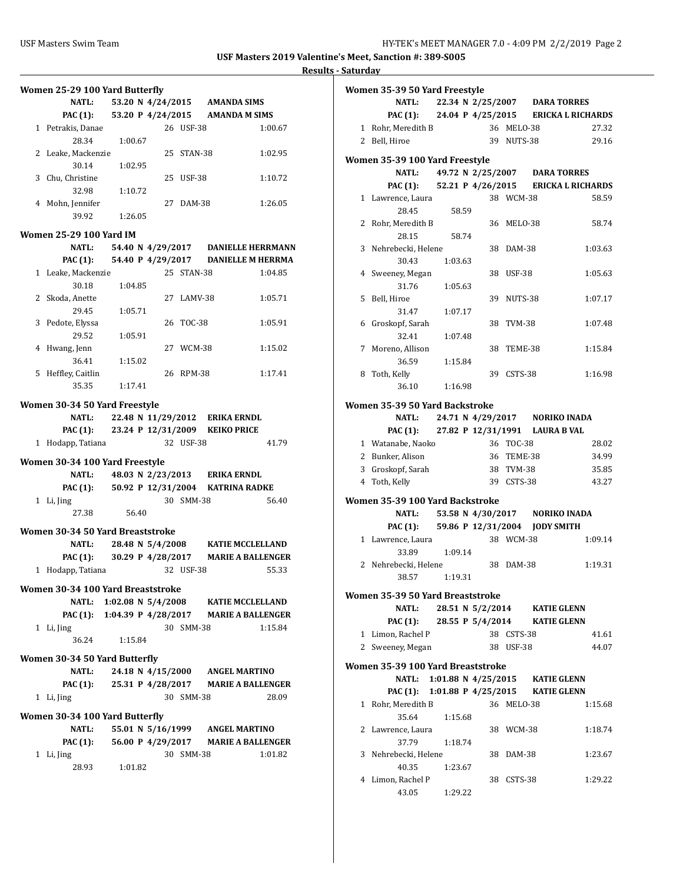USF Masters 2019 Valentine's Meet, Sanction #: 389-S005

Results - Saturday

### Women 25-29 100 Yard Butterfly

| | | | | |
|---|---|---|---|---|
| NATL: | 53.20 N 4/24/2015 | AMANDA SIMS | | |
| PAC (1): | 53.20 P 4/24/2015 | AMANDA M SIMS | | |
| 1 Petrakis, Danae | 26 | USF-38 | | 1:00.67 |
| 28.34 | 1:00.67 | | | |
| 2 Leake, Mackenzie | 25 | STAN-38 | | 1:02.95 |
| 30.14 | 1:02.95 | | | |
| 3 Chu, Christine | 25 | USF-38 | | 1:10.72 |
| 32.98 | 1:10.72 | | | |
| 4 Mohn, Jennifer | 27 | DAM-38 | | 1:26.05 |
| 39.92 | 1:26.05 | | | |

### Women 25-29 100 Yard IM

| | | | | |
|---|---|---|---|---|
| NATL: | 54.40 N 4/29/2017 | DANIELLE HERRMANN | | |
| PAC (1): | 54.40 P 4/29/2017 | DANIELLE M HERRMA | | |
| 1 Leake, Mackenzie | 25 | STAN-38 | | 1:04.85 |
| 30.18 | 1:04.85 | | | |
| 2 Skoda, Anette | 27 | LAMV-38 | | 1:05.71 |
| 29.45 | 1:05.71 | | | |
| 3 Pedote, Elyssa | 26 | TOC-38 | | 1:05.91 |
| 29.52 | 1:05.91 | | | |
| 4 Hwang, Jenn | 27 | WCM-38 | | 1:15.02 |
| 36.41 | 1:15.02 | | | |
| 5 Heffley, Caitlin | 26 | RPM-38 | | 1:17.41 |
| 35.35 | 1:17.41 | | | |

### Women 30-34 50 Yard Freestyle

| | | | | |
|---|---|---|---|---|
| NATL: | 22.48 N 11/29/2012 | ERIKA ERNDL | | |
| PAC (1): | 23.24 P 12/31/2009 | KEIKO PRICE | | |
| 1 Hodapp, Tatiana | 32 | USF-38 | | 41.79 |

### Women 30-34 100 Yard Freestyle

| | | | | |
|---|---|---|---|---|
| NATL: | 48.03 N 2/23/2013 | ERIKA ERNDL | | |
| PAC (1): | 50.92 P 12/31/2004 | KATRINA RADKE | | |
| 1 Li, Jing | 30 | SMM-38 | | 56.40 |
| 27.38 | 56.40 | | | |

### Women 30-34 50 Yard Breaststroke

| | | | | |
|---|---|---|---|---|
| NATL: | 28.48 N 5/4/2008 | KATIE MCCLELLAND | | |
| PAC (1): | 30.29 P 4/28/2017 | MARIE A BALLENGER | | |
| 1 Hodapp, Tatiana | 32 | USF-38 | | 55.33 |

### Women 30-34 100 Yard Breaststroke

| | | | | |
|---|---|---|---|---|
| NATL: | 1:02.08 N 5/4/2008 | KATIE MCCLELLAND | | |
| PAC (1): | 1:04.39 P 4/28/2017 | MARIE A BALLENGER | | |
| 1 Li, Jing | 30 | SMM-38 | | 1:15.84 |
| 36.24 | 1:15.84 | | | |

### Women 30-34 50 Yard Butterfly

| | | | | |
|---|---|---|---|---|
| NATL: | 24.18 N 4/15/2000 | ANGEL MARTINO | | |
| PAC (1): | 25.31 P 4/28/2017 | MARIE A BALLENGER | | |
| 1 Li, Jing | 30 | SMM-38 | | 28.09 |

### Women 30-34 100 Yard Butterfly

| | | | | |
|---|---|---|---|---|
| NATL: | 55.01 N 5/16/1999 | ANGEL MARTINO | | |
| PAC (1): | 56.00 P 4/29/2017 | MARIE A BALLENGER | | |
| 1 Li, Jing | 30 | SMM-38 | | 1:01.82 |
| 28.93 | 1:01.82 | | | |

### Women 35-39 50 Yard Freestyle

| | | | | |
|---|---|---|---|---|
| NATL: | 22.34 N 2/25/2007 | DARA TORRES | | |
| PAC (1): | 24.04 P 4/25/2015 | ERICKA L RICHARDS | | |
| 1 Rohr, Meredith B | 36 | MELO-38 | | 27.32 |
| 2 Bell, Hiroe | 39 | NUTS-38 | | 29.16 |

### Women 35-39 100 Yard Freestyle

| | | | | |
|---|---|---|---|---|
| NATL: | 49.72 N 2/25/2007 | DARA TORRES | | |
| PAC (1): | 52.21 P 4/26/2015 | ERICKA L RICHARDS | | |
| 1 Lawrence, Laura | 38 | WCM-38 | | 58.59 |
| 28.45 | 58.59 | | | |
| 2 Rohr, Meredith B | 36 | MELO-38 | | 58.74 |
| 28.15 | 58.74 | | | |
| 3 Nehrebecki, Helene | 38 | DAM-38 | | 1:03.63 |
| 30.43 | 1:03.63 | | | |
| 4 Sweeney, Megan | 38 | USF-38 | | 1:05.63 |
| 31.76 | 1:05.63 | | | |
| 5 Bell, Hiroe | 39 | NUTS-38 | | 1:07.17 |
| 31.47 | 1:07.17 | | | |
| 6 Groskopf, Sarah | 38 | TVM-38 | | 1:07.48 |
| 32.41 | 1:07.48 | | | |
| 7 Moreno, Allison | 38 | TEME-38 | | 1:15.84 |
| 36.59 | 1:15.84 | | | |
| 8 Toth, Kelly | 39 | CSTS-38 | | 1:16.98 |
| 36.10 | 1:16.98 | | | |

### Women 35-39 50 Yard Backstroke

| | | | | |
|---|---|---|---|---|
| NATL: | 24.71 N 4/29/2017 | NORIKO INADA | | |
| PAC (1): | 27.82 P 12/31/1991 | LAURA B VAL | | |
| 1 Watanabe, Naoko | 36 | TOC-38 | | 28.02 |
| 2 Bunker, Alison | 36 | TEME-38 | | 34.99 |
| 3 Groskopf, Sarah | 38 | TVM-38 | | 35.85 |
| 4 Toth, Kelly | 39 | CSTS-38 | | 43.27 |

### Women 35-39 100 Yard Backstroke

| | | | | |
|---|---|---|---|---|
| NATL: | 53.58 N 4/30/2017 | NORIKO INADA | | |
| PAC (1): | 59.86 P 12/31/2004 | JODY SMITH | | |
| 1 Lawrence, Laura | 38 | WCM-38 | | 1:09.14 |
| 33.89 | 1:09.14 | | | |
| 2 Nehrebecki, Helene | 38 | DAM-38 | | 1:19.31 |
| 38.57 | 1:19.31 | | | |

### Women 35-39 50 Yard Breaststroke

| | | | | |
|---|---|---|---|---|
| NATL: | 28.51 N 5/2/2014 | KATIE GLENN | | |
| PAC (1): | 28.55 P 5/4/2014 | KATIE GLENN | | |
| 1 Limon, Rachel P | 38 | CSTS-38 | | 41.61 |
| 2 Sweeney, Megan | 38 | USF-38 | | 44.07 |

### Women 35-39 100 Yard Breaststroke

| | | | | |
|---|---|---|---|---|
| NATL: | 1:01.88 N 4/25/2015 | KATIE GLENN | | |
| PAC (1): | 1:01.88 P 4/25/2015 | KATIE GLENN | | |
| 1 Rohr, Meredith B | 36 | MELO-38 | | 1:15.68 |
| 35.64 | 1:15.68 | | | |
| 2 Lawrence, Laura | 38 | WCM-38 | | 1:18.74 |
| 37.79 | 1:18.74 | | | |
| 3 Nehrebecki, Helene | 38 | DAM-38 | | 1:23.67 |
| 40.35 | 1:23.67 | | | |
| 4 Limon, Rachel P | 38 | CSTS-38 | | 1:29.22 |
| 43.05 | 1:29.22 | | | |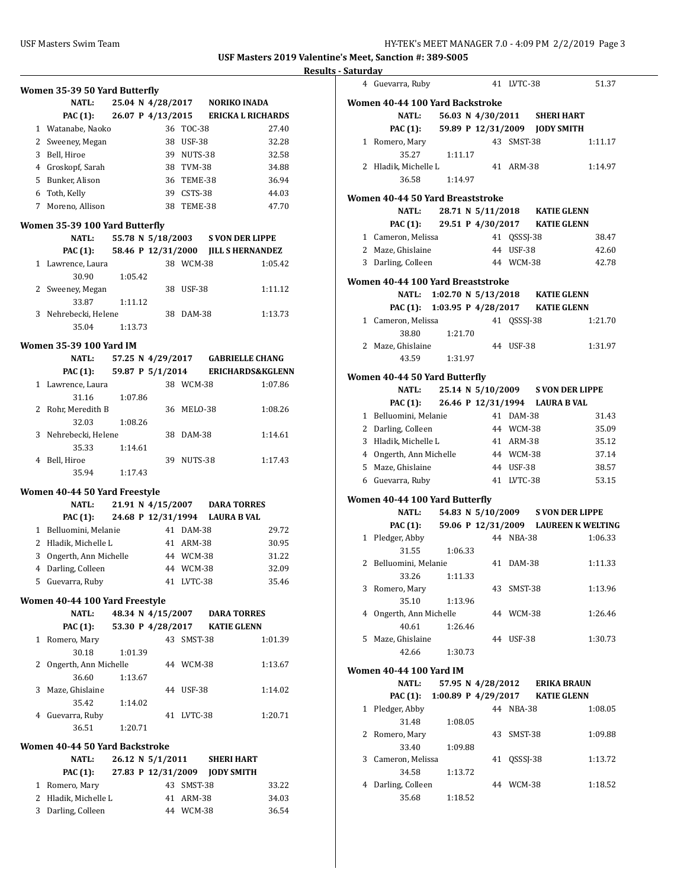**USF Masters 2019 Valentine's Meet, Sanction #: 389-S005**

**Results - Saturday**

### Women 35-39 50 Yard Butterfly

NATL: 25.04 N 4/28/2017 NORIKO INADA
PAC (1): 26.07 P 4/13/2015 ERICKA L RICHARDS

| | Name | Age | Team | Time |
|---|---|---|---|---|
| 1 | Watanabe, Naoko | 36 | TOC-38 | 27.40 |
| 2 | Sweeney, Megan | 38 | USF-38 | 32.28 |
| 3 | Bell, Hiroe | 39 | NUTS-38 | 32.58 |
| 4 | Groskopf, Sarah | 38 | TVM-38 | 34.88 |
| 5 | Bunker, Alison | 36 | TEME-38 | 36.94 |
| 6 | Toth, Kelly | 39 | CSTS-38 | 44.03 |
| 7 | Moreno, Allison | 38 | TEME-38 | 47.70 |

### Women 35-39 100 Yard Butterfly

NATL: 55.78 N 5/18/2003 S VON DER LIPPE
PAC (1): 58.46 P 12/31/2000 JILL S HERNANDEZ

| | Name | Age | Team | Time |
|---|---|---|---|---|
| 1 | Lawrence, Laura | 38 | WCM-38 | 1:05.42 |
| | 30.90 1:05.42 | | | |
| 2 | Sweeney, Megan | 38 | USF-38 | 1:11.12 |
| | 33.87 1:11.12 | | | |
| 3 | Nehrebecki, Helene | 38 | DAM-38 | 1:13.73 |
| | 35.04 1:13.73 | | | |

### Women 35-39 100 Yard IM

NATL: 57.25 N 4/29/2017 GABRIELLE CHANG
PAC (1): 59.87 P 5/1/2014 ERICHARDS&KGLENN

| | Name | Age | Team | Time |
|---|---|---|---|---|
| 1 | Lawrence, Laura | 38 | WCM-38 | 1:07.86 |
| | 31.16 1:07.86 | | | |
| 2 | Rohr, Meredith B | 36 | MELO-38 | 1:08.26 |
| | 32.03 1:08.26 | | | |
| 3 | Nehrebecki, Helene | 38 | DAM-38 | 1:14.61 |
| | 35.33 1:14.61 | | | |
| 4 | Bell, Hiroe | 39 | NUTS-38 | 1:17.43 |
| | 35.94 1:17.43 | | | |

### Women 40-44 50 Yard Freestyle

NATL: 21.91 N 4/15/2007 DARA TORRES
PAC (1): 24.68 P 12/31/1994 LAURA B VAL

| | Name | Age | Team | Time |
|---|---|---|---|---|
| 1 | Belluomini, Melanie | 41 | DAM-38 | 29.72 |
| 2 | Hladik, Michelle L | 41 | ARM-38 | 30.95 |
| 3 | Ongerth, Ann Michelle | 44 | WCM-38 | 31.22 |
| 4 | Darling, Colleen | 44 | WCM-38 | 32.09 |
| 5 | Guevarra, Ruby | 41 | LVTC-38 | 35.46 |

### Women 40-44 100 Yard Freestyle

NATL: 48.34 N 4/15/2007 DARA TORRES
PAC (1): 53.30 P 4/28/2017 KATIE GLENN

| | Name | Age | Team | Time |
|---|---|---|---|---|
| 1 | Romero, Mary | 43 | SMST-38 | 1:01.39 |
| | 30.18 1:01.39 | | | |
| 2 | Ongerth, Ann Michelle | 44 | WCM-38 | 1:13.67 |
| | 36.60 1:13.67 | | | |
| 3 | Maze, Ghislaine | 44 | USF-38 | 1:14.02 |
| | 35.42 1:14.02 | | | |
| 4 | Guevarra, Ruby | 41 | LVTC-38 | 1:20.71 |
| | 36.51 1:20.71 | | | |

### Women 40-44 50 Yard Backstroke

NATL: 26.12 N 5/1/2011 SHERI HART
PAC (1): 27.83 P 12/31/2009 JODY SMITH

| | Name | Age | Team | Time |
|---|---|---|---|---|
| 1 | Romero, Mary | 43 | SMST-38 | 33.22 |
| 2 | Hladik, Michelle L | 41 | ARM-38 | 34.03 |
| 3 | Darling, Colleen | 44 | WCM-38 | 36.54 |
| 4 | Guevarra, Ruby | 41 | LVTC-38 | 51.37 |

### Women 40-44 100 Yard Backstroke

NATL: 56.03 N 4/30/2011 SHERI HART
PAC (1): 59.89 P 12/31/2009 JODY SMITH

| | Name | Age | Team | Time |
|---|---|---|---|---|
| 1 | Romero, Mary | 43 | SMST-38 | 1:11.17 |
| | 35.27 1:11.17 | | | |
| 2 | Hladik, Michelle L | 41 | ARM-38 | 1:14.97 |
| | 36.58 1:14.97 | | | |

### Women 40-44 50 Yard Breaststroke

NATL: 28.71 N 5/11/2018 KATIE GLENN
PAC (1): 29.51 P 4/30/2017 KATIE GLENN

| | Name | Age | Team | Time |
|---|---|---|---|---|
| 1 | Cameron, Melissa | 41 | QSSSJ-38 | 38.47 |
| 2 | Maze, Ghislaine | 44 | USF-38 | 42.60 |
| 3 | Darling, Colleen | 44 | WCM-38 | 42.78 |

### Women 40-44 100 Yard Breaststroke

NATL: 1:02.70 N 5/13/2018 KATIE GLENN
PAC (1): 1:03.95 P 4/28/2017 KATIE GLENN

| | Name | Age | Team | Time |
|---|---|---|---|---|
| 1 | Cameron, Melissa | 41 | QSSSJ-38 | 1:21.70 |
| | 38.80 1:21.70 | | | |
| 2 | Maze, Ghislaine | 44 | USF-38 | 1:31.97 |
| | 43.59 1:31.97 | | | |

### Women 40-44 50 Yard Butterfly

NATL: 25.14 N 5/10/2009 S VON DER LIPPE
PAC (1): 26.46 P 12/31/1994 LAURA B VAL

| | Name | Age | Team | Time |
|---|---|---|---|---|
| 1 | Belluomini, Melanie | 41 | DAM-38 | 31.43 |
| 2 | Darling, Colleen | 44 | WCM-38 | 35.09 |
| 3 | Hladik, Michelle L | 41 | ARM-38 | 35.12 |
| 4 | Ongerth, Ann Michelle | 44 | WCM-38 | 37.14 |
| 5 | Maze, Ghislaine | 44 | USF-38 | 38.57 |
| 6 | Guevarra, Ruby | 41 | LVTC-38 | 53.15 |

### Women 40-44 100 Yard Butterfly

NATL: 54.83 N 5/10/2009 S VON DER LIPPE
PAC (1): 59.06 P 12/31/2009 LAUREEN K WELTING

| | Name | Age | Team | Time |
|---|---|---|---|---|
| 1 | Pledger, Abby | 44 | NBA-38 | 1:06.33 |
| | 31.55 1:06.33 | | | |
| 2 | Belluomini, Melanie | 41 | DAM-38 | 1:11.33 |
| | 33.26 1:11.33 | | | |
| 3 | Romero, Mary | 43 | SMST-38 | 1:13.96 |
| | 35.10 1:13.96 | | | |
| 4 | Ongerth, Ann Michelle | 44 | WCM-38 | 1:26.46 |
| | 40.61 1:26.46 | | | |
| 5 | Maze, Ghislaine | 44 | USF-38 | 1:30.73 |
| | 42.66 1:30.73 | | | |

### Women 40-44 100 Yard IM

NATL: 57.95 N 4/28/2012 ERIKA BRAUN
PAC (1): 1:00.89 P 4/29/2017 KATIE GLENN

| | Name | Age | Team | Time |
|---|---|---|---|---|
| 1 | Pledger, Abby | 44 | NBA-38 | 1:08.05 |
| | 31.48 1:08.05 | | | |
| 2 | Romero, Mary | 43 | SMST-38 | 1:09.88 |
| | 33.40 1:09.88 | | | |
| 3 | Cameron, Melissa | 41 | QSSSJ-38 | 1:13.72 |
| | 34.58 1:13.72 | | | |
| 4 | Darling, Colleen | 44 | WCM-38 | 1:18.52 |
| | 35.68 1:18.52 | | | |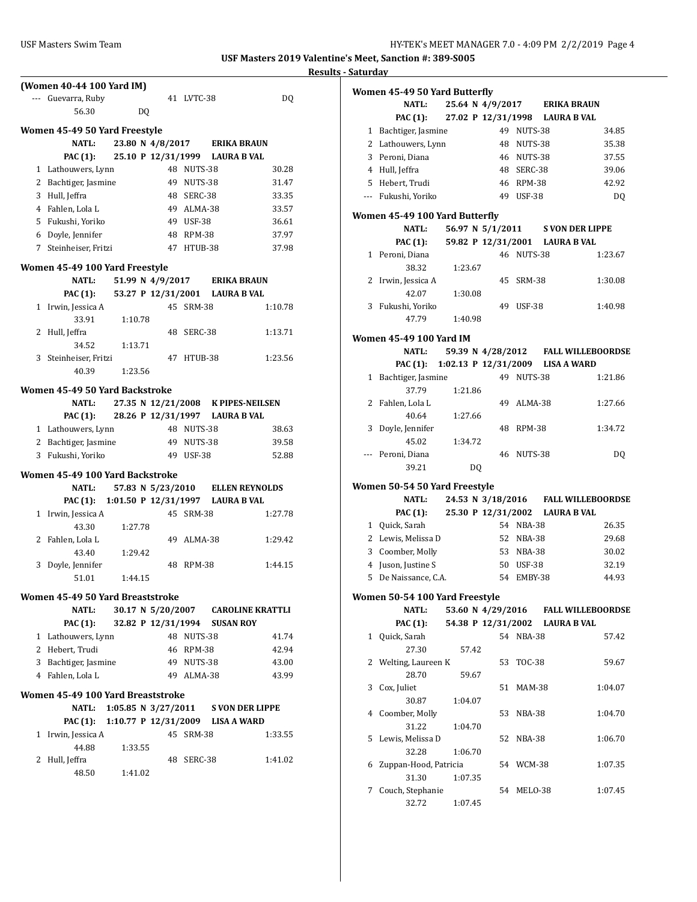**Results - Saturday**

### (Women 40-44 100 Yard IM)

| Place | Name | Age | Team | Time |
|---|---|---|---|---|
| --- | Guevarra, Ruby | 41 | LVTC-38 | DQ |
| | 56.30 DQ | | | |

### Women 45-49 50 Yard Freestyle

**NATL:** 23.80 N 4/8/2017 ERIKA BRAUN
**PAC (1):** 25.10 P 12/31/1999 LAURA B VAL

| Place | Name | Age | Team | Time |
|---|---|---|---|---|
| 1 | Lathouwers, Lynn | 48 | NUTS-38 | 30.28 |
| 2 | Bachtiger, Jasmine | 49 | NUTS-38 | 31.47 |
| 3 | Hull, Jeffra | 48 | SERC-38 | 33.35 |
| 4 | Fahlen, Lola L | 49 | ALMA-38 | 33.57 |
| 5 | Fukushi, Yoriko | 49 | USF-38 | 36.61 |
| 6 | Doyle, Jennifer | 48 | RPM-38 | 37.97 |
| 7 | Steinheiser, Fritzi | 47 | HTUB-38 | 37.98 |

### Women 45-49 100 Yard Freestyle

**NATL:** 51.99 N 4/9/2017 ERIKA BRAUN
**PAC (1):** 53.27 P 12/31/2001 LAURA B VAL

| Place | Name | Age | Team | Time |
|---|---|---|---|---|
| 1 | Irwin, Jessica A | 45 | SRM-38 | 1:10.78 |
| | 33.91 1:10.78 | | | |
| 2 | Hull, Jeffra | 48 | SERC-38 | 1:13.71 |
| | 34.52 1:13.71 | | | |
| 3 | Steinheiser, Fritzi | 47 | HTUB-38 | 1:23.56 |
| | 40.39 1:23.56 | | | |

### Women 45-49 50 Yard Backstroke

**NATL:** 27.35 N 12/21/2008 K PIPES-NEILSEN
**PAC (1):** 28.26 P 12/31/1997 LAURA B VAL

| Place | Name | Age | Team | Time |
|---|---|---|---|---|
| 1 | Lathouwers, Lynn | 48 | NUTS-38 | 38.63 |
| 2 | Bachtiger, Jasmine | 49 | NUTS-38 | 39.58 |
| 3 | Fukushi, Yoriko | 49 | USF-38 | 52.88 |

### Women 45-49 100 Yard Backstroke

**NATL:** 57.83 N 5/23/2010 ELLEN REYNOLDS
**PAC (1):** 1:01.50 P 12/31/1997 LAURA B VAL

| Place | Name | Age | Team | Time |
|---|---|---|---|---|
| 1 | Irwin, Jessica A | 45 | SRM-38 | 1:27.78 |
| | 43.30 1:27.78 | | | |
| 2 | Fahlen, Lola L | 49 | ALMA-38 | 1:29.42 |
| | 43.40 1:29.42 | | | |
| 3 | Doyle, Jennifer | 48 | RPM-38 | 1:44.15 |
| | 51.01 1:44.15 | | | |

### Women 45-49 50 Yard Breaststroke

**NATL:** 30.17 N 5/20/2007 CAROLINE KRATTLI
**PAC (1):** 32.82 P 12/31/1994 SUSAN ROY

| Place | Name | Age | Team | Time |
|---|---|---|---|---|
| 1 | Lathouwers, Lynn | 48 | NUTS-38 | 41.74 |
| 2 | Hebert, Trudi | 46 | RPM-38 | 42.94 |
| 3 | Bachtiger, Jasmine | 49 | NUTS-38 | 43.00 |
| 4 | Fahlen, Lola L | 49 | ALMA-38 | 43.99 |

### Women 45-49 100 Yard Breaststroke

**NATL:** 1:05.85 N 3/27/2011 S VON DER LIPPE
**PAC (1):** 1:10.77 P 12/31/2009 LISA A WARD

| Place | Name | Age | Team | Time |
|---|---|---|---|---|
| 1 | Irwin, Jessica A | 45 | SRM-38 | 1:33.55 |
| | 44.88 1:33.55 | | | |
| 2 | Hull, Jeffra | 48 | SERC-38 | 1:41.02 |
| | 48.50 1:41.02 | | | |

### Women 45-49 50 Yard Butterfly

**NATL:** 25.64 N 4/9/2017 ERIKA BRAUN
**PAC (1):** 27.02 P 12/31/1998 LAURA B VAL

| Place | Name | Age | Team | Time |
|---|---|---|---|---|
| 1 | Bachtiger, Jasmine | 49 | NUTS-38 | 34.85 |
| 2 | Lathouwers, Lynn | 48 | NUTS-38 | 35.38 |
| 3 | Peroni, Diana | 46 | NUTS-38 | 37.55 |
| 4 | Hull, Jeffra | 48 | SERC-38 | 39.06 |
| 5 | Hebert, Trudi | 46 | RPM-38 | 42.92 |
| --- | Fukushi, Yoriko | 49 | USF-38 | DQ |

### Women 45-49 100 Yard Butterfly

**NATL:** 56.97 N 5/1/2011 S VON DER LIPPE
**PAC (1):** 59.82 P 12/31/2001 LAURA B VAL

| Place | Name | Age | Team | Time |
|---|---|---|---|---|
| 1 | Peroni, Diana | 46 | NUTS-38 | 1:23.67 |
| | 38.32 1:23.67 | | | |
| 2 | Irwin, Jessica A | 45 | SRM-38 | 1:30.08 |
| | 42.07 1:30.08 | | | |
| 3 | Fukushi, Yoriko | 49 | USF-38 | 1:40.98 |
| | 47.79 1:40.98 | | | |

### Women 45-49 100 Yard IM

**NATL:** 59.39 N 4/28/2012 FALL WILLEBOORDSE
**PAC (1):** 1:02.13 P 12/31/2009 LISA A WARD

| Place | Name | Age | Team | Time |
|---|---|---|---|---|
| 1 | Bachtiger, Jasmine | 49 | NUTS-38 | 1:21.86 |
| | 37.79 1:21.86 | | | |
| 2 | Fahlen, Lola L | 49 | ALMA-38 | 1:27.66 |
| | 40.64 1:27.66 | | | |
| 3 | Doyle, Jennifer | 48 | RPM-38 | 1:34.72 |
| | 45.02 1:34.72 | | | |
| --- | Peroni, Diana | 46 | NUTS-38 | DQ |
| | 39.21 DQ | | | |

### Women 50-54 50 Yard Freestyle

**NATL:** 24.53 N 3/18/2016 FALL WILLEBOORDSE
**PAC (1):** 25.30 P 12/31/2002 LAURA B VAL

| Place | Name | Age | Team | Time |
|---|---|---|---|---|
| 1 | Quick, Sarah | 54 | NBA-38 | 26.35 |
| 2 | Lewis, Melissa D | 52 | NBA-38 | 29.68 |
| 3 | Coomber, Molly | 53 | NBA-38 | 30.02 |
| 4 | Juson, Justine S | 50 | USF-38 | 32.19 |
| 5 | De Naissance, C.A. | 54 | EMBY-38 | 44.93 |

### Women 50-54 100 Yard Freestyle

**NATL:** 53.60 N 4/29/2016 FALL WILLEBOORDSE
**PAC (1):** 54.38 P 12/31/2002 LAURA B VAL

| Place | Name | Age | Team | Time |
|---|---|---|---|---|
| 1 | Quick, Sarah | 54 | NBA-38 | 57.42 |
| | 27.30 57.42 | | | |
| 2 | Welting, Laureen K | 53 | TOC-38 | 59.67 |
| | 28.70 59.67 | | | |
| 3 | Cox, Juliet | 51 | MAM-38 | 1:04.07 |
| | 30.87 1:04.07 | | | |
| 4 | Coomber, Molly | 53 | NBA-38 | 1:04.70 |
| | 31.22 1:04.70 | | | |
| 5 | Lewis, Melissa D | 52 | NBA-38 | 1:06.70 |
| | 32.28 1:06.70 | | | |
| 6 | Zuppan-Hood, Patricia | 54 | WCM-38 | 1:07.35 |
| | 31.30 1:07.35 | | | |
| 7 | Couch, Stephanie | 54 | MELO-38 | 1:07.45 |
| | 32.72 1:07.45 | | | |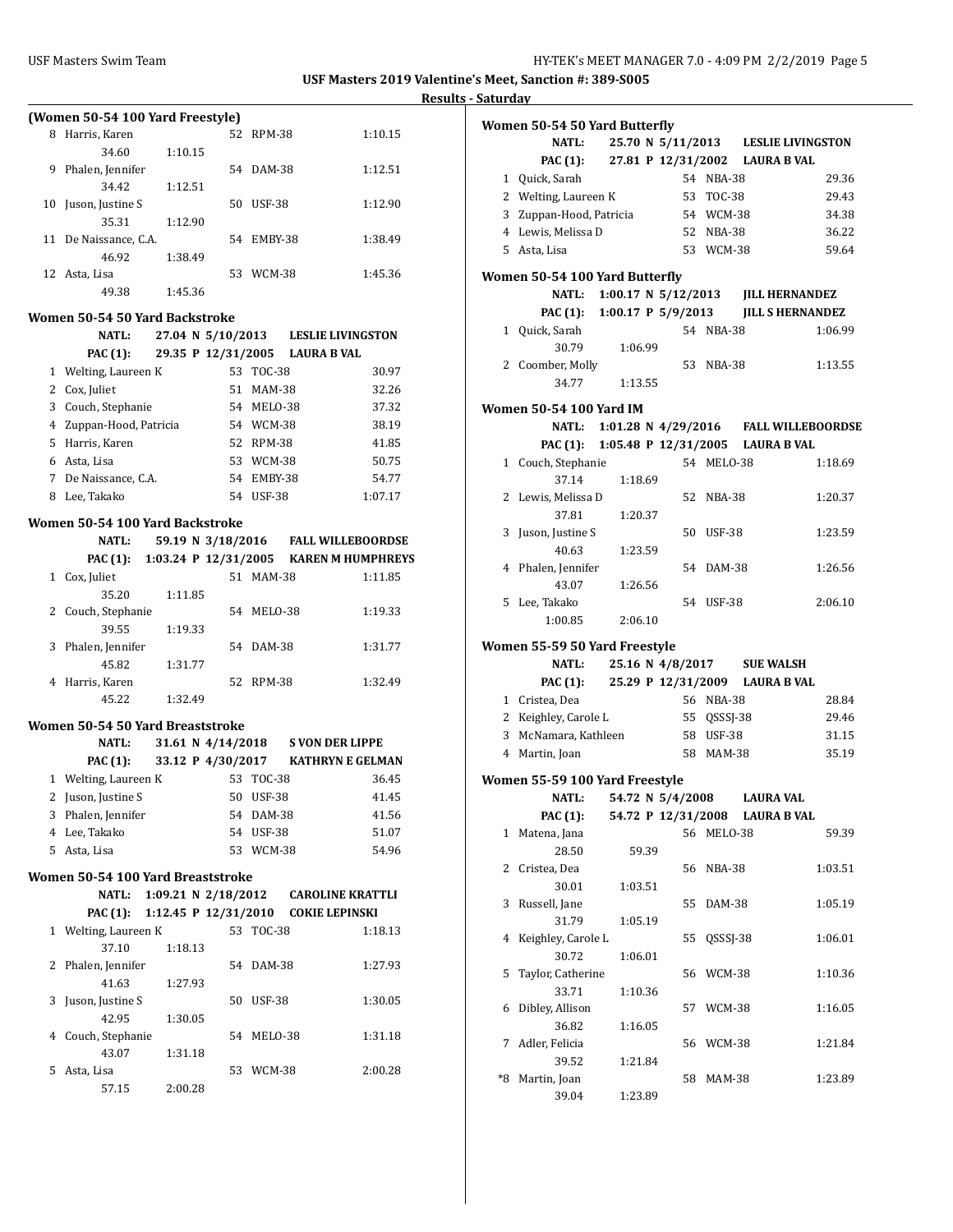**USF Masters 2019 Valentine's Meet, Sanction #: 389-S005**

**Results - Saturday**

### (Women 50-54 100 Yard Freestyle)

| Place | Name | Age | Team | Time |
|---|---|---|---|---|
| 8 | Harris, Karen | 52 | RPM-38 | 1:10.15 |
| | 34.60 1:10.15 | | | |
| 9 | Phalen, Jennifer | 54 | DAM-38 | 1:12.51 |
| | 34.42 1:12.51 | | | |
| 10 | Juson, Justine S | 50 | USF-38 | 1:12.90 |
| | 35.31 1:12.90 | | | |
| 11 | De Naissance, C.A. | 54 | EMBY-38 | 1:38.49 |
| | 46.92 1:38.49 | | | |
| 12 | Asta, Lisa | 53 | WCM-38 | 1:45.36 |
| | 49.38 1:45.36 | | | |

### Women 50-54 50 Yard Backstroke

**NATL:** 27.04 N 5/10/2013 **LESLIE LIVINGSTON**
**PAC (1):** 29.35 P 12/31/2005 **LAURA B VAL**

| Place | Name | Age | Team | Time |
|---|---|---|---|---|
| 1 | Welting, Laureen K | 53 | TOC-38 | 30.97 |
| 2 | Cox, Juliet | 51 | MAM-38 | 32.26 |
| 3 | Couch, Stephanie | 54 | MELO-38 | 37.32 |
| 4 | Zuppan-Hood, Patricia | 54 | WCM-38 | 38.19 |
| 5 | Harris, Karen | 52 | RPM-38 | 41.85 |
| 6 | Asta, Lisa | 53 | WCM-38 | 50.75 |
| 7 | De Naissance, C.A. | 54 | EMBY-38 | 54.77 |
| 8 | Lee, Takako | 54 | USF-38 | 1:07.17 |

### Women 50-54 100 Yard Backstroke

**NATL:** 59.19 N 3/18/2016 **FALL WILLEBOORDSE**
**PAC (1):** 1:03.24 P 12/31/2005 **KAREN M HUMPHREYS**

| Place | Name | Age | Team | Time |
|---|---|---|---|---|
| 1 | Cox, Juliet | 51 | MAM-38 | 1:11.85 |
| | 35.20 1:11.85 | | | |
| 2 | Couch, Stephanie | 54 | MELO-38 | 1:19.33 |
| | 39.55 1:19.33 | | | |
| 3 | Phalen, Jennifer | 54 | DAM-38 | 1:31.77 |
| | 45.82 1:31.77 | | | |
| 4 | Harris, Karen | 52 | RPM-38 | 1:32.49 |
| | 45.22 1:32.49 | | | |

### Women 50-54 50 Yard Breaststroke

**NATL:** 31.61 N 4/14/2018 **S VON DER LIPPE**
**PAC (1):** 33.12 P 4/30/2017 **KATHRYN E GELMAN**

| Place | Name | Age | Team | Time |
|---|---|---|---|---|
| 1 | Welting, Laureen K | 53 | TOC-38 | 36.45 |
| 2 | Juson, Justine S | 50 | USF-38 | 41.45 |
| 3 | Phalen, Jennifer | 54 | DAM-38 | 41.56 |
| 4 | Lee, Takako | 54 | USF-38 | 51.07 |
| 5 | Asta, Lisa | 53 | WCM-38 | 54.96 |

### Women 50-54 100 Yard Breaststroke

**NATL:** 1:09.21 N 2/18/2012 **CAROLINE KRATTLI**
**PAC (1):** 1:12.45 P 12/31/2010 **COKIE LEPINSKI**

| Place | Name | Age | Team | Time |
|---|---|---|---|---|
| 1 | Welting, Laureen K | 53 | TOC-38 | 1:18.13 |
| | 37.10 1:18.13 | | | |
| 2 | Phalen, Jennifer | 54 | DAM-38 | 1:27.93 |
| | 41.63 1:27.93 | | | |
| 3 | Juson, Justine S | 50 | USF-38 | 1:30.05 |
| | 42.95 1:30.05 | | | |
| 4 | Couch, Stephanie | 54 | MELO-38 | 1:31.18 |
| | 43.07 1:31.18 | | | |
| 5 | Asta, Lisa | 53 | WCM-38 | 2:00.28 |
| | 57.15 2:00.28 | | | |

### Women 50-54 50 Yard Butterfly

**NATL:** 25.70 N 5/11/2013 **LESLIE LIVINGSTON**
**PAC (1):** 27.81 P 12/31/2002 **LAURA B VAL**

| Place | Name | Age | Team | Time |
|---|---|---|---|---|
| 1 | Quick, Sarah | 54 | NBA-38 | 29.36 |
| 2 | Welting, Laureen K | 53 | TOC-38 | 29.43 |
| 3 | Zuppan-Hood, Patricia | 54 | WCM-38 | 34.38 |
| 4 | Lewis, Melissa D | 52 | NBA-38 | 36.22 |
| 5 | Asta, Lisa | 53 | WCM-38 | 59.64 |

### Women 50-54 100 Yard Butterfly

**NATL:** 1:00.17 N 5/12/2013 **JILL HERNANDEZ**
**PAC (1):** 1:00.17 P 5/9/2013 **JILL S HERNANDEZ**

| Place | Name | Age | Team | Time |
|---|---|---|---|---|
| 1 | Quick, Sarah | 54 | NBA-38 | 1:06.99 |
| | 30.79 1:06.99 | | | |
| 2 | Coomber, Molly | 53 | NBA-38 | 1:13.55 |
| | 34.77 1:13.55 | | | |

### Women 50-54 100 Yard IM

**NATL:** 1:01.28 N 4/29/2016 **FALL WILLEBOORDSE**
**PAC (1):** 1:05.48 P 12/31/2005 **LAURA B VAL**

| Place | Name | Age | Team | Time |
|---|---|---|---|---|
| 1 | Couch, Stephanie | 54 | MELO-38 | 1:18.69 |
| | 37.14 1:18.69 | | | |
| 2 | Lewis, Melissa D | 52 | NBA-38 | 1:20.37 |
| | 37.81 1:20.37 | | | |
| 3 | Juson, Justine S | 50 | USF-38 | 1:23.59 |
| | 40.63 1:23.59 | | | |
| 4 | Phalen, Jennifer | 54 | DAM-38 | 1:26.56 |
| | 43.07 1:26.56 | | | |
| 5 | Lee, Takako | 54 | USF-38 | 2:06.10 |
| | 1:00.85 2:06.10 | | | |

### Women 55-59 50 Yard Freestyle

**NATL:** 25.16 N 4/8/2017 **SUE WALSH**
**PAC (1):** 25.29 P 12/31/2009 **LAURA B VAL**

| Place | Name | Age | Team | Time |
|---|---|---|---|---|
| 1 | Cristea, Dea | 56 | NBA-38 | 28.84 |
| 2 | Keighley, Carole L | 55 | QSSSJ-38 | 29.46 |
| 3 | McNamara, Kathleen | 58 | USF-38 | 31.15 |
| 4 | Martin, Joan | 58 | MAM-38 | 35.19 |

### Women 55-59 100 Yard Freestyle

**NATL:** 54.72 N 5/4/2008 **LAURA VAL**
**PAC (1):** 54.72 P 12/31/2008 **LAURA B VAL**

| Place | Name | Age | Team | Time |
|---|---|---|---|---|
| 1 | Matena, Jana | 56 | MELO-38 | 59.39 |
| | 28.50 59.39 | | | |
| 2 | Cristea, Dea | 56 | NBA-38 | 1:03.51 |
| | 30.01 1:03.51 | | | |
| 3 | Russell, Jane | 55 | DAM-38 | 1:05.19 |
| | 31.79 1:05.19 | | | |
| 4 | Keighley, Carole L | 55 | QSSSJ-38 | 1:06.01 |
| | 30.72 1:06.01 | | | |
| 5 | Taylor, Catherine | 56 | WCM-38 | 1:10.36 |
| | 33.71 1:10.36 | | | |
| 6 | Dibley, Allison | 57 | WCM-38 | 1:16.05 |
| | 36.82 1:16.05 | | | |
| 7 | Adler, Felicia | 56 | WCM-38 | 1:21.84 |
| | 39.52 1:21.84 | | | |
| *8 | Martin, Joan | 58 | MAM-38 | 1:23.89 |
| | 39.04 1:23.89 | | | |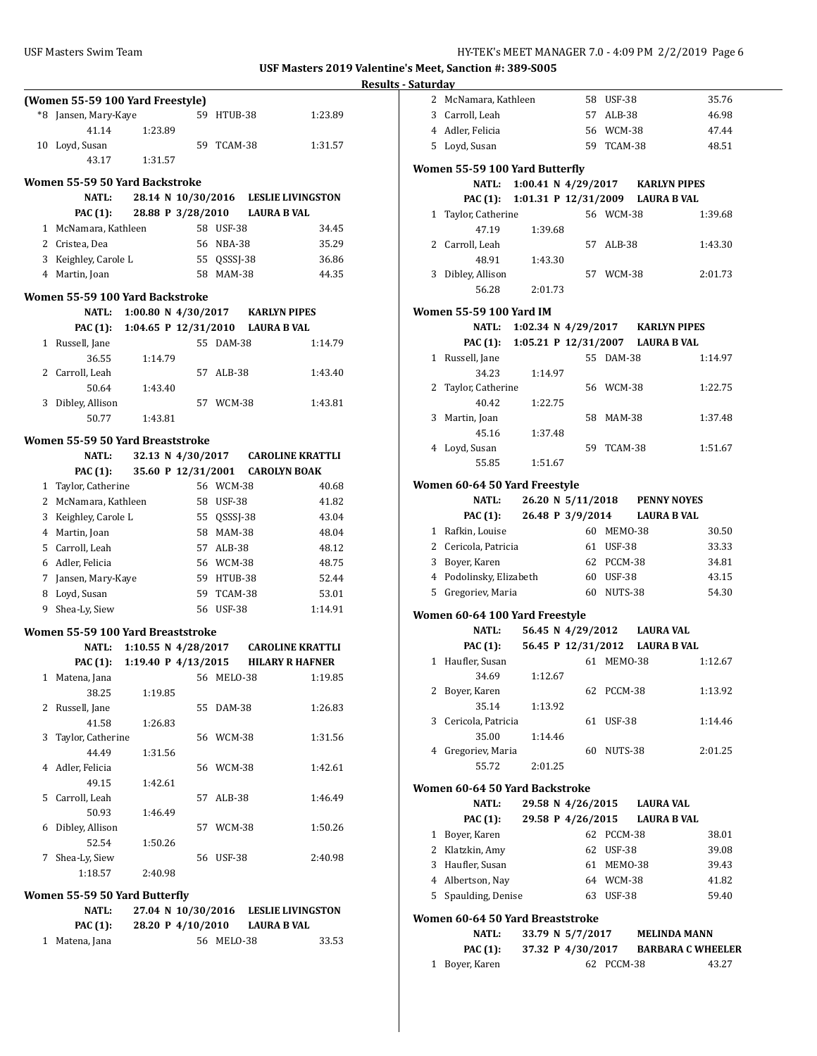**USF Masters 2019 Valentine's Meet, Sanction #: 389-S005**

**Results - Saturday**

### (Women 55-59 100 Yard Freestyle)

| Place | Name | Age | Team | Time |
|---|---|---|---|---|
| *8 | Jansen, Mary-Kaye | 59 | HTUB-38 | 1:23.89 |
| | 41.14 1:23.89 | | | |
| 10 | Loyd, Susan | 59 | TCAM-38 | 1:31.57 |
| | 43.17 1:31.57 | | | |

### Women 55-59 50 Yard Backstroke

NATL: 28.14 N 10/30/2016 LESLIE LIVINGSTON
PAC (1): 28.88 P 3/28/2010 LAURA B VAL

| Place | Name | Age | Team | Time |
|---|---|---|---|---|
| 1 | McNamara, Kathleen | 58 | USF-38 | 34.45 |
| 2 | Cristea, Dea | 56 | NBA-38 | 35.29 |
| 3 | Keighley, Carole L | 55 | QSSSJ-38 | 36.86 |
| 4 | Martin, Joan | 58 | MAM-38 | 44.35 |

### Women 55-59 100 Yard Backstroke

NATL: 1:00.80 N 4/30/2017 KARLYN PIPES
PAC (1): 1:04.65 P 12/31/2010 LAURA B VAL

| Place | Name | Age | Team | Time |
|---|---|---|---|---|
| 1 | Russell, Jane | 55 | DAM-38 | 1:14.79 |
| | 36.55 1:14.79 | | | |
| 2 | Carroll, Leah | 57 | ALB-38 | 1:43.40 |
| | 50.64 1:43.40 | | | |
| 3 | Dibley, Allison | 57 | WCM-38 | 1:43.81 |
| | 50.77 1:43.81 | | | |

### Women 55-59 50 Yard Breaststroke

NATL: 32.13 N 4/30/2017 CAROLINE KRATTLI
PAC (1): 35.60 P 12/31/2001 CAROLYN BOAK

| Place | Name | Age | Team | Time |
|---|---|---|---|---|
| 1 | Taylor, Catherine | 56 | WCM-38 | 40.68 |
| 2 | McNamara, Kathleen | 58 | USF-38 | 41.82 |
| 3 | Keighley, Carole L | 55 | QSSSJ-38 | 43.04 |
| 4 | Martin, Joan | 58 | MAM-38 | 48.04 |
| 5 | Carroll, Leah | 57 | ALB-38 | 48.12 |
| 6 | Adler, Felicia | 56 | WCM-38 | 48.75 |
| 7 | Jansen, Mary-Kaye | 59 | HTUB-38 | 52.44 |
| 8 | Loyd, Susan | 59 | TCAM-38 | 53.01 |
| 9 | Shea-Ly, Siew | 56 | USF-38 | 1:14.91 |

### Women 55-59 100 Yard Breaststroke

NATL: 1:10.55 N 4/28/2017 CAROLINE KRATTLI
PAC (1): 1:19.40 P 4/13/2015 HILARY R HAFNER

| Place | Name | Age | Team | Time |
|---|---|---|---|---|
| 1 | Matena, Jana | 56 | MELO-38 | 1:19.85 |
| | 38.25 1:19.85 | | | |
| 2 | Russell, Jane | 55 | DAM-38 | 1:26.83 |
| | 41.58 1:26.83 | | | |
| 3 | Taylor, Catherine | 56 | WCM-38 | 1:31.56 |
| | 44.49 1:31.56 | | | |
| 4 | Adler, Felicia | 56 | WCM-38 | 1:42.61 |
| | 49.15 1:42.61 | | | |
| 5 | Carroll, Leah | 57 | ALB-38 | 1:46.49 |
| | 50.93 1:46.49 | | | |
| 6 | Dibley, Allison | 57 | WCM-38 | 1:50.26 |
| | 52.54 1:50.26 | | | |
| 7 | Shea-Ly, Siew | 56 | USF-38 | 2:40.98 |
| | 1:18.57 2:40.98 | | | |

### Women 55-59 50 Yard Butterfly

NATL: 27.04 N 10/30/2016 LESLIE LIVINGSTON
PAC (1): 28.20 P 4/10/2010 LAURA B VAL

| Place | Name | Age | Team | Time |
|---|---|---|---|---|
| 1 | Matena, Jana | 56 | MELO-38 | 33.53 |
| 2 | McNamara, Kathleen | 58 | USF-38 | 35.76 |
| 3 | Carroll, Leah | 57 | ALB-38 | 46.98 |
| 4 | Adler, Felicia | 56 | WCM-38 | 47.44 |
| 5 | Loyd, Susan | 59 | TCAM-38 | 48.51 |

### Women 55-59 100 Yard Butterfly

NATL: 1:00.41 N 4/29/2017 KARLYN PIPES
PAC (1): 1:01.31 P 12/31/2009 LAURA B VAL

| Place | Name | Age | Team | Time |
|---|---|---|---|---|
| 1 | Taylor, Catherine | 56 | WCM-38 | 1:39.68 |
| | 47.19 1:39.68 | | | |
| 2 | Carroll, Leah | 57 | ALB-38 | 1:43.30 |
| | 48.91 1:43.30 | | | |
| 3 | Dibley, Allison | 57 | WCM-38 | 2:01.73 |
| | 56.28 2:01.73 | | | |

### Women 55-59 100 Yard IM

NATL: 1:02.34 N 4/29/2017 KARLYN PIPES
PAC (1): 1:05.21 P 12/31/2007 LAURA B VAL

| Place | Name | Age | Team | Time |
|---|---|---|---|---|
| 1 | Russell, Jane | 55 | DAM-38 | 1:14.97 |
| | 34.23 1:14.97 | | | |
| 2 | Taylor, Catherine | 56 | WCM-38 | 1:22.75 |
| | 40.42 1:22.75 | | | |
| 3 | Martin, Joan | 58 | MAM-38 | 1:37.48 |
| | 45.16 1:37.48 | | | |
| 4 | Loyd, Susan | 59 | TCAM-38 | 1:51.67 |
| | 55.85 1:51.67 | | | |

### Women 60-64 50 Yard Freestyle

NATL: 26.20 N 5/11/2018 PENNY NOYES
PAC (1): 26.48 P 3/9/2014 LAURA B VAL

| Place | Name | Age | Team | Time |
|---|---|---|---|---|
| 1 | Rafkin, Louise | 60 | MEMO-38 | 30.50 |
| 2 | Cericola, Patricia | 61 | USF-38 | 33.33 |
| 3 | Boyer, Karen | 62 | PCCM-38 | 34.81 |
| 4 | Podolinsky, Elizabeth | 60 | USF-38 | 43.15 |
| 5 | Gregoriev, Maria | 60 | NUTS-38 | 54.30 |

### Women 60-64 100 Yard Freestyle

NATL: 56.45 N 4/29/2012 LAURA VAL
PAC (1): 56.45 P 12/31/2012 LAURA B VAL

| Place | Name | Age | Team | Time |
|---|---|---|---|---|
| 1 | Haufler, Susan | 61 | MEMO-38 | 1:12.67 |
| | 34.69 1:12.67 | | | |
| 2 | Boyer, Karen | 62 | PCCM-38 | 1:13.92 |
| | 35.14 1:13.92 | | | |
| 3 | Cericola, Patricia | 61 | USF-38 | 1:14.46 |
| | 35.00 1:14.46 | | | |
| 4 | Gregoriev, Maria | 60 | NUTS-38 | 2:01.25 |
| | 55.72 2:01.25 | | | |

### Women 60-64 50 Yard Backstroke

NATL: 29.58 N 4/26/2015 LAURA VAL
PAC (1): 29.58 P 4/26/2015 LAURA B VAL

| Place | Name | Age | Team | Time |
|---|---|---|---|---|
| 1 | Boyer, Karen | 62 | PCCM-38 | 38.01 |
| 2 | Klatzkin, Amy | 62 | USF-38 | 39.08 |
| 3 | Haufler, Susan | 61 | MEMO-38 | 39.43 |
| 4 | Albertson, Nay | 64 | WCM-38 | 41.82 |
| 5 | Spaulding, Denise | 63 | USF-38 | 59.40 |

### Women 60-64 50 Yard Breaststroke

NATL: 33.79 N 5/7/2017 MELINDA MANN
PAC (1): 37.32 P 4/30/2017 BARBARA C WHEELER

| Place | Name | Age | Team | Time |
|---|---|---|---|---|
| 1 | Boyer, Karen | 62 | PCCM-38 | 43.27 |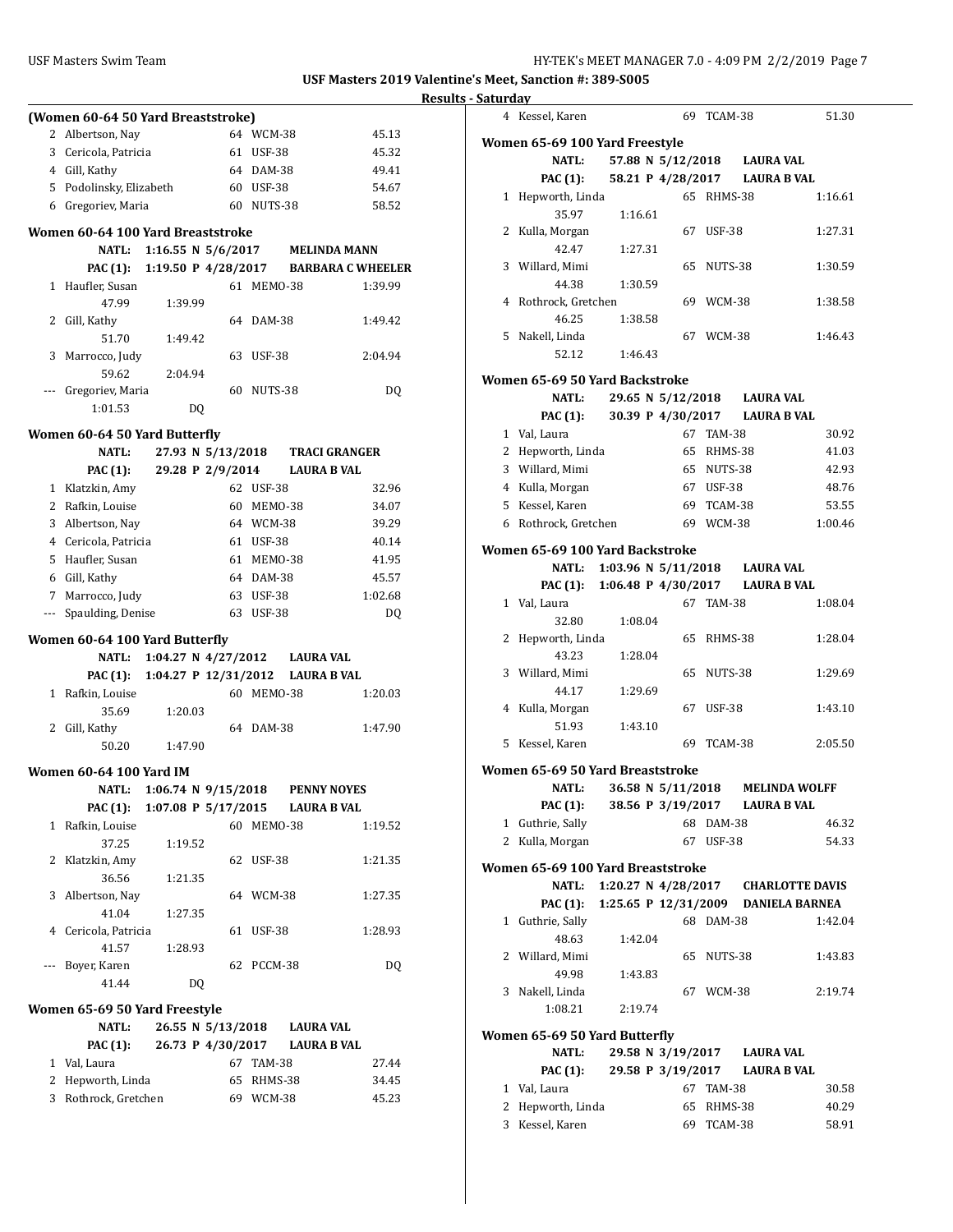USF Masters 2019 Valentine's Meet, Sanction #: 389-S005

Results - Saturday

### (Women 60-64 50 Yard Breaststroke)

| Place | Name | Age | Team | Time |
|---|---|---|---|---|
| 2 | Albertson, Nay | 64 | WCM-38 | 45.13 |
| 3 | Cericola, Patricia | 61 | USF-38 | 45.32 |
| 4 | Gill, Kathy | 64 | DAM-38 | 49.41 |
| 5 | Podolinsky, Elizabeth | 60 | USF-38 | 54.67 |
| 6 | Gregoriev, Maria | 60 | NUTS-38 | 58.52 |

### Women 60-64 100 Yard Breaststroke

NATL: 1:16.55 N 5/6/2017 MELINDA MANN
PAC (1): 1:19.50 P 4/28/2017 BARBARA C WHEELER

| Place | Name | Age | Team | Time |
|---|---|---|---|---|
| 1 | Haufler, Susan | 61 | MEMO-38 | 1:39.99 |
| | 47.99 1:39.99 | | | |
| 2 | Gill, Kathy | 64 | DAM-38 | 1:49.42 |
| | 51.70 1:49.42 | | | |
| 3 | Marrocco, Judy | 63 | USF-38 | 2:04.94 |
| | 59.62 2:04.94 | | | |
| --- | Gregoriev, Maria | 60 | NUTS-38 | DQ |
| | 1:01.53 DQ | | | |

### Women 60-64 50 Yard Butterfly

NATL: 27.93 N 5/13/2018 TRACI GRANGER
PAC (1): 29.28 P 2/9/2014 LAURA B VAL

| Place | Name | Age | Team | Time |
|---|---|---|---|---|
| 1 | Klatzkin, Amy | 62 | USF-38 | 32.96 |
| 2 | Rafkin, Louise | 60 | MEMO-38 | 34.07 |
| 3 | Albertson, Nay | 64 | WCM-38 | 39.29 |
| 4 | Cericola, Patricia | 61 | USF-38 | 40.14 |
| 5 | Haufler, Susan | 61 | MEMO-38 | 41.95 |
| 6 | Gill, Kathy | 64 | DAM-38 | 45.57 |
| 7 | Marrocco, Judy | 63 | USF-38 | 1:02.68 |
| --- | Spaulding, Denise | 63 | USF-38 | DQ |

### Women 60-64 100 Yard Butterfly

NATL: 1:04.27 N 4/27/2012 LAURA VAL
PAC (1): 1:04.27 P 12/31/2012 LAURA B VAL

| Place | Name | Age | Team | Time |
|---|---|---|---|---|
| 1 | Rafkin, Louise | 60 | MEMO-38 | 1:20.03 |
| | 35.69 1:20.03 | | | |
| 2 | Gill, Kathy | 64 | DAM-38 | 1:47.90 |
| | 50.20 1:47.90 | | | |

### Women 60-64 100 Yard IM

NATL: 1:06.74 N 9/15/2018 PENNY NOYES
PAC (1): 1:07.08 P 5/17/2015 LAURA B VAL

| Place | Name | Age | Team | Time |
|---|---|---|---|---|
| 1 | Rafkin, Louise | 60 | MEMO-38 | 1:19.52 |
| | 37.25 1:19.52 | | | |
| 2 | Klatzkin, Amy | 62 | USF-38 | 1:21.35 |
| | 36.56 1:21.35 | | | |
| 3 | Albertson, Nay | 64 | WCM-38 | 1:27.35 |
| | 41.04 1:27.35 | | | |
| 4 | Cericola, Patricia | 61 | USF-38 | 1:28.93 |
| | 41.57 1:28.93 | | | |
| --- | Boyer, Karen | 62 | PCCM-38 | DQ |
| | 41.44 DQ | | | |

### Women 65-69 50 Yard Freestyle

NATL: 26.55 N 5/13/2018 LAURA VAL
PAC (1): 26.73 P 4/30/2017 LAURA B VAL

| Place | Name | Age | Team | Time |
|---|---|---|---|---|
| 1 | Val, Laura | 67 | TAM-38 | 27.44 |
| 2 | Hepworth, Linda | 65 | RHMS-38 | 34.45 |
| 3 | Rothrock, Gretchen | 69 | WCM-38 | 45.23 |
| 4 | Kessel, Karen | 69 | TCAM-38 | 51.30 |

### Women 65-69 100 Yard Freestyle

NATL: 57.88 N 5/12/2018 LAURA VAL
PAC (1): 58.21 P 4/28/2017 LAURA B VAL

| Place | Name | Age | Team | Time |
|---|---|---|---|---|
| 1 | Hepworth, Linda | 65 | RHMS-38 | 1:16.61 |
| | 35.97 1:16.61 | | | |
| 2 | Kulla, Morgan | 67 | USF-38 | 1:27.31 |
| | 42.47 1:27.31 | | | |
| 3 | Willard, Mimi | 65 | NUTS-38 | 1:30.59 |
| | 44.38 1:30.59 | | | |
| 4 | Rothrock, Gretchen | 69 | WCM-38 | 1:38.58 |
| | 46.25 1:38.58 | | | |
| 5 | Nakell, Linda | 67 | WCM-38 | 1:46.43 |
| | 52.12 1:46.43 | | | |

### Women 65-69 50 Yard Backstroke

NATL: 29.65 N 5/12/2018 LAURA VAL
PAC (1): 30.39 P 4/30/2017 LAURA B VAL

| Place | Name | Age | Team | Time |
|---|---|---|---|---|
| 1 | Val, Laura | 67 | TAM-38 | 30.92 |
| 2 | Hepworth, Linda | 65 | RHMS-38 | 41.03 |
| 3 | Willard, Mimi | 65 | NUTS-38 | 42.93 |
| 4 | Kulla, Morgan | 67 | USF-38 | 48.76 |
| 5 | Kessel, Karen | 69 | TCAM-38 | 53.55 |
| 6 | Rothrock, Gretchen | 69 | WCM-38 | 1:00.46 |

### Women 65-69 100 Yard Backstroke

NATL: 1:03.96 N 5/11/2018 LAURA VAL
PAC (1): 1:06.48 P 4/30/2017 LAURA B VAL

| Place | Name | Age | Team | Time |
|---|---|---|---|---|
| 1 | Val, Laura | 67 | TAM-38 | 1:08.04 |
| | 32.80 1:08.04 | | | |
| 2 | Hepworth, Linda | 65 | RHMS-38 | 1:28.04 |
| | 43.23 1:28.04 | | | |
| 3 | Willard, Mimi | 65 | NUTS-38 | 1:29.69 |
| | 44.17 1:29.69 | | | |
| 4 | Kulla, Morgan | 67 | USF-38 | 1:43.10 |
| | 51.93 1:43.10 | | | |
| 5 | Kessel, Karen | 69 | TCAM-38 | 2:05.50 |

### Women 65-69 50 Yard Breaststroke

NATL: 36.58 N 5/11/2018 MELINDA WOLFF
PAC (1): 38.56 P 3/19/2017 LAURA B VAL

| Place | Name | Age | Team | Time |
|---|---|---|---|---|
| 1 | Guthrie, Sally | 68 | DAM-38 | 46.32 |
| 2 | Kulla, Morgan | 67 | USF-38 | 54.33 |

### Women 65-69 100 Yard Breaststroke

NATL: 1:20.27 N 4/28/2017 CHARLOTTE DAVIS
PAC (1): 1:25.65 P 12/31/2009 DANIELA BARNEA

| Place | Name | Age | Team | Time |
|---|---|---|---|---|
| 1 | Guthrie, Sally | 68 | DAM-38 | 1:42.04 |
| | 48.63 1:42.04 | | | |
| 2 | Willard, Mimi | 65 | NUTS-38 | 1:43.83 |
| | 49.98 1:43.83 | | | |
| 3 | Nakell, Linda | 67 | WCM-38 | 2:19.74 |
| | 1:08.21 2:19.74 | | | |

### Women 65-69 50 Yard Butterfly

NATL: 29.58 N 3/19/2017 LAURA VAL
PAC (1): 29.58 P 3/19/2017 LAURA B VAL

| Place | Name | Age | Team | Time |
|---|---|---|---|---|
| 1 | Val, Laura | 67 | TAM-38 | 30.58 |
| 2 | Hepworth, Linda | 65 | RHMS-38 | 40.29 |
| 3 | Kessel, Karen | 69 | TCAM-38 | 58.91 |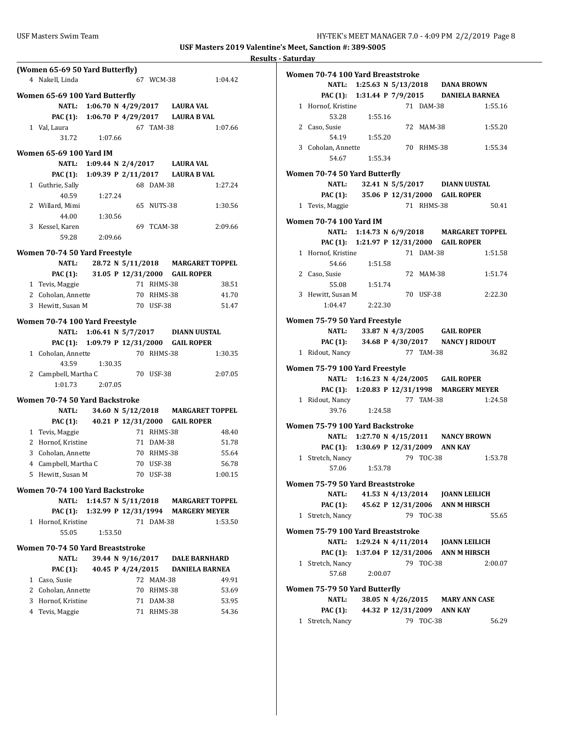USF Masters 2019 Valentine's Meet, Sanction #: 389-S005

Results - Saturday

**(Women 65-69 50 Yard Butterfly)**

| | Name | Age | Team | Time |
|---|---|---|---|---|
| 4 | Nakell, Linda | 67 | WCM-38 | 1:04.42 |

### Women 65-69 100 Yard Butterfly

NATL: 1:06.70 N 4/29/2017 LAURA VAL
PAC (1): 1:06.70 P 4/29/2017 LAURA B VAL

| | Name | Age | Team | Time |
|---|---|---|---|---|
| 1 | Val, Laura | 67 | TAM-38 | 1:07.66 |
| | 31.72 | 1:07.66 | | |

### Women 65-69 100 Yard IM

NATL: 1:09.44 N 2/4/2017 LAURA VAL
PAC (1): 1:09.39 P 2/11/2017 LAURA B VAL

| | Name | Age | Team | Time |
|---|---|---|---|---|
| 1 | Guthrie, Sally | 68 | DAM-38 | 1:27.24 |
| | 40.59 | 1:27.24 | | |
| 2 | Willard, Mimi | 65 | NUTS-38 | 1:30.56 |
| | 44.00 | 1:30.56 | | |
| 3 | Kessel, Karen | 69 | TCAM-38 | 2:09.66 |
| | 59.28 | 2:09.66 | | |

### Women 70-74 50 Yard Freestyle

NATL: 28.72 N 5/11/2018 MARGARET TOPPEL
PAC (1): 31.05 P 12/31/2000 GAIL ROPER

| | Name | Age | Team | Time |
|---|---|---|---|---|
| 1 | Tevis, Maggie | 71 | RHMS-38 | 38.51 |
| 2 | Coholan, Annette | 70 | RHMS-38 | 41.70 |
| 3 | Hewitt, Susan M | 70 | USF-38 | 51.47 |

### Women 70-74 100 Yard Freestyle

NATL: 1:06.41 N 5/7/2017 DIANN UUSTAL
PAC (1): 1:09.79 P 12/31/2000 GAIL ROPER

| | Name | Age | Team | Time |
|---|---|---|---|---|
| 1 | Coholan, Annette | 70 | RHMS-38 | 1:30.35 |
| | 43.59 | 1:30.35 | | |
| 2 | Campbell, Martha C | 70 | USF-38 | 2:07.05 |
| | 1:01.73 | 2:07.05 | | |

### Women 70-74 50 Yard Backstroke

NATL: 34.60 N 5/12/2018 MARGARET TOPPEL
PAC (1): 40.21 P 12/31/2000 GAIL ROPER

| | Name | Age | Team | Time |
|---|---|---|---|---|
| 1 | Tevis, Maggie | 71 | RHMS-38 | 48.40 |
| 2 | Hornof, Kristine | 71 | DAM-38 | 51.78 |
| 3 | Coholan, Annette | 70 | RHMS-38 | 55.64 |
| 4 | Campbell, Martha C | 70 | USF-38 | 56.78 |
| 5 | Hewitt, Susan M | 70 | USF-38 | 1:00.15 |

### Women 70-74 100 Yard Backstroke

NATL: 1:14.57 N 5/11/2018 MARGARET TOPPEL
PAC (1): 1:32.99 P 12/31/1994 MARGERY MEYER

| | Name | Age | Team | Time |
|---|---|---|---|---|
| 1 | Hornof, Kristine | 71 | DAM-38 | 1:53.50 |
| | 55.05 | 1:53.50 | | |

### Women 70-74 50 Yard Breaststroke

NATL: 39.44 N 9/16/2017 DALE BARNHARD
PAC (1): 40.45 P 4/24/2015 DANIELA BARNEA

| | Name | Age | Team | Time |
|---|---|---|---|---|
| 1 | Caso, Susie | 72 | MAM-38 | 49.91 |
| 2 | Coholan, Annette | 70 | RHMS-38 | 53.69 |
| 3 | Hornof, Kristine | 71 | DAM-38 | 53.95 |
| 4 | Tevis, Maggie | 71 | RHMS-38 | 54.36 |

### Women 70-74 100 Yard Breaststroke

NATL: 1:25.63 N 5/13/2018 DANA BROWN
PAC (1): 1:31.44 P 7/9/2015 DANIELA BARNEA

| | Name | Age | Team | Time |
|---|---|---|---|---|
| 1 | Hornof, Kristine | 71 | DAM-38 | 1:55.16 |
| | 53.28 | 1:55.16 | | |
| 2 | Caso, Susie | 72 | MAM-38 | 1:55.20 |
| | 54.19 | 1:55.20 | | |
| 3 | Coholan, Annette | 70 | RHMS-38 | 1:55.34 |
| | 54.67 | 1:55.34 | | |

### Women 70-74 50 Yard Butterfly

NATL: 32.41 N 5/5/2017 DIANN UUSTAL
PAC (1): 35.06 P 12/31/2000 GAIL ROPER

| | Name | Age | Team | Time |
|---|---|---|---|---|
| 1 | Tevis, Maggie | 71 | RHMS-38 | 50.41 |

### Women 70-74 100 Yard IM

NATL: 1:14.73 N 6/9/2018 MARGARET TOPPEL
PAC (1): 1:21.97 P 12/31/2000 GAIL ROPER

| | Name | Age | Team | Time |
|---|---|---|---|---|
| 1 | Hornof, Kristine | 71 | DAM-38 | 1:51.58 |
| | 54.66 | 1:51.58 | | |
| 2 | Caso, Susie | 72 | MAM-38 | 1:51.74 |
| | 55.08 | 1:51.74 | | |
| 3 | Hewitt, Susan M | 70 | USF-38 | 2:22.30 |
| | 1:04.47 | 2:22.30 | | |

### Women 75-79 50 Yard Freestyle

NATL: 33.87 N 4/3/2005 GAIL ROPER
PAC (1): 34.68 P 4/30/2017 NANCY J RIDOUT

| | Name | Age | Team | Time |
|---|---|---|---|---|
| 1 | Ridout, Nancy | 77 | TAM-38 | 36.82 |

### Women 75-79 100 Yard Freestyle

NATL: 1:16.23 N 4/24/2005 GAIL ROPER
PAC (1): 1:20.83 P 12/31/1998 MARGERY MEYER

| | Name | Age | Team | Time |
|---|---|---|---|---|
| 1 | Ridout, Nancy | 77 | TAM-38 | 1:24.58 |
| | 39.76 | 1:24.58 | | |

### Women 75-79 100 Yard Backstroke

NATL: 1:27.70 N 4/15/2011 NANCY BROWN
PAC (1): 1:30.69 P 12/31/2009 ANN KAY

| | Name | Age | Team | Time |
|---|---|---|---|---|
| 1 | Stretch, Nancy | 79 | TOC-38 | 1:53.78 |
| | 57.06 | 1:53.78 | | |

### Women 75-79 50 Yard Breaststroke

NATL: 41.53 N 4/13/2014 JOANN LEILICH
PAC (1): 45.62 P 12/31/2006 ANN M HIRSCH

| | Name | Age | Team | Time |
|---|---|---|---|---|
| 1 | Stretch, Nancy | 79 | TOC-38 | 55.65 |

### Women 75-79 100 Yard Breaststroke

NATL: 1:29.24 N 4/11/2014 JOANN LEILICH
PAC (1): 1:37.04 P 12/31/2006 ANN M HIRSCH

| | Name | Age | Team | Time |
|---|---|---|---|---|
| 1 | Stretch, Nancy | 79 | TOC-38 | 2:00.07 |
| | 57.68 | 2:00.07 | | |

### Women 75-79 50 Yard Butterfly

NATL: 38.05 N 4/26/2015 MARY ANN CASE
PAC (1): 44.32 P 12/31/2009 ANN KAY

| | Name | Age | Team | Time |
|---|---|---|---|---|
| 1 | Stretch, Nancy | 79 | TOC-38 | 56.29 |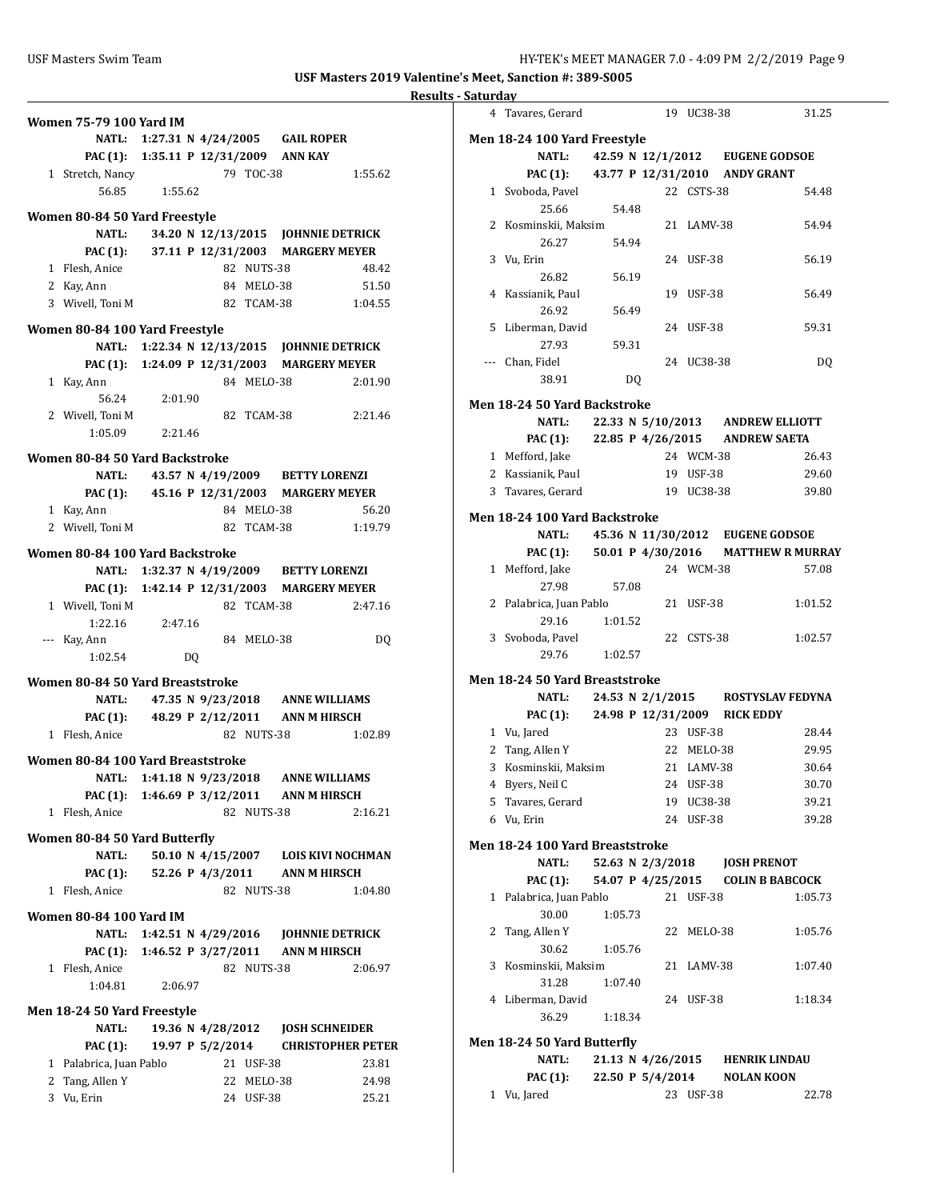**USF Masters 2019 Valentine's Meet, Sanction #: 389-S005**

**Results - Saturday**

### Women 75-79 100 Yard IM

NATL: 1:27.31 N 4/24/2005 GAIL ROPER
PAC (1): 1:35.11 P 12/31/2009 ANN KAY

| Place | Name | Age | Team | Time |
|---|---|---|---|---|
| 1 | Stretch, Nancy | 79 | TOC-38 | 1:55.62 |
| | 56.85 1:55.62 | | | |

### Women 80-84 50 Yard Freestyle

NATL: 34.20 N 12/13/2015 JOHNNIE DETRICK
PAC (1): 37.11 P 12/31/2003 MARGERY MEYER

| Place | Name | Age | Team | Time |
|---|---|---|---|---|
| 1 | Flesh, Anice | 82 | NUTS-38 | 48.42 |
| 2 | Kay, Ann | 84 | MELO-38 | 51.50 |
| 3 | Wivell, Toni M | 82 | TCAM-38 | 1:04.55 |

### Women 80-84 100 Yard Freestyle

NATL: 1:22.34 N 12/13/2015 JOHNNIE DETRICK
PAC (1): 1:24.09 P 12/31/2003 MARGERY MEYER

| Place | Name | Age | Team | Time |
|---|---|---|---|---|
| 1 | Kay, Ann | 84 | MELO-38 | 2:01.90 |
| | 56.24 2:01.90 | | | |
| 2 | Wivell, Toni M | 82 | TCAM-38 | 2:21.46 |
| | 1:05.09 2:21.46 | | | |

### Women 80-84 50 Yard Backstroke

NATL: 43.57 N 4/19/2009 BETTY LORENZI
PAC (1): 45.16 P 12/31/2003 MARGERY MEYER

| Place | Name | Age | Team | Time |
|---|---|---|---|---|
| 1 | Kay, Ann | 84 | MELO-38 | 56.20 |
| 2 | Wivell, Toni M | 82 | TCAM-38 | 1:19.79 |

### Women 80-84 100 Yard Backstroke

NATL: 1:32.37 N 4/19/2009 BETTY LORENZI
PAC (1): 1:42.14 P 12/31/2003 MARGERY MEYER

| Place | Name | Age | Team | Time |
|---|---|---|---|---|
| 1 | Wivell, Toni M | 82 | TCAM-38 | 2:47.16 |
| | 1:22.16 2:47.16 | | | |
| --- | Kay, Ann | 84 | MELO-38 | DQ |
| | 1:02.54 DQ | | | |

### Women 80-84 50 Yard Breaststroke

NATL: 47.35 N 9/23/2018 ANNE WILLIAMS
PAC (1): 48.29 P 2/12/2011 ANN M HIRSCH

| Place | Name | Age | Team | Time |
|---|---|---|---|---|
| 1 | Flesh, Anice | 82 | NUTS-38 | 1:02.89 |

### Women 80-84 100 Yard Breaststroke

NATL: 1:41.18 N 9/23/2018 ANNE WILLIAMS
PAC (1): 1:46.69 P 3/12/2011 ANN M HIRSCH

| Place | Name | Age | Team | Time |
|---|---|---|---|---|
| 1 | Flesh, Anice | 82 | NUTS-38 | 2:16.21 |

### Women 80-84 50 Yard Butterfly

NATL: 50.10 N 4/15/2007 LOIS KIVI NOCHMAN
PAC (1): 52.26 P 4/3/2011 ANN M HIRSCH

| Place | Name | Age | Team | Time |
|---|---|---|---|---|
| 1 | Flesh, Anice | 82 | NUTS-38 | 1:04.80 |

### Women 80-84 100 Yard IM

NATL: 1:42.51 N 4/29/2016 JOHNNIE DETRICK
PAC (1): 1:46.52 P 3/27/2011 ANN M HIRSCH

| Place | Name | Age | Team | Time |
|---|---|---|---|---|
| 1 | Flesh, Anice | 82 | NUTS-38 | 2:06.97 |
| | 1:04.81 2:06.97 | | | |

### Men 18-24 50 Yard Freestyle

NATL: 19.36 N 4/28/2012 JOSH SCHNEIDER
PAC (1): 19.97 P 5/2/2014 CHRISTOPHER PETER

| Place | Name | Age | Team | Time |
|---|---|---|---|---|
| 1 | Palabrica, Juan Pablo | 21 | USF-38 | 23.81 |
| 2 | Tang, Allen Y | 22 | MELO-38 | 24.98 |
| 3 | Vu, Erin | 24 | USF-38 | 25.21 |
| 4 | Tavares, Gerard | 19 | UC38-38 | 31.25 |

### Men 18-24 100 Yard Freestyle

NATL: 42.59 N 12/1/2012 EUGENE GODSOE
PAC (1): 43.77 P 12/31/2010 ANDY GRANT

| Place | Name | Age | Team | Time |
|---|---|---|---|---|
| 1 | Svoboda, Pavel | 22 | CSTS-38 | 54.48 |
| | 25.66 54.48 | | | |
| 2 | Kosminskii, Maksim | 21 | LAMV-38 | 54.94 |
| | 26.27 54.94 | | | |
| 3 | Vu, Erin | 24 | USF-38 | 56.19 |
| | 26.82 56.19 | | | |
| 4 | Kassianik, Paul | 19 | USF-38 | 56.49 |
| | 26.92 56.49 | | | |
| 5 | Liberman, David | 24 | USF-38 | 59.31 |
| | 27.93 59.31 | | | |
| --- | Chan, Fidel | 24 | UC38-38 | DQ |
| | 38.91 DQ | | | |

### Men 18-24 50 Yard Backstroke

NATL: 22.33 N 5/10/2013 ANDREW ELLIOTT
PAC (1): 22.85 P 4/26/2015 ANDREW SAETA

| Place | Name | Age | Team | Time |
|---|---|---|---|---|
| 1 | Mefford, Jake | 24 | WCM-38 | 26.43 |
| 2 | Kassianik, Paul | 19 | USF-38 | 29.60 |
| 3 | Tavares, Gerard | 19 | UC38-38 | 39.80 |

### Men 18-24 100 Yard Backstroke

NATL: 45.36 N 11/30/2012 EUGENE GODSOE
PAC (1): 50.01 P 4/30/2016 MATTHEW R MURRAY

| Place | Name | Age | Team | Time |
|---|---|---|---|---|
| 1 | Mefford, Jake | 24 | WCM-38 | 57.08 |
| | 27.98 57.08 | | | |
| 2 | Palabrica, Juan Pablo | 21 | USF-38 | 1:01.52 |
| | 29.16 1:01.52 | | | |
| 3 | Svoboda, Pavel | 22 | CSTS-38 | 1:02.57 |
| | 29.76 1:02.57 | | | |

### Men 18-24 50 Yard Breaststroke

NATL: 24.53 N 2/1/2015 ROSTYSLAV FEDYNA
PAC (1): 24.98 P 12/31/2009 RICK EDDY

| Place | Name | Age | Team | Time |
|---|---|---|---|---|
| 1 | Vu, Jared | 23 | USF-38 | 28.44 |
| 2 | Tang, Allen Y | 22 | MELO-38 | 29.95 |
| 3 | Kosminskii, Maksim | 21 | LAMV-38 | 30.64 |
| 4 | Byers, Neil C | 24 | USF-38 | 30.70 |
| 5 | Tavares, Gerard | 19 | UC38-38 | 39.21 |
| 6 | Vu, Erin | 24 | USF-38 | 39.28 |

### Men 18-24 100 Yard Breaststroke

NATL: 52.63 N 2/3/2018 JOSH PRENOT
PAC (1): 54.07 P 4/25/2015 COLIN B BABCOCK

| Place | Name | Age | Team | Time |
|---|---|---|---|---|
| 1 | Palabrica, Juan Pablo | 21 | USF-38 | 1:05.73 |
| | 30.00 1:05.73 | | | |
| 2 | Tang, Allen Y | 22 | MELO-38 | 1:05.76 |
| | 30.62 1:05.76 | | | |
| 3 | Kosminskii, Maksim | 21 | LAMV-38 | 1:07.40 |
| | 31.28 1:07.40 | | | |
| 4 | Liberman, David | 24 | USF-38 | 1:18.34 |
| | 36.29 1:18.34 | | | |

### Men 18-24 50 Yard Butterfly

NATL: 21.13 N 4/26/2015 HENRIK LINDAU
PAC (1): 22.50 P 5/4/2014 NOLAN KOON

| Place | Name | Age | Team | Time |
|---|---|---|---|---|
| 1 | Vu, Jared | 23 | USF-38 | 22.78 |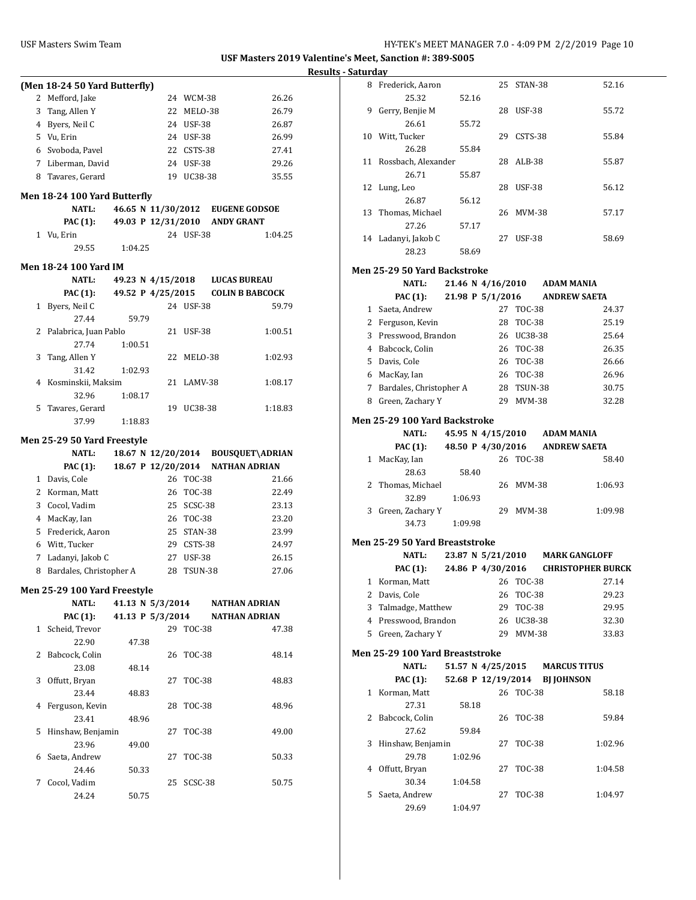**USF Masters 2019 Valentine's Meet, Sanction #: 389-S005**

**Results - Saturday**

### (Men 18-24 50 Yard Butterfly)

| Place | Name | Age | Team | Time |
|---|---|---|---|---|
| 2 | Mefford, Jake | 24 | WCM-38 | 26.26 |
| 3 | Tang, Allen Y | 22 | MELO-38 | 26.79 |
| 4 | Byers, Neil C | 24 | USF-38 | 26.87 |
| 5 | Vu, Erin | 24 | USF-38 | 26.99 |
| 6 | Svoboda, Pavel | 22 | CSTS-38 | 27.41 |
| 7 | Liberman, David | 24 | USF-38 | 29.26 |
| 8 | Tavares, Gerard | 19 | UC38-38 | 35.55 |

### Men 18-24 100 Yard Butterfly

NATL: 46.65 N 11/30/2012 EUGENE GODSOE
PAC (1): 49.03 P 12/31/2010 ANDY GRANT

| Place | Name | Age | Team | Time | Splits |
|---|---|---|---|---|---|
| 1 | Vu, Erin | 24 | USF-38 | 1:04.25 | 29.55, 1:04.25 |

### Men 18-24 100 Yard IM

NATL: 49.23 N 4/15/2018 LUCAS BUREAU
PAC (1): 49.52 P 4/25/2015 COLIN B BABCOCK

| Place | Name | Age | Team | Time | Splits |
|---|---|---|---|---|---|
| 1 | Byers, Neil C | 24 | USF-38 | 59.79 | 27.44, 59.79 |
| 2 | Palabrica, Juan Pablo | 21 | USF-38 | 1:00.51 | 27.74, 1:00.51 |
| 3 | Tang, Allen Y | 22 | MELO-38 | 1:02.93 | 31.42, 1:02.93 |
| 4 | Kosminskii, Maksim | 21 | LAMV-38 | 1:08.17 | 32.96, 1:08.17 |
| 5 | Tavares, Gerard | 19 | UC38-38 | 1:18.83 | 37.99, 1:18.83 |

### Men 25-29 50 Yard Freestyle

NATL: 18.67 N 12/20/2014 BOUSQUET\ADRIAN
PAC (1): 18.67 P 12/20/2014 NATHAN ADRIAN

| Place | Name | Age | Team | Time |
|---|---|---|---|---|
| 1 | Davis, Cole | 26 | TOC-38 | 21.66 |
| 2 | Korman, Matt | 26 | TOC-38 | 22.49 |
| 3 | Cocol, Vadim | 25 | SCSC-38 | 23.13 |
| 4 | MacKay, Ian | 26 | TOC-38 | 23.20 |
| 5 | Frederick, Aaron | 25 | STAN-38 | 23.99 |
| 6 | Witt, Tucker | 29 | CSTS-38 | 24.97 |
| 7 | Ladanyi, Jakob C | 27 | USF-38 | 26.15 |
| 8 | Bardales, Christopher A | 28 | TSUN-38 | 27.06 |

### Men 25-29 100 Yard Freestyle

NATL: 41.13 N 5/3/2014 NATHAN ADRIAN
PAC (1): 41.13 P 5/3/2014 NATHAN ADRIAN

| Place | Name | Age | Team | Time | Splits |
|---|---|---|---|---|---|
| 1 | Scheid, Trevor | 29 | TOC-38 | 47.38 | 22.90, 47.38 |
| 2 | Babcock, Colin | 26 | TOC-38 | 48.14 | 23.08, 48.14 |
| 3 | Offutt, Bryan | 27 | TOC-38 | 48.83 | 23.44, 48.83 |
| 4 | Ferguson, Kevin | 28 | TOC-38 | 48.96 | 23.41, 48.96 |
| 5 | Hinshaw, Benjamin | 27 | TOC-38 | 49.00 | 23.96, 49.00 |
| 6 | Saeta, Andrew | 27 | TOC-38 | 50.33 | 24.46, 50.33 |
| 7 | Cocol, Vadim | 25 | SCSC-38 | 50.75 | 24.24, 50.75 |
| 8 | Frederick, Aaron | 25 | STAN-38 | 52.16 | 25.32, 52.16 |
| 9 | Gerry, Benjie M | 28 | USF-38 | 55.72 | 26.61, 55.72 |
| 10 | Witt, Tucker | 29 | CSTS-38 | 55.84 | 26.28, 55.84 |
| 11 | Rossbach, Alexander | 28 | ALB-38 | 55.87 | 26.71, 55.87 |
| 12 | Lung, Leo | 28 | USF-38 | 56.12 | 26.87, 56.12 |
| 13 | Thomas, Michael | 26 | MVM-38 | 57.17 | 27.26, 57.17 |
| 14 | Ladanyi, Jakob C | 27 | USF-38 | 58.69 | 28.23, 58.69 |

### Men 25-29 50 Yard Backstroke

NATL: 21.46 N 4/16/2010 ADAM MANIA
PAC (1): 21.98 P 5/1/2016 ANDREW SAETA

| Place | Name | Age | Team | Time |
|---|---|---|---|---|
| 1 | Saeta, Andrew | 27 | TOC-38 | 24.37 |
| 2 | Ferguson, Kevin | 28 | TOC-38 | 25.19 |
| 3 | Presswood, Brandon | 26 | UC38-38 | 25.64 |
| 4 | Babcock, Colin | 26 | TOC-38 | 26.35 |
| 5 | Davis, Cole | 26 | TOC-38 | 26.66 |
| 6 | MacKay, Ian | 26 | TOC-38 | 26.96 |
| 7 | Bardales, Christopher A | 28 | TSUN-38 | 30.75 |
| 8 | Green, Zachary Y | 29 | MVM-38 | 32.28 |

### Men 25-29 100 Yard Backstroke

NATL: 45.95 N 4/15/2010 ADAM MANIA
PAC (1): 48.50 P 4/30/2016 ANDREW SAETA

| Place | Name | Age | Team | Time | Splits |
|---|---|---|---|---|---|
| 1 | MacKay, Ian | 26 | TOC-38 | 58.40 | 28.63, 58.40 |
| 2 | Thomas, Michael | 26 | MVM-38 | 1:06.93 | 32.89, 1:06.93 |
| 3 | Green, Zachary Y | 29 | MVM-38 | 1:09.98 | 34.73, 1:09.98 |

### Men 25-29 50 Yard Breaststroke

NATL: 23.87 N 5/21/2010 MARK GANGLOFF
PAC (1): 24.86 P 4/30/2016 CHRISTOPHER BURCK

| Place | Name | Age | Team | Time |
|---|---|---|---|---|
| 1 | Korman, Matt | 26 | TOC-38 | 27.14 |
| 2 | Davis, Cole | 26 | TOC-38 | 29.23 |
| 3 | Talmadge, Matthew | 29 | TOC-38 | 29.95 |
| 4 | Presswood, Brandon | 26 | UC38-38 | 32.30 |
| 5 | Green, Zachary Y | 29 | MVM-38 | 33.83 |

### Men 25-29 100 Yard Breaststroke

NATL: 51.57 N 4/25/2015 MARCUS TITUS
PAC (1): 52.68 P 12/19/2014 BJ JOHNSON

| Place | Name | Age | Team | Time | Splits |
|---|---|---|---|---|---|
| 1 | Korman, Matt | 26 | TOC-38 | 58.18 | 27.31, 58.18 |
| 2 | Babcock, Colin | 26 | TOC-38 | 59.84 | 27.62, 59.84 |
| 3 | Hinshaw, Benjamin | 27 | TOC-38 | 1:02.96 | 29.78, 1:02.96 |
| 4 | Offutt, Bryan | 27 | TOC-38 | 1:04.58 | 30.34, 1:04.58 |
| 5 | Saeta, Andrew | 27 | TOC-38 | 1:04.97 | 29.69, 1:04.97 |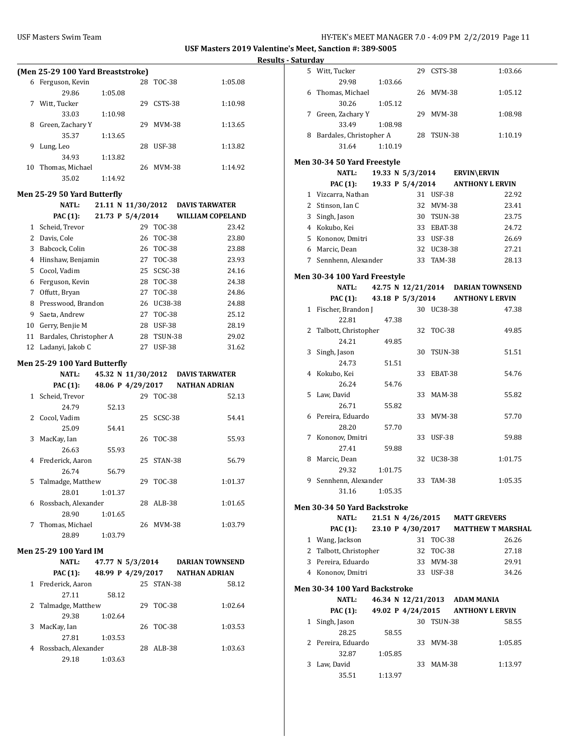**USF Masters 2019 Valentine's Meet, Sanction #: 389-S005**

**Results - Saturday**

### (Men 25-29 100 Yard Breaststroke)

| Place | Name | Age | Team | Time |
|---|---|---|---|---|
| 6 | Ferguson, Kevin | 28 | TOC-38 | 1:05.08 |
| | 29.86 1:05.08 | | | |
| 7 | Witt, Tucker | 29 | CSTS-38 | 1:10.98 |
| | 33.03 1:10.98 | | | |
| 8 | Green, Zachary Y | 29 | MVM-38 | 1:13.65 |
| | 35.37 1:13.65 | | | |
| 9 | Lung, Leo | 28 | USF-38 | 1:13.82 |
| | 34.93 1:13.82 | | | |
| 10 | Thomas, Michael | 26 | MVM-38 | 1:14.92 |
| | 35.02 1:14.92 | | | |

### Men 25-29 50 Yard Butterfly

NATL: 21.11 N 11/30/2012 DAVIS TARWATER
PAC (1): 21.73 P 5/4/2014 WILLIAM COPELAND

| Place | Name | Age | Team | Time |
|---|---|---|---|---|
| 1 | Scheid, Trevor | 29 | TOC-38 | 23.42 |
| 2 | Davis, Cole | 26 | TOC-38 | 23.80 |
| 3 | Babcock, Colin | 26 | TOC-38 | 23.88 |
| 4 | Hinshaw, Benjamin | 27 | TOC-38 | 23.93 |
| 5 | Cocol, Vadim | 25 | SCSC-38 | 24.16 |
| 6 | Ferguson, Kevin | 28 | TOC-38 | 24.38 |
| 7 | Offutt, Bryan | 27 | TOC-38 | 24.86 |
| 8 | Presswood, Brandon | 26 | UC38-38 | 24.88 |
| 9 | Saeta, Andrew | 27 | TOC-38 | 25.12 |
| 10 | Gerry, Benjie M | 28 | USF-38 | 28.19 |
| 11 | Bardales, Christopher A | 28 | TSUN-38 | 29.02 |
| 12 | Ladanyi, Jakob C | 27 | USF-38 | 31.62 |

### Men 25-29 100 Yard Butterfly

NATL: 45.32 N 11/30/2012 DAVIS TARWATER
PAC (1): 48.06 P 4/29/2017 NATHAN ADRIAN

| Place | Name | Age | Team | Time |
|---|---|---|---|---|
| 1 | Scheid, Trevor | 29 | TOC-38 | 52.13 |
| | 24.79 52.13 | | | |
| 2 | Cocol, Vadim | 25 | SCSC-38 | 54.41 |
| | 25.09 54.41 | | | |
| 3 | MacKay, Ian | 26 | TOC-38 | 55.93 |
| | 26.63 55.93 | | | |
| 4 | Frederick, Aaron | 25 | STAN-38 | 56.79 |
| | 26.74 56.79 | | | |
| 5 | Talmadge, Matthew | 29 | TOC-38 | 1:01.37 |
| | 28.01 1:01.37 | | | |
| 6 | Rossbach, Alexander | 28 | ALB-38 | 1:01.65 |
| | 28.90 1:01.65 | | | |
| 7 | Thomas, Michael | 26 | MVM-38 | 1:03.79 |
| | 28.89 1:03.79 | | | |

### Men 25-29 100 Yard IM

NATL: 47.77 N 5/3/2014 DARIAN TOWNSEND
PAC (1): 48.99 P 4/29/2017 NATHAN ADRIAN

| Place | Name | Age | Team | Time |
|---|---|---|---|---|
| 1 | Frederick, Aaron | 25 | STAN-38 | 58.12 |
| | 27.11 58.12 | | | |
| 2 | Talmadge, Matthew | 29 | TOC-38 | 1:02.64 |
| | 29.38 1:02.64 | | | |
| 3 | MacKay, Ian | 26 | TOC-38 | 1:03.53 |
| | 27.81 1:03.53 | | | |
| 4 | Rossbach, Alexander | 28 | ALB-38 | 1:03.63 |
| | 29.18 1:03.63 | | | |
| 5 | Witt, Tucker | 29 | CSTS-38 | 1:03.66 |
| | 29.98 1:03.66 | | | |
| 6 | Thomas, Michael | 26 | MVM-38 | 1:05.12 |
| | 30.26 1:05.12 | | | |
| 7 | Green, Zachary Y | 29 | MVM-38 | 1:08.98 |
| | 33.49 1:08.98 | | | |
| 8 | Bardales, Christopher A | 28 | TSUN-38 | 1:10.19 |
| | 31.64 1:10.19 | | | |

### Men 30-34 50 Yard Freestyle

NATL: 19.33 N 5/3/2014 ERVIN\ERVIN
PAC (1): 19.33 P 5/4/2014 ANTHONY L ERVIN

| Place | Name | Age | Team | Time |
|---|---|---|---|---|
| 1 | Vizcarra, Nathan | 31 | USF-38 | 22.92 |
| 2 | Stinson, Ian C | 32 | MVM-38 | 23.41 |
| 3 | Singh, Jason | 30 | TSUN-38 | 23.75 |
| 4 | Kokubo, Kei | 33 | EBAT-38 | 24.72 |
| 5 | Kononov, Dmitri | 33 | USF-38 | 26.69 |
| 6 | Marcic, Dean | 32 | UC38-38 | 27.21 |
| 7 | Sennhenn, Alexander | 33 | TAM-38 | 28.13 |

### Men 30-34 100 Yard Freestyle

NATL: 42.75 N 12/21/2014 DARIAN TOWNSEND
PAC (1): 43.18 P 5/3/2014 ANTHONY L ERVIN

| Place | Name | Age | Team | Time |
|---|---|---|---|---|
| 1 | Fischer, Brandon J | 30 | UC38-38 | 47.38 |
| | 22.81 47.38 | | | |
| 2 | Talbott, Christopher | 32 | TOC-38 | 49.85 |
| | 24.21 49.85 | | | |
| 3 | Singh, Jason | 30 | TSUN-38 | 51.51 |
| | 24.73 51.51 | | | |
| 4 | Kokubo, Kei | 33 | EBAT-38 | 54.76 |
| | 26.24 54.76 | | | |
| 5 | Law, David | 33 | MAM-38 | 55.82 |
| | 26.71 55.82 | | | |
| 6 | Pereira, Eduardo | 33 | MVM-38 | 57.70 |
| | 28.20 57.70 | | | |
| 7 | Kononov, Dmitri | 33 | USF-38 | 59.88 |
| | 27.41 59.88 | | | |
| 8 | Marcic, Dean | 32 | UC38-38 | 1:01.75 |
| | 29.32 1:01.75 | | | |
| 9 | Sennhenn, Alexander | 33 | TAM-38 | 1:05.35 |
| | 31.16 1:05.35 | | | |

### Men 30-34 50 Yard Backstroke

NATL: 21.51 N 4/26/2015 MATT GREVERS
PAC (1): 23.10 P 4/30/2017 MATTHEW T MARSHAL

| Place | Name | Age | Team | Time |
|---|---|---|---|---|
| 1 | Wang, Jackson | 31 | TOC-38 | 26.26 |
| 2 | Talbott, Christopher | 32 | TOC-38 | 27.18 |
| 3 | Pereira, Eduardo | 33 | MVM-38 | 29.91 |
| 4 | Kononov, Dmitri | 33 | USF-38 | 34.26 |

### Men 30-34 100 Yard Backstroke

NATL: 46.34 N 12/21/2013 ADAM MANIA
PAC (1): 49.02 P 4/24/2015 ANTHONY L ERVIN

| Place | Name | Age | Team | Time |
|---|---|---|---|---|
| 1 | Singh, Jason | 30 | TSUN-38 | 58.55 |
| | 28.25 58.55 | | | |
| 2 | Pereira, Eduardo | 33 | MVM-38 | 1:05.85 |
| | 32.87 1:05.85 | | | |
| 3 | Law, David | 33 | MAM-38 | 1:13.97 |
| | 35.51 1:13.97 | | | |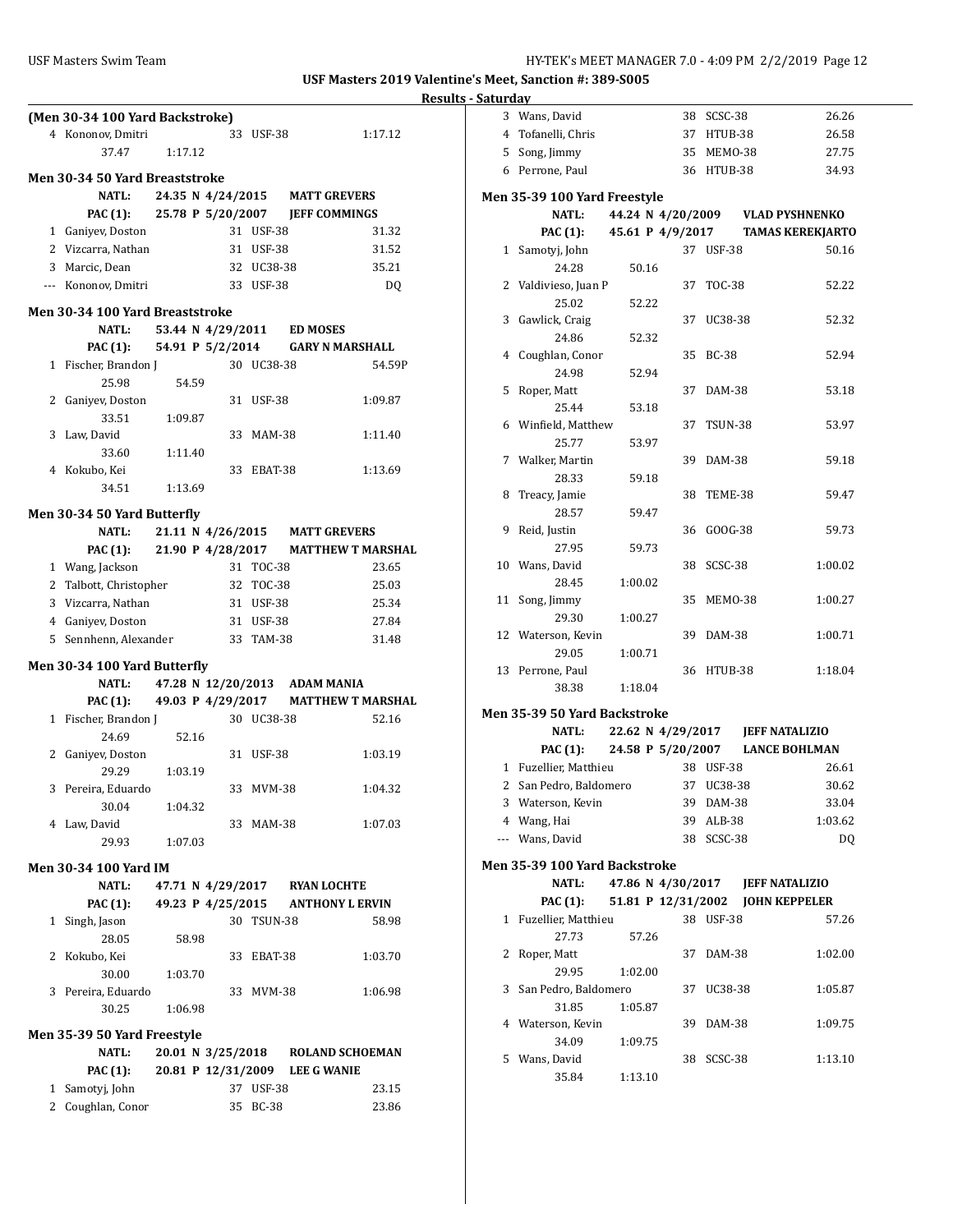**USF Masters 2019 Valentine's Meet, Sanction #: 389-S005**

**Results - Saturday**

**(Men 30-34 100 Yard Backstroke)**

| | Name | Age | Team | Time |
|---|---|---|---|---|
| 4 | Kononov, Dmitri | 33 | USF-38 | 1:17.12 |
| | 37.47 | 1:17.12 | | |

**Men 30-34 50 Yard Breaststroke**

NATL: 24.35 N 4/24/2015 MATT GREVERS
PAC (1): 25.78 P 5/20/2007 JEFF COMMINGS

| | Name | Age | Team | Time |
|---|---|---|---|---|
| 1 | Ganiyev, Doston | 31 | USF-38 | 31.32 |
| 2 | Vizcarra, Nathan | 31 | USF-38 | 31.52 |
| 3 | Marcic, Dean | 32 | UC38-38 | 35.21 |
| --- | Kononov, Dmitri | 33 | USF-38 | DQ |

**Men 30-34 100 Yard Breaststroke**

NATL: 53.44 N 4/29/2011 ED MOSES
PAC (1): 54.91 P 5/2/2014 GARY N MARSHALL

| | Name | Age | Team | Time |
|---|---|---|---|---|
| 1 | Fischer, Brandon J | 30 | UC38-38 | 54.59P |
| | 25.98 | 54.59 | | |
| 2 | Ganiyev, Doston | 31 | USF-38 | 1:09.87 |
| | 33.51 | 1:09.87 | | |
| 3 | Law, David | 33 | MAM-38 | 1:11.40 |
| | 33.60 | 1:11.40 | | |
| 4 | Kokubo, Kei | 33 | EBAT-38 | 1:13.69 |
| | 34.51 | 1:13.69 | | |

**Men 30-34 50 Yard Butterfly**

NATL: 21.11 N 4/26/2015 MATT GREVERS
PAC (1): 21.90 P 4/28/2017 MATTHEW T MARSHAL

| | Name | Age | Team | Time |
|---|---|---|---|---|
| 1 | Wang, Jackson | 31 | TOC-38 | 23.65 |
| 2 | Talbott, Christopher | 32 | TOC-38 | 25.03 |
| 3 | Vizcarra, Nathan | 31 | USF-38 | 25.34 |
| 4 | Ganiyev, Doston | 31 | USF-38 | 27.84 |
| 5 | Sennhenn, Alexander | 33 | TAM-38 | 31.48 |

**Men 30-34 100 Yard Butterfly**

NATL: 47.28 N 12/20/2013 ADAM MANIA
PAC (1): 49.03 P 4/29/2017 MATTHEW T MARSHAL

| | Name | Age | Team | Time |
|---|---|---|---|---|
| 1 | Fischer, Brandon J | 30 | UC38-38 | 52.16 |
| | 24.69 | 52.16 | | |
| 2 | Ganiyev, Doston | 31 | USF-38 | 1:03.19 |
| | 29.29 | 1:03.19 | | |
| 3 | Pereira, Eduardo | 33 | MVM-38 | 1:04.32 |
| | 30.04 | 1:04.32 | | |
| 4 | Law, David | 33 | MAM-38 | 1:07.03 |
| | 29.93 | 1:07.03 | | |

**Men 30-34 100 Yard IM**

NATL: 47.71 N 4/29/2017 RYAN LOCHTE
PAC (1): 49.23 P 4/25/2015 ANTHONY L ERVIN

| | Name | Age | Team | Time |
|---|---|---|---|---|
| 1 | Singh, Jason | 30 | TSUN-38 | 58.98 |
| | 28.05 | 58.98 | | |
| 2 | Kokubo, Kei | 33 | EBAT-38 | 1:03.70 |
| | 30.00 | 1:03.70 | | |
| 3 | Pereira, Eduardo | 33 | MVM-38 | 1:06.98 |
| | 30.25 | 1:06.98 | | |

**Men 35-39 50 Yard Freestyle**

NATL: 20.01 N 3/25/2018 ROLAND SCHOEMAN
PAC (1): 20.81 P 12/31/2009 LEE G WANIE

| | Name | Age | Team | Time |
|---|---|---|---|---|
| 1 | Samotyj, John | 37 | USF-38 | 23.15 |
| 2 | Coughlan, Conor | 35 | BC-38 | 23.86 |
| 3 | Wans, David | 38 | SCSC-38 | 26.26 |
| 4 | Tofanelli, Chris | 37 | HTUB-38 | 26.58 |
| 5 | Song, Jimmy | 35 | MEMO-38 | 27.75 |
| 6 | Perrone, Paul | 36 | HTUB-38 | 34.93 |

**Men 35-39 100 Yard Freestyle**

NATL: 44.24 N 4/20/2009 VLAD PYSHNENKO
PAC (1): 45.61 P 4/9/2017 TAMAS KEREKJARTO

| | Name | Age | Team | Time |
|---|---|---|---|---|
| 1 | Samotyj, John | 37 | USF-38 | 50.16 |
| | 24.28 | 50.16 | | |
| 2 | Valdivieso, Juan P | 37 | TOC-38 | 52.22 |
| | 25.02 | 52.22 | | |
| 3 | Gawlick, Craig | 37 | UC38-38 | 52.32 |
| | 24.86 | 52.32 | | |
| 4 | Coughlan, Conor | 35 | BC-38 | 52.94 |
| | 24.98 | 52.94 | | |
| 5 | Roper, Matt | 37 | DAM-38 | 53.18 |
| | 25.44 | 53.18 | | |
| 6 | Winfield, Matthew | 37 | TSUN-38 | 53.97 |
| | 25.77 | 53.97 | | |
| 7 | Walker, Martin | 39 | DAM-38 | 59.18 |
| | 28.33 | 59.18 | | |
| 8 | Treacy, Jamie | 38 | TEME-38 | 59.47 |
| | 28.57 | 59.47 | | |
| 9 | Reid, Justin | 36 | GOOG-38 | 59.73 |
| | 27.95 | 59.73 | | |
| 10 | Wans, David | 38 | SCSC-38 | 1:00.02 |
| | 28.45 | 1:00.02 | | |
| 11 | Song, Jimmy | 35 | MEMO-38 | 1:00.27 |
| | 29.30 | 1:00.27 | | |
| 12 | Waterson, Kevin | 39 | DAM-38 | 1:00.71 |
| | 29.05 | 1:00.71 | | |
| 13 | Perrone, Paul | 36 | HTUB-38 | 1:18.04 |
| | 38.38 | 1:18.04 | | |

**Men 35-39 50 Yard Backstroke**

NATL: 22.62 N 4/29/2017 JEFF NATALIZIO
PAC (1): 24.58 P 5/20/2007 LANCE BOHLMAN

| | Name | Age | Team | Time |
|---|---|---|---|---|
| 1 | Fuzellier, Matthieu | 38 | USF-38 | 26.61 |
| 2 | San Pedro, Baldomero | 37 | UC38-38 | 30.62 |
| 3 | Waterson, Kevin | 39 | DAM-38 | 33.04 |
| 4 | Wang, Hai | 39 | ALB-38 | 1:03.62 |
| --- | Wans, David | 38 | SCSC-38 | DQ |

**Men 35-39 100 Yard Backstroke**

NATL: 47.86 N 4/30/2017 JEFF NATALIZIO
PAC (1): 51.81 P 12/31/2002 JOHN KEPPELER

| | Name | Age | Team | Time |
|---|---|---|---|---|
| 1 | Fuzellier, Matthieu | 38 | USF-38 | 57.26 |
| | 27.73 | 57.26 | | |
| 2 | Roper, Matt | 37 | DAM-38 | 1:02.00 |
| | 29.95 | 1:02.00 | | |
| 3 | San Pedro, Baldomero | 37 | UC38-38 | 1:05.87 |
| | 31.85 | 1:05.87 | | |
| 4 | Waterson, Kevin | 39 | DAM-38 | 1:09.75 |
| | 34.09 | 1:09.75 | | |
| 5 | Wans, David | 38 | SCSC-38 | 1:13.10 |
| | 35.84 | 1:13.10 | | |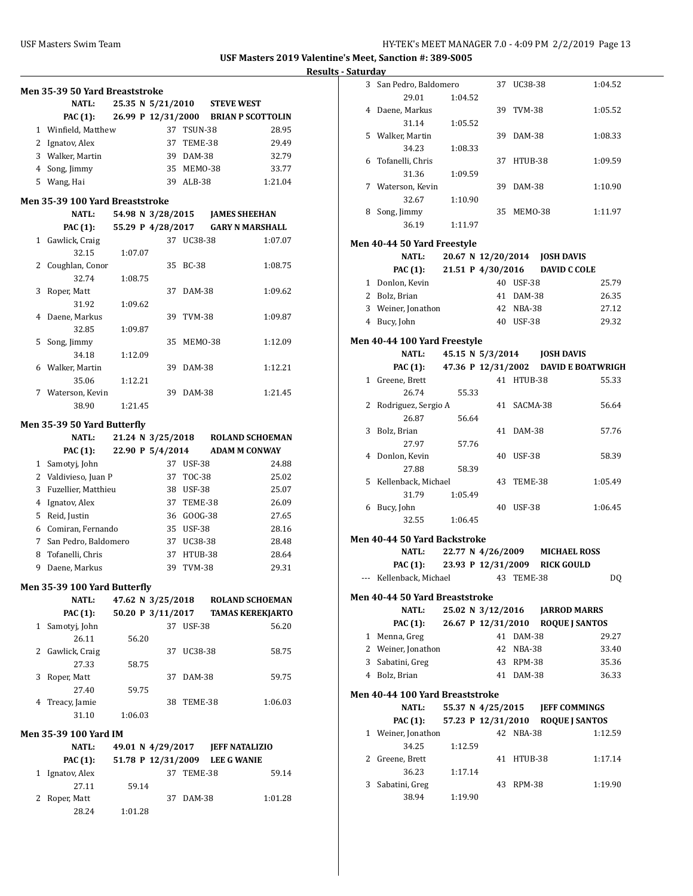USF Masters 2019 Valentine's Meet, Sanction #: 389-S005

**Results - Saturday**

### Men 35-39 50 Yard Breaststroke

NATL: 25.35 N 5/21/2010 STEVE WEST
PAC (1): 26.99 P 12/31/2000 BRIAN P SCOTTOLIN

| Place | Name | Age | Team | Time |
|---|---|---|---|---|
| 1 | Winfield, Matthew | 37 | TSUN-38 | 28.95 |
| 2 | Ignatov, Alex | 37 | TEME-38 | 29.49 |
| 3 | Walker, Martin | 39 | DAM-38 | 32.79 |
| 4 | Song, Jimmy | 35 | MEMO-38 | 33.77 |
| 5 | Wang, Hai | 39 | ALB-38 | 1:21.04 |

### Men 35-39 100 Yard Breaststroke

NATL: 54.98 N 3/28/2015 JAMES SHEEHAN
PAC (1): 55.29 P 4/28/2017 GARY N MARSHALL

| Place | Name | Age | Team | Time | Splits |
|---|---|---|---|---|---|
| 1 | Gawlick, Craig | 37 | UC38-38 | 1:07.07 | 32.15, 1:07.07 |
| 2 | Coughlan, Conor | 35 | BC-38 | 1:08.75 | 32.74, 1:08.75 |
| 3 | Roper, Matt | 37 | DAM-38 | 1:09.62 | 31.92, 1:09.62 |
| 4 | Daene, Markus | 39 | TVM-38 | 1:09.87 | 32.85, 1:09.87 |
| 5 | Song, Jimmy | 35 | MEMO-38 | 1:12.09 | 34.18, 1:12.09 |
| 6 | Walker, Martin | 39 | DAM-38 | 1:12.21 | 35.06, 1:12.21 |
| 7 | Waterson, Kevin | 39 | DAM-38 | 1:21.45 | 38.90, 1:21.45 |

### Men 35-39 50 Yard Butterfly

NATL: 21.24 N 3/25/2018 ROLAND SCHOEMAN
PAC (1): 22.90 P 5/4/2014 ADAM M CONWAY

| Place | Name | Age | Team | Time |
|---|---|---|---|---|
| 1 | Samotyj, John | 37 | USF-38 | 24.88 |
| 2 | Valdivieso, Juan P | 37 | TOC-38 | 25.02 |
| 3 | Fuzellier, Matthieu | 38 | USF-38 | 25.07 |
| 4 | Ignatov, Alex | 37 | TEME-38 | 26.09 |
| 5 | Reid, Justin | 36 | GOOG-38 | 27.65 |
| 6 | Comiran, Fernando | 35 | USF-38 | 28.16 |
| 7 | San Pedro, Baldomero | 37 | UC38-38 | 28.48 |
| 8 | Tofanelli, Chris | 37 | HTUB-38 | 28.64 |
| 9 | Daene, Markus | 39 | TVM-38 | 29.31 |

### Men 35-39 100 Yard Butterfly

NATL: 47.62 N 3/25/2018 ROLAND SCHOEMAN
PAC (1): 50.20 P 3/11/2017 TAMAS KEREKJARTO

| Place | Name | Age | Team | Time | Splits |
|---|---|---|---|---|---|
| 1 | Samotyj, John | 37 | USF-38 | 56.20 | 26.11, 56.20 |
| 2 | Gawlick, Craig | 37 | UC38-38 | 58.75 | 27.33, 58.75 |
| 3 | Roper, Matt | 37 | DAM-38 | 59.75 | 27.40, 59.75 |
| 4 | Treacy, Jamie | 38 | TEME-38 | 1:06.03 | 31.10, 1:06.03 |

### Men 35-39 100 Yard IM

NATL: 49.01 N 4/29/2017 JEFF NATALIZIO
PAC (1): 51.78 P 12/31/2009 LEE G WANIE

| Place | Name | Age | Team | Time | Splits |
|---|---|---|---|---|---|
| 1 | Ignatov, Alex | 37 | TEME-38 | 59.14 | 27.11, 59.14 |
| 2 | Roper, Matt | 37 | DAM-38 | 1:01.28 | 28.24, 1:01.28 |
| 3 | San Pedro, Baldomero | 37 | UC38-38 | 1:04.52 | 29.01, 1:04.52 |
| 4 | Daene, Markus | 39 | TVM-38 | 1:05.52 | 31.14, 1:05.52 |
| 5 | Walker, Martin | 39 | DAM-38 | 1:08.33 | 34.23, 1:08.33 |
| 6 | Tofanelli, Chris | 37 | HTUB-38 | 1:09.59 | 31.36, 1:09.59 |
| 7 | Waterson, Kevin | 39 | DAM-38 | 1:10.90 | 32.67, 1:10.90 |
| 8 | Song, Jimmy | 35 | MEMO-38 | 1:11.97 | 36.19, 1:11.97 |

### Men 40-44 50 Yard Freestyle

NATL: 20.67 N 12/20/2014 JOSH DAVIS
PAC (1): 21.51 P 4/30/2016 DAVID C COLE

| Place | Name | Age | Team | Time |
|---|---|---|---|---|
| 1 | Donlon, Kevin | 40 | USF-38 | 25.79 |
| 2 | Bolz, Brian | 41 | DAM-38 | 26.35 |
| 3 | Weiner, Jonathon | 42 | NBA-38 | 27.12 |
| 4 | Bucy, John | 40 | USF-38 | 29.32 |

### Men 40-44 100 Yard Freestyle

NATL: 45.15 N 5/3/2014 JOSH DAVIS
PAC (1): 47.36 P 12/31/2002 DAVID E BOATWRIGH

| Place | Name | Age | Team | Time | Splits |
|---|---|---|---|---|---|
| 1 | Greene, Brett | 41 | HTUB-38 | 55.33 | 26.74, 55.33 |
| 2 | Rodriguez, Sergio A | 41 | SACMA-38 | 56.64 | 26.87, 56.64 |
| 3 | Bolz, Brian | 41 | DAM-38 | 57.76 | 27.97, 57.76 |
| 4 | Donlon, Kevin | 40 | USF-38 | 58.39 | 27.88, 58.39 |
| 5 | Kellenback, Michael | 43 | TEME-38 | 1:05.49 | 31.79, 1:05.49 |
| 6 | Bucy, John | 40 | USF-38 | 1:06.45 | 32.55, 1:06.45 |

### Men 40-44 50 Yard Backstroke

NATL: 22.77 N 4/26/2009 MICHAEL ROSS
PAC (1): 23.93 P 12/31/2009 RICK GOULD

| Place | Name | Age | Team | Time |
|---|---|---|---|---|
| --- | Kellenback, Michael | 43 | TEME-38 | DQ |

### Men 40-44 50 Yard Breaststroke

NATL: 25.02 N 3/12/2016 JARROD MARRS
PAC (1): 26.67 P 12/31/2010 ROQUE J SANTOS

| Place | Name | Age | Team | Time |
|---|---|---|---|---|
| 1 | Menna, Greg | 41 | DAM-38 | 29.27 |
| 2 | Weiner, Jonathon | 42 | NBA-38 | 33.40 |
| 3 | Sabatini, Greg | 43 | RPM-38 | 35.36 |
| 4 | Bolz, Brian | 41 | DAM-38 | 36.33 |

### Men 40-44 100 Yard Breaststroke

NATL: 55.37 N 4/25/2015 JEFF COMMINGS
PAC (1): 57.23 P 12/31/2010 ROQUE J SANTOS

| Place | Name | Age | Team | Time | Splits |
|---|---|---|---|---|---|
| 1 | Weiner, Jonathon | 42 | NBA-38 | 1:12.59 | 34.25, 1:12.59 |
| 2 | Greene, Brett | 41 | HTUB-38 | 1:17.14 | 36.23, 1:17.14 |
| 3 | Sabatini, Greg | 43 | RPM-38 | 1:19.90 | 38.94, 1:19.90 |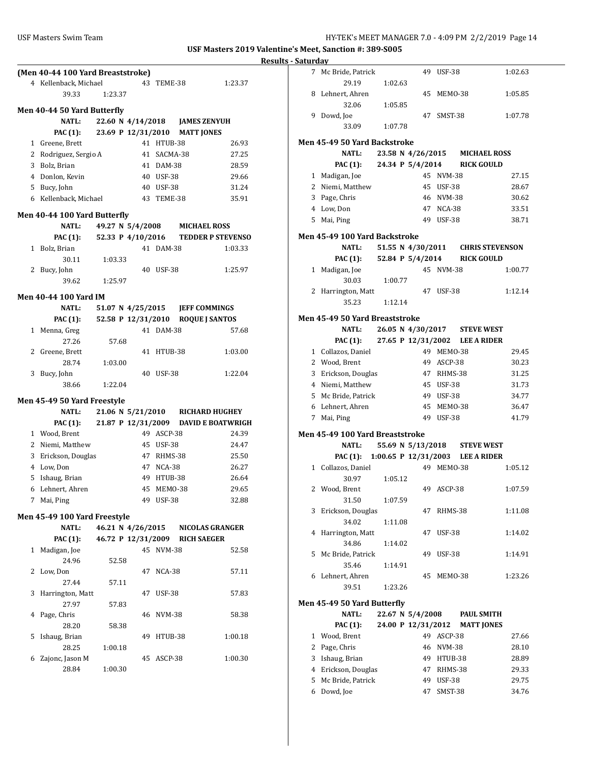## USF Masters 2019 Valentine's Meet, Sanction #: 389-S005

### Results - Saturday

#### (Men 40-44 100 Yard Breaststroke)

| Place | Name | Age | Team | Time |
|---|---|---|---|---|
| 4 | Kellenback, Michael | 43 | TEME-38 | 1:23.37 |
| | 39.33 | 1:23.37 | | |

#### Men 40-44 50 Yard Butterfly

NATL: 22.60 N 4/14/2018 JAMES ZENYUH
PAC (1): 23.69 P 12/31/2010 MATT JONES

| Place | Name | Age | Team | Time |
|---|---|---|---|---|
| 1 | Greene, Brett | 41 | HTUB-38 | 26.93 |
| 2 | Rodriguez, Sergio A | 41 | SACMA-38 | 27.25 |
| 3 | Bolz, Brian | 41 | DAM-38 | 28.59 |
| 4 | Donlon, Kevin | 40 | USF-38 | 29.66 |
| 5 | Bucy, John | 40 | USF-38 | 31.24 |
| 6 | Kellenback, Michael | 43 | TEME-38 | 35.91 |

#### Men 40-44 100 Yard Butterfly

NATL: 49.27 N 5/4/2008 MICHAEL ROSS
PAC (1): 52.33 P 4/10/2016 TEDDER P STEVENSO

| Place | Name | Age | Team | Time |
|---|---|---|---|---|
| 1 | Bolz, Brian | 41 | DAM-38 | 1:03.33 |
| | 30.11 | 1:03.33 | | |
| 2 | Bucy, John | 40 | USF-38 | 1:25.97 |
| | 39.62 | 1:25.97 | | |

#### Men 40-44 100 Yard IM

NATL: 51.07 N 4/25/2015 JEFF COMMINGS
PAC (1): 52.58 P 12/31/2010 ROQUE J SANTOS

| Place | Name | Age | Team | Time |
|---|---|---|---|---|
| 1 | Menna, Greg | 41 | DAM-38 | 57.68 |
| | 27.26 | 57.68 | | |
| 2 | Greene, Brett | 41 | HTUB-38 | 1:03.00 |
| | 28.74 | 1:03.00 | | |
| 3 | Bucy, John | 40 | USF-38 | 1:22.04 |
| | 38.66 | 1:22.04 | | |

#### Men 45-49 50 Yard Freestyle

NATL: 21.06 N 5/21/2010 RICHARD HUGHEY
PAC (1): 21.87 P 12/31/2009 DAVID E BOATWRIGH

| Place | Name | Age | Team | Time |
|---|---|---|---|---|
| 1 | Wood, Brent | 49 | ASCP-38 | 24.39 |
| 2 | Niemi, Matthew | 45 | USF-38 | 24.47 |
| 3 | Erickson, Douglas | 47 | RHMS-38 | 25.50 |
| 4 | Low, Don | 47 | NCA-38 | 26.27 |
| 5 | Ishaug, Brian | 49 | HTUB-38 | 26.64 |
| 6 | Lehnert, Ahren | 45 | MEMO-38 | 29.65 |
| 7 | Mai, Ping | 49 | USF-38 | 32.88 |

#### Men 45-49 100 Yard Freestyle

NATL: 46.21 N 4/26/2015 NICOLAS GRANGER
PAC (1): 46.72 P 12/31/2009 RICH SAEGER

| Place | Name | Age | Team | Time |
|---|---|---|---|---|
| 1 | Madigan, Joe | 45 | NVM-38 | 52.58 |
| | 24.96 | 52.58 | | |
| 2 | Low, Don | 47 | NCA-38 | 57.11 |
| | 27.44 | 57.11 | | |
| 3 | Harrington, Matt | 47 | USF-38 | 57.83 |
| | 27.97 | 57.83 | | |
| 4 | Page, Chris | 46 | NVM-38 | 58.38 |
| | 28.20 | 58.38 | | |
| 5 | Ishaug, Brian | 49 | HTUB-38 | 1:00.18 |
| | 28.25 | 1:00.18 | | |
| 6 | Zajonc, Jason M | 45 | ASCP-38 | 1:00.30 |
| | 28.84 | 1:00.30 | | |
| 7 | Mc Bride, Patrick | 49 | USF-38 | 1:02.63 |
| | 29.19 | 1:02.63 | | |
| 8 | Lehnert, Ahren | 45 | MEMO-38 | 1:05.85 |
| | 32.06 | 1:05.85 | | |
| 9 | Dowd, Joe | 47 | SMST-38 | 1:07.78 |
| | 33.09 | 1:07.78 | | |

#### Men 45-49 50 Yard Backstroke

NATL: 23.58 N 4/26/2015 MICHAEL ROSS
PAC (1): 24.34 P 5/4/2014 RICK GOULD

| Place | Name | Age | Team | Time |
|---|---|---|---|---|
| 1 | Madigan, Joe | 45 | NVM-38 | 27.15 |
| 2 | Niemi, Matthew | 45 | USF-38 | 28.67 |
| 3 | Page, Chris | 46 | NVM-38 | 30.62 |
| 4 | Low, Don | 47 | NCA-38 | 33.51 |
| 5 | Mai, Ping | 49 | USF-38 | 38.71 |

#### Men 45-49 100 Yard Backstroke

NATL: 51.55 N 4/30/2011 CHRIS STEVENSON
PAC (1): 52.84 P 5/4/2014 RICK GOULD

| Place | Name | Age | Team | Time |
|---|---|---|---|---|
| 1 | Madigan, Joe | 45 | NVM-38 | 1:00.77 |
| | 30.03 | 1:00.77 | | |
| 2 | Harrington, Matt | 47 | USF-38 | 1:12.14 |
| | 35.23 | 1:12.14 | | |

#### Men 45-49 50 Yard Breaststroke

NATL: 26.05 N 4/30/2017 STEVE WEST
PAC (1): 27.65 P 12/31/2002 LEE A RIDER

| Place | Name | Age | Team | Time |
|---|---|---|---|---|
| 1 | Collazos, Daniel | 49 | MEMO-38 | 29.45 |
| 2 | Wood, Brent | 49 | ASCP-38 | 30.23 |
| 3 | Erickson, Douglas | 47 | RHMS-38 | 31.25 |
| 4 | Niemi, Matthew | 45 | USF-38 | 31.73 |
| 5 | Mc Bride, Patrick | 49 | USF-38 | 34.77 |
| 6 | Lehnert, Ahren | 45 | MEMO-38 | 36.47 |
| 7 | Mai, Ping | 49 | USF-38 | 41.79 |

#### Men 45-49 100 Yard Breaststroke

NATL: 55.69 N 5/13/2018 STEVE WEST
PAC (1): 1:00.65 P 12/31/2003 LEE A RIDER

| Place | Name | Age | Team | Time |
|---|---|---|---|---|
| 1 | Collazos, Daniel | 49 | MEMO-38 | 1:05.12 |
| | 30.97 | 1:05.12 | | |
| 2 | Wood, Brent | 49 | ASCP-38 | 1:07.59 |
| | 31.50 | 1:07.59 | | |
| 3 | Erickson, Douglas | 47 | RHMS-38 | 1:11.08 |
| | 34.02 | 1:11.08 | | |
| 4 | Harrington, Matt | 47 | USF-38 | 1:14.02 |
| | 34.86 | 1:14.02 | | |
| 5 | Mc Bride, Patrick | 49 | USF-38 | 1:14.91 |
| | 35.46 | 1:14.91 | | |
| 6 | Lehnert, Ahren | 45 | MEMO-38 | 1:23.26 |
| | 39.51 | 1:23.26 | | |

#### Men 45-49 50 Yard Butterfly

NATL: 22.67 N 5/4/2008 PAUL SMITH
PAC (1): 24.00 P 12/31/2012 MATT JONES

| Place | Name | Age | Team | Time |
|---|---|---|---|---|
| 1 | Wood, Brent | 49 | ASCP-38 | 27.66 |
| 2 | Page, Chris | 46 | NVM-38 | 28.10 |
| 3 | Ishaug, Brian | 49 | HTUB-38 | 28.89 |
| 4 | Erickson, Douglas | 47 | RHMS-38 | 29.33 |
| 5 | Mc Bride, Patrick | 49 | USF-38 | 29.75 |
| 6 | Dowd, Joe | 47 | SMST-38 | 34.76 |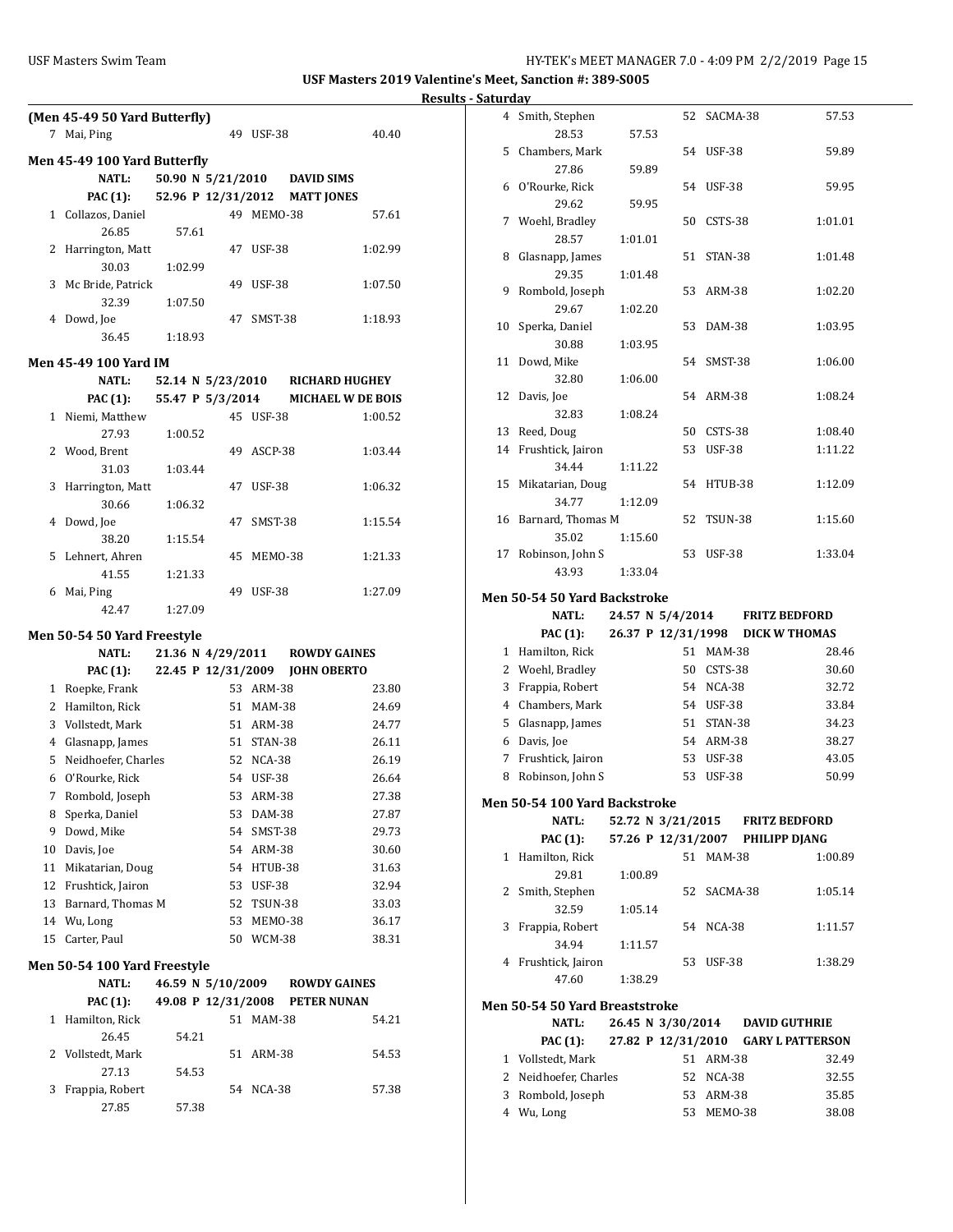**Results - Saturday**

### (Men 45-49 50 Yard Butterfly)

| Place | Name | Age | Team | Time |
|---|---|---|---|---|
| 7 | Mai, Ping | 49 | USF-38 | 40.40 |

### Men 45-49 100 Yard Butterfly

NATL: 50.90 N 5/21/2010 DAVID SIMS
PAC (1): 52.96 P 12/31/2012 MATT JONES

| Place | Name | Age | Team | Time | Splits |
|---|---|---|---|---|---|
| 1 | Collazos, Daniel | 49 | MEMO-38 | 57.61 | 26.85, 57.61 |
| 2 | Harrington, Matt | 47 | USF-38 | 1:02.99 | 30.03, 1:02.99 |
| 3 | Mc Bride, Patrick | 49 | USF-38 | 1:07.50 | 32.39, 1:07.50 |
| 4 | Dowd, Joe | 47 | SMST-38 | 1:18.93 | 36.45, 1:18.93 |

### Men 45-49 100 Yard IM

NATL: 52.14 N 5/23/2010 RICHARD HUGHEY
PAC (1): 55.47 P 5/3/2014 MICHAEL W DE BOIS

| Place | Name | Age | Team | Time | Splits |
|---|---|---|---|---|---|
| 1 | Niemi, Matthew | 45 | USF-38 | 1:00.52 | 27.93, 1:00.52 |
| 2 | Wood, Brent | 49 | ASCP-38 | 1:03.44 | 31.03, 1:03.44 |
| 3 | Harrington, Matt | 47 | USF-38 | 1:06.32 | 30.66, 1:06.32 |
| 4 | Dowd, Joe | 47 | SMST-38 | 1:15.54 | 38.20, 1:15.54 |
| 5 | Lehnert, Ahren | 45 | MEMO-38 | 1:21.33 | 41.55, 1:21.33 |
| 6 | Mai, Ping | 49 | USF-38 | 1:27.09 | 42.47, 1:27.09 |

### Men 50-54 50 Yard Freestyle

NATL: 21.36 N 4/29/2011 ROWDY GAINES
PAC (1): 22.45 P 12/31/2009 JOHN OBERTO

| Place | Name | Age | Team | Time |
|---|---|---|---|---|
| 1 | Roepke, Frank | 53 | ARM-38 | 23.80 |
| 2 | Hamilton, Rick | 51 | MAM-38 | 24.69 |
| 3 | Vollstedt, Mark | 51 | ARM-38 | 24.77 |
| 4 | Glasnapp, James | 51 | STAN-38 | 26.11 |
| 5 | Neidhoefer, Charles | 52 | NCA-38 | 26.19 |
| 6 | O'Rourke, Rick | 54 | USF-38 | 26.64 |
| 7 | Rombold, Joseph | 53 | ARM-38 | 27.38 |
| 8 | Sperka, Daniel | 53 | DAM-38 | 27.87 |
| 9 | Dowd, Mike | 54 | SMST-38 | 29.73 |
| 10 | Davis, Joe | 54 | ARM-38 | 30.60 |
| 11 | Mikatarian, Doug | 54 | HTUB-38 | 31.63 |
| 12 | Frushtick, Jairon | 53 | USF-38 | 32.94 |
| 13 | Barnard, Thomas M | 52 | TSUN-38 | 33.03 |
| 14 | Wu, Long | 53 | MEMO-38 | 36.17 |
| 15 | Carter, Paul | 50 | WCM-38 | 38.31 |

### Men 50-54 100 Yard Freestyle

NATL: 46.59 N 5/10/2009 ROWDY GAINES
PAC (1): 49.08 P 12/31/2008 PETER NUNAN

| Place | Name | Age | Team | Time | Splits |
|---|---|---|---|---|---|
| 1 | Hamilton, Rick | 51 | MAM-38 | 54.21 | 26.45, 54.21 |
| 2 | Vollstedt, Mark | 51 | ARM-38 | 54.53 | 27.13, 54.53 |
| 3 | Frappia, Robert | 54 | NCA-38 | 57.38 | 27.85, 57.38 |
| 4 | Smith, Stephen | 52 | SACMA-38 | 57.53 | 28.53, 57.53 |
| 5 | Chambers, Mark | 54 | USF-38 | 59.89 | 27.86, 59.89 |
| 6 | O'Rourke, Rick | 54 | USF-38 | 59.95 | 29.62, 59.95 |
| 7 | Woehl, Bradley | 50 | CSTS-38 | 1:01.01 | 28.57, 1:01.01 |
| 8 | Glasnapp, James | 51 | STAN-38 | 1:01.48 | 29.35, 1:01.48 |
| 9 | Rombold, Joseph | 53 | ARM-38 | 1:02.20 | 29.67, 1:02.20 |
| 10 | Sperka, Daniel | 53 | DAM-38 | 1:03.95 | 30.88, 1:03.95 |
| 11 | Dowd, Mike | 54 | SMST-38 | 1:06.00 | 32.80, 1:06.00 |
| 12 | Davis, Joe | 54 | ARM-38 | 1:08.24 | 32.83, 1:08.24 |
| 13 | Reed, Doug | 50 | CSTS-38 | 1:08.40 | |
| 14 | Frushtick, Jairon | 53 | USF-38 | 1:11.22 | 34.44, 1:11.22 |
| 15 | Mikatarian, Doug | 54 | HTUB-38 | 1:12.09 | 34.77, 1:12.09 |
| 16 | Barnard, Thomas M | 52 | TSUN-38 | 1:15.60 | 35.02, 1:15.60 |
| 17 | Robinson, John S | 53 | USF-38 | 1:33.04 | 43.93, 1:33.04 |

### Men 50-54 50 Yard Backstroke

NATL: 24.57 N 5/4/2014 FRITZ BEDFORD
PAC (1): 26.37 P 12/31/1998 DICK W THOMAS

| Place | Name | Age | Team | Time |
|---|---|---|---|---|
| 1 | Hamilton, Rick | 51 | MAM-38 | 28.46 |
| 2 | Woehl, Bradley | 50 | CSTS-38 | 30.60 |
| 3 | Frappia, Robert | 54 | NCA-38 | 32.72 |
| 4 | Chambers, Mark | 54 | USF-38 | 33.84 |
| 5 | Glasnapp, James | 51 | STAN-38 | 34.23 |
| 6 | Davis, Joe | 54 | ARM-38 | 38.27 |
| 7 | Frushtick, Jairon | 53 | USF-38 | 43.05 |
| 8 | Robinson, John S | 53 | USF-38 | 50.99 |

### Men 50-54 100 Yard Backstroke

NATL: 52.72 N 3/21/2015 FRITZ BEDFORD
PAC (1): 57.26 P 12/31/2007 PHILIPP DJANG

| Place | Name | Age | Team | Time | Splits |
|---|---|---|---|---|---|
| 1 | Hamilton, Rick | 51 | MAM-38 | 1:00.89 | 29.81, 1:00.89 |
| 2 | Smith, Stephen | 52 | SACMA-38 | 1:05.14 | 32.59, 1:05.14 |
| 3 | Frappia, Robert | 54 | NCA-38 | 1:11.57 | 34.94, 1:11.57 |
| 4 | Frushtick, Jairon | 53 | USF-38 | 1:38.29 | 47.60, 1:38.29 |

### Men 50-54 50 Yard Breaststroke

NATL: 26.45 N 3/30/2014 DAVID GUTHRIE
PAC (1): 27.82 P 12/31/2010 GARY L PATTERSON

| Place | Name | Age | Team | Time |
|---|---|---|---|---|
| 1 | Vollstedt, Mark | 51 | ARM-38 | 32.49 |
| 2 | Neidhoefer, Charles | 52 | NCA-38 | 32.55 |
| 3 | Rombold, Joseph | 53 | ARM-38 | 35.85 |
| 4 | Wu, Long | 53 | MEMO-38 | 38.08 |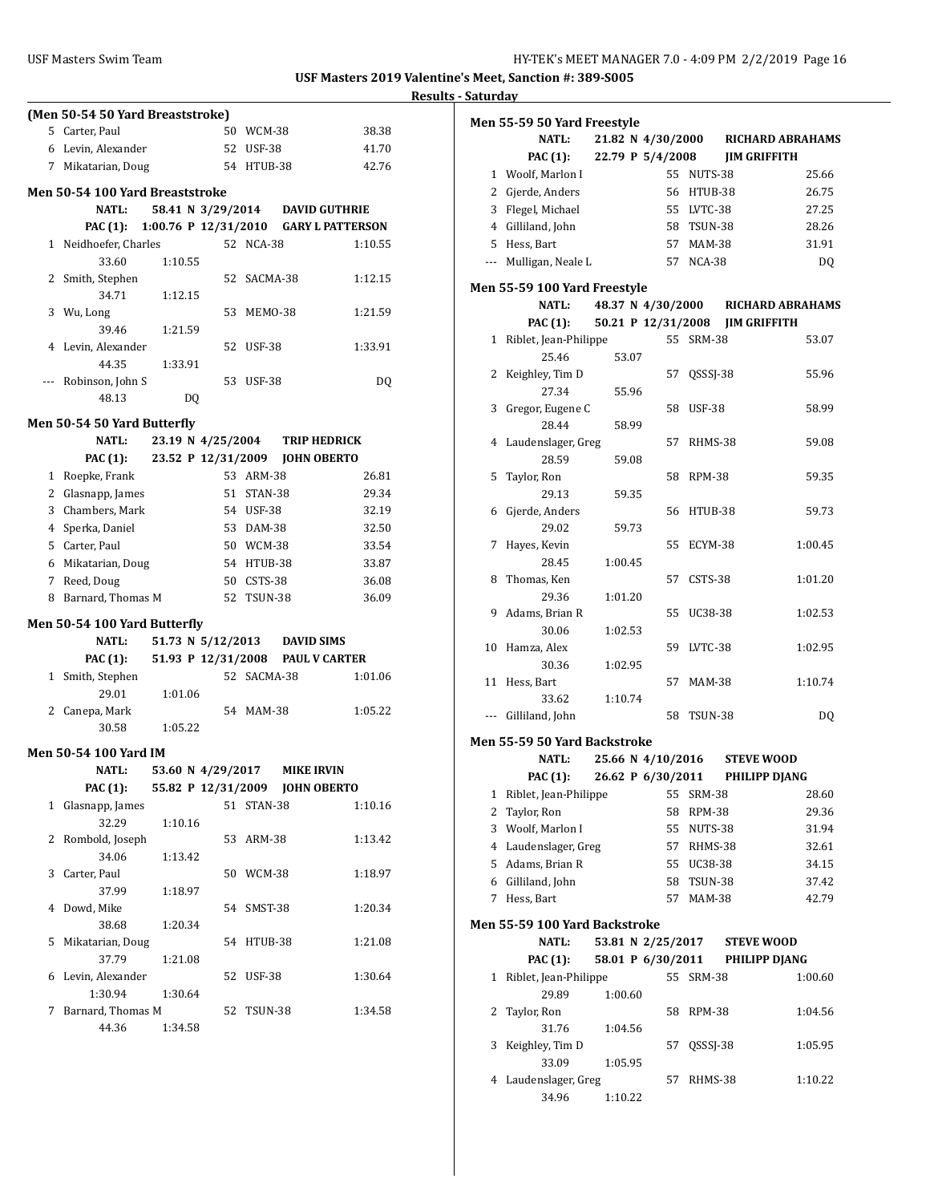**Results - Saturday**

### (Men 50-54 50 Yard Breaststroke)

| Place | Name | Age | Team | Time |
|---|---|---|---|---|
| 5 | Carter, Paul | 50 | WCM-38 | 38.38 |
| 6 | Levin, Alexander | 52 | USF-38 | 41.70 |
| 7 | Mikatarian, Doug | 54 | HTUB-38 | 42.76 |

### Men 50-54 100 Yard Breaststroke

**NATL:** 58.41 N 3/29/2014 **DAVID GUTHRIE**
**PAC (1):** 1:00.76 P 12/31/2010 **GARY L PATTERSON**

| Place | Name | Age | Team | Time |
|---|---|---|---|---|
| 1 | Neidhoefer, Charles | 52 | NCA-38 | 1:10.55 |
| | 33.60 1:10.55 | | | |
| 2 | Smith, Stephen | 52 | SACMA-38 | 1:12.15 |
| | 34.71 1:12.15 | | | |
| 3 | Wu, Long | 53 | MEMO-38 | 1:21.59 |
| | 39.46 1:21.59 | | | |
| 4 | Levin, Alexander | 52 | USF-38 | 1:33.91 |
| | 44.35 1:33.91 | | | |
| --- | Robinson, John S | 53 | USF-38 | DQ |
| | 48.13 DQ | | | |

### Men 50-54 50 Yard Butterfly

**NATL:** 23.19 N 4/25/2004 **TRIP HEDRICK**
**PAC (1):** 23.52 P 12/31/2009 **JOHN OBERTO**

| Place | Name | Age | Team | Time |
|---|---|---|---|---|
| 1 | Roepke, Frank | 53 | ARM-38 | 26.81 |
| 2 | Glasnapp, James | 51 | STAN-38 | 29.34 |
| 3 | Chambers, Mark | 54 | USF-38 | 32.19 |
| 4 | Sperka, Daniel | 53 | DAM-38 | 32.50 |
| 5 | Carter, Paul | 50 | WCM-38 | 33.54 |
| 6 | Mikatarian, Doug | 54 | HTUB-38 | 33.87 |
| 7 | Reed, Doug | 50 | CSTS-38 | 36.08 |
| 8 | Barnard, Thomas M | 52 | TSUN-38 | 36.09 |

### Men 50-54 100 Yard Butterfly

**NATL:** 51.73 N 5/12/2013 **DAVID SIMS**
**PAC (1):** 51.93 P 12/31/2008 **PAUL V CARTER**

| Place | Name | Age | Team | Time |
|---|---|---|---|---|
| 1 | Smith, Stephen | 52 | SACMA-38 | 1:01.06 |
| | 29.01 1:01.06 | | | |
| 2 | Canepa, Mark | 54 | MAM-38 | 1:05.22 |
| | 30.58 1:05.22 | | | |

### Men 50-54 100 Yard IM

**NATL:** 53.60 N 4/29/2017 **MIKE IRVIN**
**PAC (1):** 55.82 P 12/31/2009 **JOHN OBERTO**

| Place | Name | Age | Team | Time |
|---|---|---|---|---|
| 1 | Glasnapp, James | 51 | STAN-38 | 1:10.16 |
| | 32.29 1:10.16 | | | |
| 2 | Rombold, Joseph | 53 | ARM-38 | 1:13.42 |
| | 34.06 1:13.42 | | | |
| 3 | Carter, Paul | 50 | WCM-38 | 1:18.97 |
| | 37.99 1:18.97 | | | |
| 4 | Dowd, Mike | 54 | SMST-38 | 1:20.34 |
| | 38.68 1:20.34 | | | |
| 5 | Mikatarian, Doug | 54 | HTUB-38 | 1:21.08 |
| | 37.79 1:21.08 | | | |
| 6 | Levin, Alexander | 52 | USF-38 | 1:30.64 |
| | 1:30.94 1:30.64 | | | |
| 7 | Barnard, Thomas M | 52 | TSUN-38 | 1:34.58 |
| | 44.36 1:34.58 | | | |

### Men 55-59 50 Yard Freestyle

**NATL:** 21.82 N 4/30/2000 **RICHARD ABRAHAMS**
**PAC (1):** 22.79 P 5/4/2008 **JIM GRIFFITH**

| Place | Name | Age | Team | Time |
|---|---|---|---|---|
| 1 | Woolf, Marlon I | 55 | NUTS-38 | 25.66 |
| 2 | Gjerde, Anders | 56 | HTUB-38 | 26.75 |
| 3 | Flegel, Michael | 55 | LVTC-38 | 27.25 |
| 4 | Gilliland, John | 58 | TSUN-38 | 28.26 |
| 5 | Hess, Bart | 57 | MAM-38 | 31.91 |
| --- | Mulligan, Neale L | 57 | NCA-38 | DQ |

### Men 55-59 100 Yard Freestyle

**NATL:** 48.37 N 4/30/2000 **RICHARD ABRAHAMS**
**PAC (1):** 50.21 P 12/31/2008 **JIM GRIFFITH**

| Place | Name | Age | Team | Time |
|---|---|---|---|---|
| 1 | Riblet, Jean-Philippe | 55 | SRM-38 | 53.07 |
| | 25.46 53.07 | | | |
| 2 | Keighley, Tim D | 57 | QSSSJ-38 | 55.96 |
| | 27.34 55.96 | | | |
| 3 | Gregor, Eugene C | 58 | USF-38 | 58.99 |
| | 28.44 58.99 | | | |
| 4 | Laudenslager, Greg | 57 | RHMS-38 | 59.08 |
| | 28.59 59.08 | | | |
| 5 | Taylor, Ron | 58 | RPM-38 | 59.35 |
| | 29.13 59.35 | | | |
| 6 | Gjerde, Anders | 56 | HTUB-38 | 59.73 |
| | 29.02 59.73 | | | |
| 7 | Hayes, Kevin | 55 | ECYM-38 | 1:00.45 |
| | 28.45 1:00.45 | | | |
| 8 | Thomas, Ken | 57 | CSTS-38 | 1:01.20 |
| | 29.36 1:01.20 | | | |
| 9 | Adams, Brian R | 55 | UC38-38 | 1:02.53 |
| | 30.06 1:02.53 | | | |
| 10 | Hamza, Alex | 59 | LVTC-38 | 1:02.95 |
| | 30.36 1:02.95 | | | |
| 11 | Hess, Bart | 57 | MAM-38 | 1:10.74 |
| | 33.62 1:10.74 | | | |
| --- | Gilliland, John | 58 | TSUN-38 | DQ |

### Men 55-59 50 Yard Backstroke

**NATL:** 25.66 N 4/10/2016 **STEVE WOOD**
**PAC (1):** 26.62 P 6/30/2011 **PHILIPP DJANG**

| Place | Name | Age | Team | Time |
|---|---|---|---|---|
| 1 | Riblet, Jean-Philippe | 55 | SRM-38 | 28.60 |
| 2 | Taylor, Ron | 58 | RPM-38 | 29.36 |
| 3 | Woolf, Marlon I | 55 | NUTS-38 | 31.94 |
| 4 | Laudenslager, Greg | 57 | RHMS-38 | 32.61 |
| 5 | Adams, Brian R | 55 | UC38-38 | 34.15 |
| 6 | Gilliland, John | 58 | TSUN-38 | 37.42 |
| 7 | Hess, Bart | 57 | MAM-38 | 42.79 |

### Men 55-59 100 Yard Backstroke

**NATL:** 53.81 N 2/25/2017 **STEVE WOOD**
**PAC (1):** 58.01 P 6/30/2011 **PHILIPP DJANG**

| Place | Name | Age | Team | Time |
|---|---|---|---|---|
| 1 | Riblet, Jean-Philippe | 55 | SRM-38 | 1:00.60 |
| | 29.89 1:00.60 | | | |
| 2 | Taylor, Ron | 58 | RPM-38 | 1:04.56 |
| | 31.76 1:04.56 | | | |
| 3 | Keighley, Tim D | 57 | QSSSJ-38 | 1:05.95 |
| | 33.09 1:05.95 | | | |
| 4 | Laudenslager, Greg | 57 | RHMS-38 | 1:10.22 |
| | 34.96 1:10.22 | | | |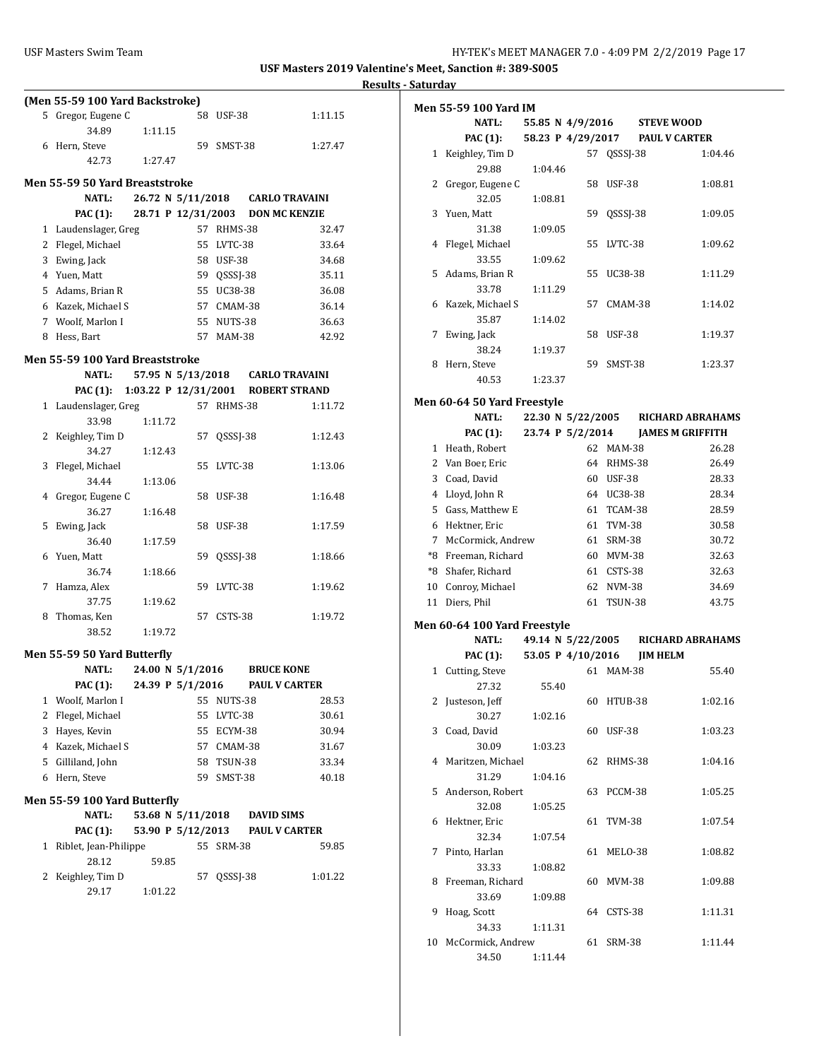**USF Masters 2019 Valentine's Meet, Sanction #: 389-S005**

**Results - Saturday**

### (Men 55-59 100 Yard Backstroke)

| Place | Name | Age | Team | Time |
|---|---|---|---|---|
| 5 | Gregor, Eugene C | 58 | USF-38 | 1:11.15 |
| | 34.89 1:11.15 | | | |
| 6 | Hern, Steve | 59 | SMST-38 | 1:27.47 |
| | 42.73 1:27.47 | | | |

### Men 55-59 50 Yard Breaststroke

NATL: 26.72 N 5/11/2018 CARLO TRAVAINI
PAC (1): 28.71 P 12/31/2003 DON MC KENZIE

| Place | Name | Age | Team | Time |
|---|---|---|---|---|
| 1 | Laudenslager, Greg | 57 | RHMS-38 | 32.47 |
| 2 | Flegel, Michael | 55 | LVTC-38 | 33.64 |
| 3 | Ewing, Jack | 58 | USF-38 | 34.68 |
| 4 | Yuen, Matt | 59 | QSSSJ-38 | 35.11 |
| 5 | Adams, Brian R | 55 | UC38-38 | 36.08 |
| 6 | Kazek, Michael S | 57 | CMAM-38 | 36.14 |
| 7 | Woolf, Marlon I | 55 | NUTS-38 | 36.63 |
| 8 | Hess, Bart | 57 | MAM-38 | 42.92 |

### Men 55-59 100 Yard Breaststroke

NATL: 57.95 N 5/13/2018 CARLO TRAVAINI
PAC (1): 1:03.22 P 12/31/2001 ROBERT STRAND

| Place | Name | Age | Team | Time |
|---|---|---|---|---|
| 1 | Laudenslager, Greg | 57 | RHMS-38 | 1:11.72 |
| | 33.98 1:11.72 | | | |
| 2 | Keighley, Tim D | 57 | QSSSJ-38 | 1:12.43 |
| | 34.27 1:12.43 | | | |
| 3 | Flegel, Michael | 55 | LVTC-38 | 1:13.06 |
| | 34.44 1:13.06 | | | |
| 4 | Gregor, Eugene C | 58 | USF-38 | 1:16.48 |
| | 36.27 1:16.48 | | | |
| 5 | Ewing, Jack | 58 | USF-38 | 1:17.59 |
| | 36.40 1:17.59 | | | |
| 6 | Yuen, Matt | 59 | QSSSJ-38 | 1:18.66 |
| | 36.74 1:18.66 | | | |
| 7 | Hamza, Alex | 59 | LVTC-38 | 1:19.62 |
| | 37.75 1:19.62 | | | |
| 8 | Thomas, Ken | 57 | CSTS-38 | 1:19.72 |
| | 38.52 1:19.72 | | | |

### Men 55-59 50 Yard Butterfly

NATL: 24.00 N 5/1/2016 BRUCE KONE
PAC (1): 24.39 P 5/1/2016 PAUL V CARTER

| Place | Name | Age | Team | Time |
|---|---|---|---|---|
| 1 | Woolf, Marlon I | 55 | NUTS-38 | 28.53 |
| 2 | Flegel, Michael | 55 | LVTC-38 | 30.61 |
| 3 | Hayes, Kevin | 55 | ECYM-38 | 30.94 |
| 4 | Kazek, Michael S | 57 | CMAM-38 | 31.67 |
| 5 | Gilliland, John | 58 | TSUN-38 | 33.34 |
| 6 | Hern, Steve | 59 | SMST-38 | 40.18 |

### Men 55-59 100 Yard Butterfly

NATL: 53.68 N 5/11/2018 DAVID SIMS
PAC (1): 53.90 P 5/12/2013 PAUL V CARTER

| Place | Name | Age | Team | Time |
|---|---|---|---|---|
| 1 | Riblet, Jean-Philippe | 55 | SRM-38 | 59.85 |
| | 28.12 59.85 | | | |
| 2 | Keighley, Tim D | 57 | QSSSJ-38 | 1:01.22 |
| | 29.17 1:01.22 | | | |

### Men 55-59 100 Yard IM

NATL: 55.85 N 4/9/2016 STEVE WOOD
PAC (1): 58.23 P 4/29/2017 PAUL V CARTER

| Place | Name | Age | Team | Time |
|---|---|---|---|---|
| 1 | Keighley, Tim D | 57 | QSSSJ-38 | 1:04.46 |
| | 29.88 1:04.46 | | | |
| 2 | Gregor, Eugene C | 58 | USF-38 | 1:08.81 |
| | 32.05 1:08.81 | | | |
| 3 | Yuen, Matt | 59 | QSSSJ-38 | 1:09.05 |
| | 31.38 1:09.05 | | | |
| 4 | Flegel, Michael | 55 | LVTC-38 | 1:09.62 |
| | 33.55 1:09.62 | | | |
| 5 | Adams, Brian R | 55 | UC38-38 | 1:11.29 |
| | 33.78 1:11.29 | | | |
| 6 | Kazek, Michael S | 57 | CMAM-38 | 1:14.02 |
| | 35.87 1:14.02 | | | |
| 7 | Ewing, Jack | 58 | USF-38 | 1:19.37 |
| | 38.24 1:19.37 | | | |
| 8 | Hern, Steve | 59 | SMST-38 | 1:23.37 |
| | 40.53 1:23.37 | | | |

### Men 60-64 50 Yard Freestyle

NATL: 22.30 N 5/22/2005 RICHARD ABRAHAMS
PAC (1): 23.74 P 5/2/2014 JAMES M GRIFFITH

| Place | Name | Age | Team | Time |
|---|---|---|---|---|
| 1 | Heath, Robert | 62 | MAM-38 | 26.28 |
| 2 | Van Boer, Eric | 64 | RHMS-38 | 26.49 |
| 3 | Coad, David | 60 | USF-38 | 28.33 |
| 4 | Lloyd, John R | 64 | UC38-38 | 28.34 |
| 5 | Gass, Matthew E | 61 | TCAM-38 | 28.59 |
| 6 | Hektner, Eric | 61 | TVM-38 | 30.58 |
| 7 | McCormick, Andrew | 61 | SRM-38 | 30.72 |
| *8 | Freeman, Richard | 60 | MVM-38 | 32.63 |
| *8 | Shafer, Richard | 61 | CSTS-38 | 32.63 |
| 10 | Conroy, Michael | 62 | NVM-38 | 34.69 |
| 11 | Diers, Phil | 61 | TSUN-38 | 43.75 |

### Men 60-64 100 Yard Freestyle

NATL: 49.14 N 5/22/2005 RICHARD ABRAHAMS
PAC (1): 53.05 P 4/10/2016 JIM HELM

| Place | Name | Age | Team | Time |
|---|---|---|---|---|
| 1 | Cutting, Steve | 61 | MAM-38 | 55.40 |
| | 27.32 55.40 | | | |
| 2 | Justeson, Jeff | 60 | HTUB-38 | 1:02.16 |
| | 30.27 1:02.16 | | | |
| 3 | Coad, David | 60 | USF-38 | 1:03.23 |
| | 30.09 1:03.23 | | | |
| 4 | Maritzen, Michael | 62 | RHMS-38 | 1:04.16 |
| | 31.29 1:04.16 | | | |
| 5 | Anderson, Robert | 63 | PCCM-38 | 1:05.25 |
| | 32.08 1:05.25 | | | |
| 6 | Hektner, Eric | 61 | TVM-38 | 1:07.54 |
| | 32.34 1:07.54 | | | |
| 7 | Pinto, Harlan | 61 | MELO-38 | 1:08.82 |
| | 33.33 1:08.82 | | | |
| 8 | Freeman, Richard | 60 | MVM-38 | 1:09.88 |
| | 33.69 1:09.88 | | | |
| 9 | Hoag, Scott | 64 | CSTS-38 | 1:11.31 |
| | 34.33 1:11.31 | | | |
| 10 | McCormick, Andrew | 61 | SRM-38 | 1:11.44 |
| | 34.50 1:11.44 | | | |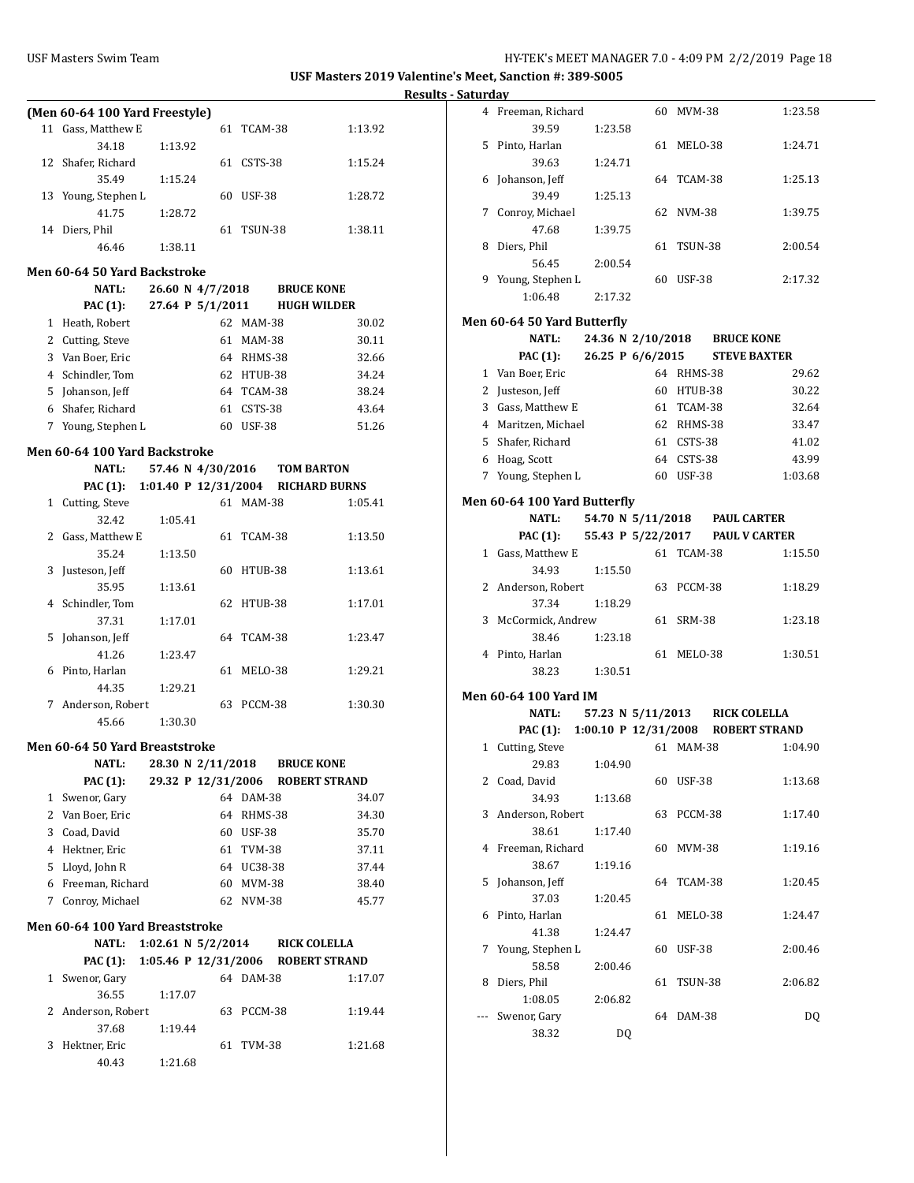**USF Masters 2019 Valentine's Meet, Sanction #: 389-S005**

**Results - Saturday**

### (Men 60-64 100 Yard Freestyle)

| Place | Name | Age | Team | Time |
|---|---|---|---|---|
| 11 | Gass, Matthew E | 61 | TCAM-38 | 1:13.92 |
| | 34.18 1:13.92 | | | |
| 12 | Shafer, Richard | 61 | CSTS-38 | 1:15.24 |
| | 35.49 1:15.24 | | | |
| 13 | Young, Stephen L | 60 | USF-38 | 1:28.72 |
| | 41.75 1:28.72 | | | |
| 14 | Diers, Phil | 61 | TSUN-38 | 1:38.11 |
| | 46.46 1:38.11 | | | |

### Men 60-64 50 Yard Backstroke

NATL: 26.60 N 4/7/2018 BRUCE KONE
PAC (1): 27.64 P 5/1/2011 HUGH WILDER

| Place | Name | Age | Team | Time |
|---|---|---|---|---|
| 1 | Heath, Robert | 62 | MAM-38 | 30.02 |
| 2 | Cutting, Steve | 61 | MAM-38 | 30.11 |
| 3 | Van Boer, Eric | 64 | RHMS-38 | 32.66 |
| 4 | Schindler, Tom | 62 | HTUB-38 | 34.24 |
| 5 | Johanson, Jeff | 64 | TCAM-38 | 38.24 |
| 6 | Shafer, Richard | 61 | CSTS-38 | 43.64 |
| 7 | Young, Stephen L | 60 | USF-38 | 51.26 |

### Men 60-64 100 Yard Backstroke

NATL: 57.46 N 4/30/2016 TOM BARTON
PAC (1): 1:01.40 P 12/31/2004 RICHARD BURNS

| Place | Name | Age | Team | Time |
|---|---|---|---|---|
| 1 | Cutting, Steve | 61 | MAM-38 | 1:05.41 |
| | 32.42 1:05.41 | | | |
| 2 | Gass, Matthew E | 61 | TCAM-38 | 1:13.50 |
| | 35.24 1:13.50 | | | |
| 3 | Justeson, Jeff | 60 | HTUB-38 | 1:13.61 |
| | 35.95 1:13.61 | | | |
| 4 | Schindler, Tom | 62 | HTUB-38 | 1:17.01 |
| | 37.31 1:17.01 | | | |
| 5 | Johanson, Jeff | 64 | TCAM-38 | 1:23.47 |
| | 41.26 1:23.47 | | | |
| 6 | Pinto, Harlan | 61 | MELO-38 | 1:29.21 |
| | 44.35 1:29.21 | | | |
| 7 | Anderson, Robert | 63 | PCCM-38 | 1:30.30 |
| | 45.66 1:30.30 | | | |

### Men 60-64 50 Yard Breaststroke

NATL: 28.30 N 2/11/2018 BRUCE KONE
PAC (1): 29.32 P 12/31/2006 ROBERT STRAND

| Place | Name | Age | Team | Time |
|---|---|---|---|---|
| 1 | Swenor, Gary | 64 | DAM-38 | 34.07 |
| 2 | Van Boer, Eric | 64 | RHMS-38 | 34.30 |
| 3 | Coad, David | 60 | USF-38 | 35.70 |
| 4 | Hektner, Eric | 61 | TVM-38 | 37.11 |
| 5 | Lloyd, John R | 64 | UC38-38 | 37.44 |
| 6 | Freeman, Richard | 60 | MVM-38 | 38.40 |
| 7 | Conroy, Michael | 62 | NVM-38 | 45.77 |

### Men 60-64 100 Yard Breaststroke

NATL: 1:02.61 N 5/2/2014 RICK COLELLA
PAC (1): 1:05.46 P 12/31/2006 ROBERT STRAND

| Place | Name | Age | Team | Time |
|---|---|---|---|---|
| 1 | Swenor, Gary | 64 | DAM-38 | 1:17.07 |
| | 36.55 1:17.07 | | | |
| 2 | Anderson, Robert | 63 | PCCM-38 | 1:19.44 |
| | 37.68 1:19.44 | | | |
| 3 | Hektner, Eric | 61 | TVM-38 | 1:21.68 |
| | 40.43 1:21.68 | | | |
| 4 | Freeman, Richard | 60 | MVM-38 | 1:23.58 |
| | 39.59 1:23.58 | | | |
| 5 | Pinto, Harlan | 61 | MELO-38 | 1:24.71 |
| | 39.63 1:24.71 | | | |
| 6 | Johanson, Jeff | 64 | TCAM-38 | 1:25.13 |
| | 39.49 1:25.13 | | | |
| 7 | Conroy, Michael | 62 | NVM-38 | 1:39.75 |
| | 47.68 1:39.75 | | | |
| 8 | Diers, Phil | 61 | TSUN-38 | 2:00.54 |
| | 56.45 2:00.54 | | | |
| 9 | Young, Stephen L | 60 | USF-38 | 2:17.32 |
| | 1:06.48 2:17.32 | | | |

### Men 60-64 50 Yard Butterfly

NATL: 24.36 N 2/10/2018 BRUCE KONE
PAC (1): 26.25 P 6/6/2015 STEVE BAXTER

| Place | Name | Age | Team | Time |
|---|---|---|---|---|
| 1 | Van Boer, Eric | 64 | RHMS-38 | 29.62 |
| 2 | Justeson, Jeff | 60 | HTUB-38 | 30.22 |
| 3 | Gass, Matthew E | 61 | TCAM-38 | 32.64 |
| 4 | Maritzen, Michael | 62 | RHMS-38 | 33.47 |
| 5 | Shafer, Richard | 61 | CSTS-38 | 41.02 |
| 6 | Hoag, Scott | 64 | CSTS-38 | 43.99 |
| 7 | Young, Stephen L | 60 | USF-38 | 1:03.68 |

### Men 60-64 100 Yard Butterfly

NATL: 54.70 N 5/11/2018 PAUL CARTER
PAC (1): 55.43 P 5/22/2017 PAUL V CARTER

| Place | Name | Age | Team | Time |
|---|---|---|---|---|
| 1 | Gass, Matthew E | 61 | TCAM-38 | 1:15.50 |
| | 34.93 1:15.50 | | | |
| 2 | Anderson, Robert | 63 | PCCM-38 | 1:18.29 |
| | 37.34 1:18.29 | | | |
| 3 | McCormick, Andrew | 61 | SRM-38 | 1:23.18 |
| | 38.46 1:23.18 | | | |
| 4 | Pinto, Harlan | 61 | MELO-38 | 1:30.51 |
| | 38.23 1:30.51 | | | |

### Men 60-64 100 Yard IM

NATL: 57.23 N 5/11/2013 RICK COLELLA
PAC (1): 1:00.10 P 12/31/2008 ROBERT STRAND

| Place | Name | Age | Team | Time |
|---|---|---|---|---|
| 1 | Cutting, Steve | 61 | MAM-38 | 1:04.90 |
| | 29.83 1:04.90 | | | |
| 2 | Coad, David | 60 | USF-38 | 1:13.68 |
| | 34.93 1:13.68 | | | |
| 3 | Anderson, Robert | 63 | PCCM-38 | 1:17.40 |
| | 38.61 1:17.40 | | | |
| 4 | Freeman, Richard | 60 | MVM-38 | 1:19.16 |
| | 38.67 1:19.16 | | | |
| 5 | Johanson, Jeff | 64 | TCAM-38 | 1:20.45 |
| | 37.03 1:20.45 | | | |
| 6 | Pinto, Harlan | 61 | MELO-38 | 1:24.47 |
| | 41.38 1:24.47 | | | |
| 7 | Young, Stephen L | 60 | USF-38 | 2:00.46 |
| | 58.58 2:00.46 | | | |
| 8 | Diers, Phil | 61 | TSUN-38 | 2:06.82 |
| | 1:08.05 2:06.82 | | | |
| --- | Swenor, Gary | 64 | DAM-38 | DQ |
| | 38.32 DQ | | | |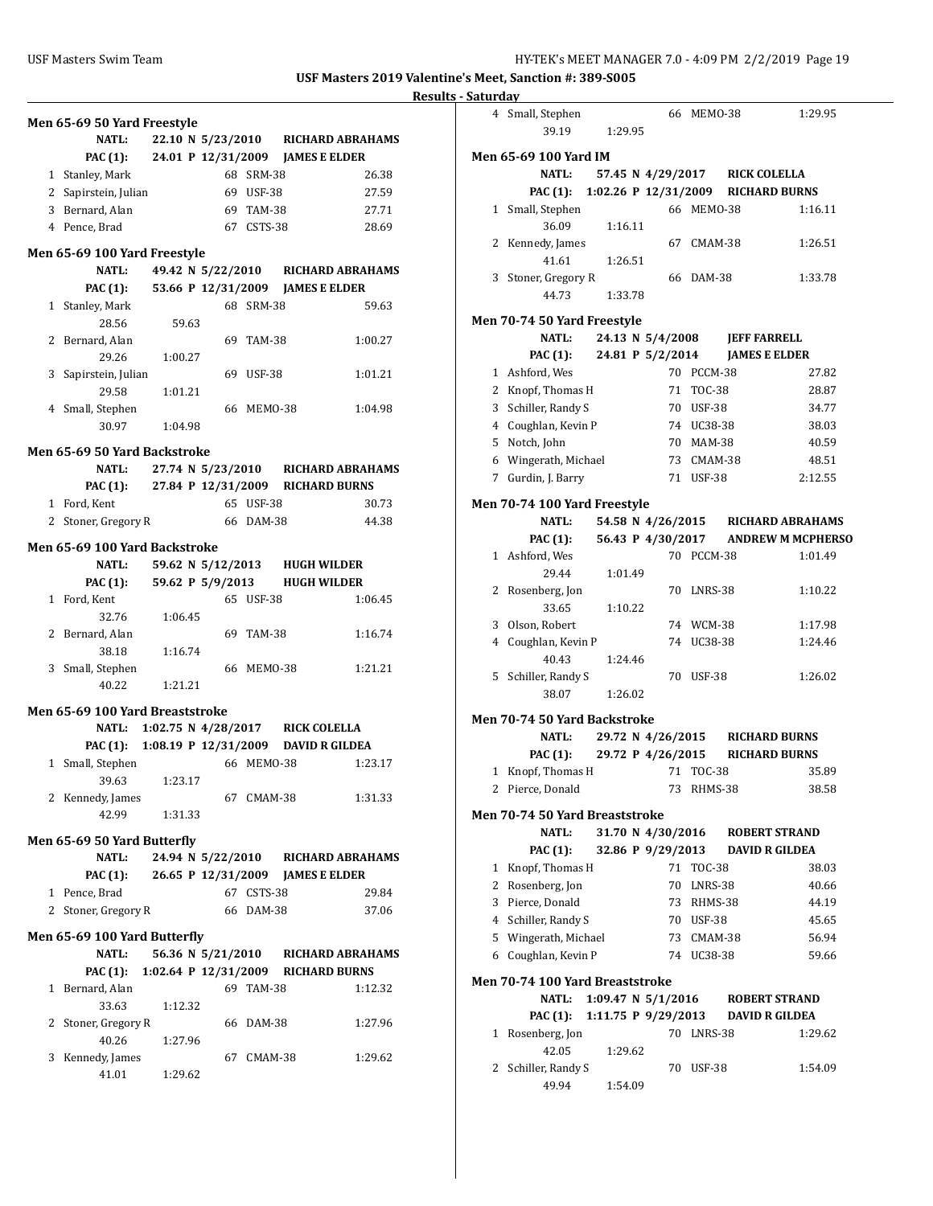**USF Masters 2019 Valentine's Meet, Sanction #: 389-S005**

**Results - Saturday**

### Men 65-69 50 Yard Freestyle

NATL: 22.10 N 5/23/2010 RICHARD ABRAHAMS
PAC (1): 24.01 P 12/31/2009 JAMES E ELDER

| Place | Name | Age | Team | Time |
|---|---|---|---|---|
| 1 | Stanley, Mark | 68 | SRM-38 | 26.38 |
| 2 | Sapirstein, Julian | 69 | USF-38 | 27.59 |
| 3 | Bernard, Alan | 69 | TAM-38 | 27.71 |
| 4 | Pence, Brad | 67 | CSTS-38 | 28.69 |

### Men 65-69 100 Yard Freestyle

NATL: 49.42 N 5/22/2010 RICHARD ABRAHAMS
PAC (1): 53.66 P 12/31/2009 JAMES E ELDER

| Place | Name | Age | Team | Time |
|---|---|---|---|---|
| 1 | Stanley, Mark | 68 | SRM-38 | 59.63 |
| | 28.56 59.63 | | | |
| 2 | Bernard, Alan | 69 | TAM-38 | 1:00.27 |
| | 29.26 1:00.27 | | | |
| 3 | Sapirstein, Julian | 69 | USF-38 | 1:01.21 |
| | 29.58 1:01.21 | | | |
| 4 | Small, Stephen | 66 | MEMO-38 | 1:04.98 |
| | 30.97 1:04.98 | | | |

### Men 65-69 50 Yard Backstroke

NATL: 27.74 N 5/23/2010 RICHARD ABRAHAMS
PAC (1): 27.84 P 12/31/2009 RICHARD BURNS

| Place | Name | Age | Team | Time |
|---|---|---|---|---|
| 1 | Ford, Kent | 65 | USF-38 | 30.73 |
| 2 | Stoner, Gregory R | 66 | DAM-38 | 44.38 |

### Men 65-69 100 Yard Backstroke

NATL: 59.62 N 5/12/2013 HUGH WILDER
PAC (1): 59.62 P 5/9/2013 HUGH WILDER

| Place | Name | Age | Team | Time |
|---|---|---|---|---|
| 1 | Ford, Kent | 65 | USF-38 | 1:06.45 |
| | 32.76 1:06.45 | | | |
| 2 | Bernard, Alan | 69 | TAM-38 | 1:16.74 |
| | 38.18 1:16.74 | | | |
| 3 | Small, Stephen | 66 | MEMO-38 | 1:21.21 |
| | 40.22 1:21.21 | | | |

### Men 65-69 100 Yard Breaststroke

NATL: 1:02.75 N 4/28/2017 RICK COLELLA
PAC (1): 1:08.19 P 12/31/2009 DAVID R GILDEA

| Place | Name | Age | Team | Time |
|---|---|---|---|---|
| 1 | Small, Stephen | 66 | MEMO-38 | 1:23.17 |
| | 39.63 1:23.17 | | | |
| 2 | Kennedy, James | 67 | CMAM-38 | 1:31.33 |
| | 42.99 1:31.33 | | | |

### Men 65-69 50 Yard Butterfly

NATL: 24.94 N 5/22/2010 RICHARD ABRAHAMS
PAC (1): 26.65 P 12/31/2009 JAMES E ELDER

| Place | Name | Age | Team | Time |
|---|---|---|---|---|
| 1 | Pence, Brad | 67 | CSTS-38 | 29.84 |
| 2 | Stoner, Gregory R | 66 | DAM-38 | 37.06 |

### Men 65-69 100 Yard Butterfly

NATL: 56.36 N 5/21/2010 RICHARD ABRAHAMS
PAC (1): 1:02.64 P 12/31/2009 RICHARD BURNS

| Place | Name | Age | Team | Time |
|---|---|---|---|---|
| 1 | Bernard, Alan | 69 | TAM-38 | 1:12.32 |
| | 33.63 1:12.32 | | | |
| 2 | Stoner, Gregory R | 66 | DAM-38 | 1:27.96 |
| | 40.26 1:27.96 | | | |
| 3 | Kennedy, James | 67 | CMAM-38 | 1:29.62 |
| | 41.01 1:29.62 | | | |
| 4 | Small, Stephen | 66 | MEMO-38 | 1:29.95 |
| | 39.19 1:29.95 | | | |

### Men 65-69 100 Yard IM

NATL: 57.45 N 4/29/2017 RICK COLELLA
PAC (1): 1:02.26 P 12/31/2009 RICHARD BURNS

| Place | Name | Age | Team | Time |
|---|---|---|---|---|
| 1 | Small, Stephen | 66 | MEMO-38 | 1:16.11 |
| | 36.09 1:16.11 | | | |
| 2 | Kennedy, James | 67 | CMAM-38 | 1:26.51 |
| | 41.61 1:26.51 | | | |
| 3 | Stoner, Gregory R | 66 | DAM-38 | 1:33.78 |
| | 44.73 1:33.78 | | | |

### Men 70-74 50 Yard Freestyle

NATL: 24.13 N 5/4/2008 JEFF FARRELL
PAC (1): 24.81 P 5/2/2014 JAMES E ELDER

| Place | Name | Age | Team | Time |
|---|---|---|---|---|
| 1 | Ashford, Wes | 70 | PCCM-38 | 27.82 |
| 2 | Knopf, Thomas H | 71 | TOC-38 | 28.87 |
| 3 | Schiller, Randy S | 70 | USF-38 | 34.77 |
| 4 | Coughlan, Kevin P | 74 | UC38-38 | 38.03 |
| 5 | Notch, John | 70 | MAM-38 | 40.59 |
| 6 | Wingerath, Michael | 73 | CMAM-38 | 48.51 |
| 7 | Gurdin, J. Barry | 71 | USF-38 | 2:12.55 |

### Men 70-74 100 Yard Freestyle

NATL: 54.58 N 4/26/2015 RICHARD ABRAHAMS
PAC (1): 56.43 P 4/30/2017 ANDREW M MCPHERSO

| Place | Name | Age | Team | Time |
|---|---|---|---|---|
| 1 | Ashford, Wes | 70 | PCCM-38 | 1:01.49 |
| | 29.44 1:01.49 | | | |
| 2 | Rosenberg, Jon | 70 | LNRS-38 | 1:10.22 |
| | 33.65 1:10.22 | | | |
| 3 | Olson, Robert | 74 | WCM-38 | 1:17.98 |
| 4 | Coughlan, Kevin P | 74 | UC38-38 | 1:24.46 |
| | 40.43 1:24.46 | | | |
| 5 | Schiller, Randy S | 70 | USF-38 | 1:26.02 |
| | 38.07 1:26.02 | | | |

### Men 70-74 50 Yard Backstroke

NATL: 29.72 N 4/26/2015 RICHARD BURNS
PAC (1): 29.72 P 4/26/2015 RICHARD BURNS

| Place | Name | Age | Team | Time |
|---|---|---|---|---|
| 1 | Knopf, Thomas H | 71 | TOC-38 | 35.89 |
| 2 | Pierce, Donald | 73 | RHMS-38 | 38.58 |

### Men 70-74 50 Yard Breaststroke

NATL: 31.70 N 4/30/2016 ROBERT STRAND
PAC (1): 32.86 P 9/29/2013 DAVID R GILDEA

| Place | Name | Age | Team | Time |
|---|---|---|---|---|
| 1 | Knopf, Thomas H | 71 | TOC-38 | 38.03 |
| 2 | Rosenberg, Jon | 70 | LNRS-38 | 40.66 |
| 3 | Pierce, Donald | 73 | RHMS-38 | 44.19 |
| 4 | Schiller, Randy S | 70 | USF-38 | 45.65 |
| 5 | Wingerath, Michael | 73 | CMAM-38 | 56.94 |
| 6 | Coughlan, Kevin P | 74 | UC38-38 | 59.66 |

### Men 70-74 100 Yard Breaststroke

NATL: 1:09.47 N 5/1/2016 ROBERT STRAND
PAC (1): 1:11.75 P 9/29/2013 DAVID R GILDEA

| Place | Name | Age | Team | Time |
|---|---|---|---|---|
| 1 | Rosenberg, Jon | 70 | LNRS-38 | 1:29.62 |
| | 42.05 1:29.62 | | | |
| 2 | Schiller, Randy S | 70 | USF-38 | 1:54.09 |
| | 49.94 1:54.09 | | | |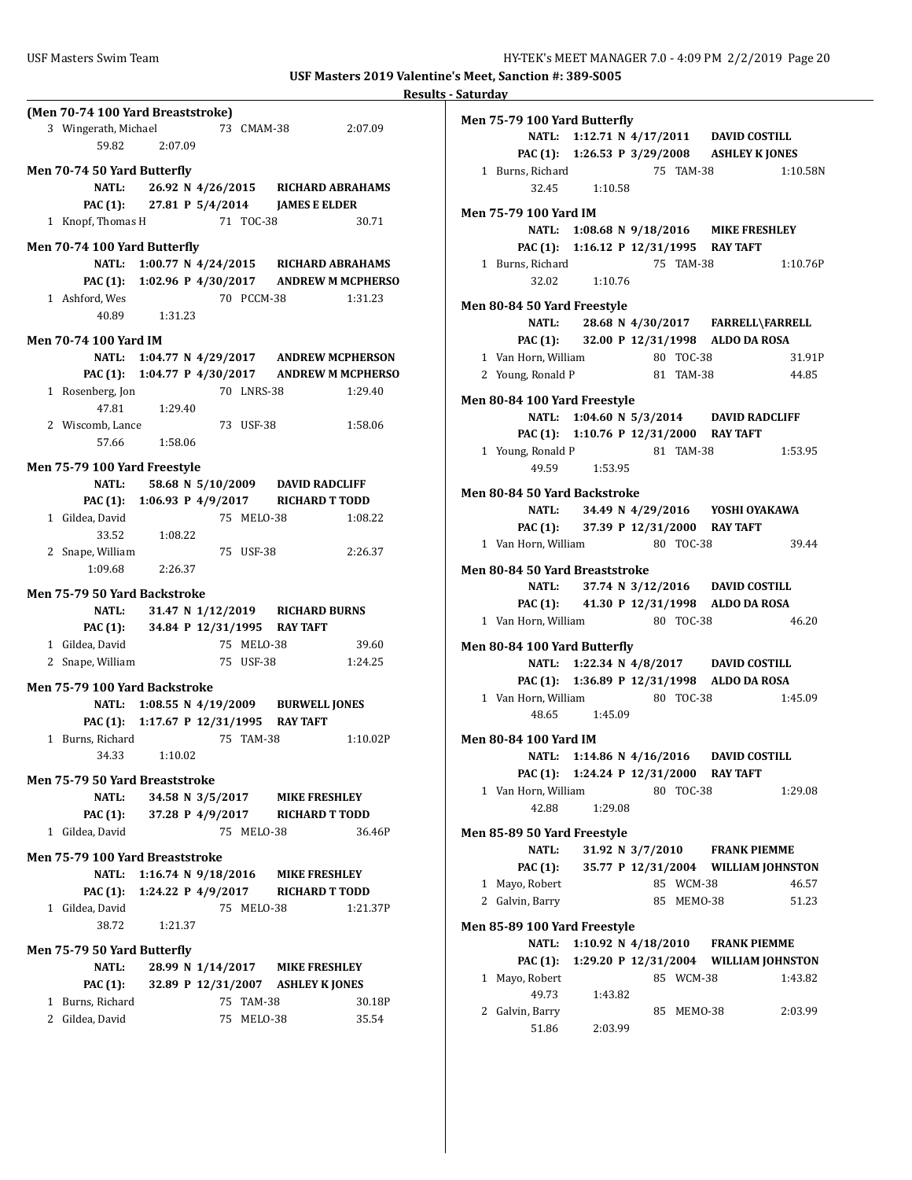**Results - Saturday**

**(Men 70-74 100 Yard Breaststroke)**

3 Wingerath, Michael 73 CMAM-38 2:07.09
59.82 2:07.09

**Men 70-74 50 Yard Butterfly**

**NATL: 26.92 N 4/26/2015 RICHARD ABRAHAMS**
**PAC (1): 27.81 P 5/4/2014 JAMES E ELDER**

1 Knopf, Thomas H 71 TOC-38 30.71

**Men 70-74 100 Yard Butterfly**

**NATL: 1:00.77 N 4/24/2015 RICHARD ABRAHAMS**
**PAC (1): 1:02.96 P 4/30/2017 ANDREW M MCPHERSO**

1 Ashford, Wes 70 PCCM-38 1:31.23
40.89 1:31.23

**Men 70-74 100 Yard IM**

**NATL: 1:04.77 N 4/29/2017 ANDREW MCPHERSON**
**PAC (1): 1:04.77 P 4/30/2017 ANDREW M MCPHERSO**

1 Rosenberg, Jon 70 LNRS-38 1:29.40
47.81 1:29.40
2 Wiscomb, Lance 73 USF-38 1:58.06
57.66 1:58.06

**Men 75-79 100 Yard Freestyle**

**NATL: 58.68 N 5/10/2009 DAVID RADCLIFF**
**PAC (1): 1:06.93 P 4/9/2017 RICHARD T TODD**

1 Gildea, David 75 MELO-38 1:08.22
33.52 1:08.22
2 Snape, William 75 USF-38 2:26.37
1:09.68 2:26.37

**Men 75-79 50 Yard Backstroke**

**NATL: 31.47 N 1/12/2019 RICHARD BURNS**
**PAC (1): 34.84 P 12/31/1995 RAY TAFT**

1 Gildea, David 75 MELO-38 39.60
2 Snape, William 75 USF-38 1:24.25

**Men 75-79 100 Yard Backstroke**

**NATL: 1:08.55 N 4/19/2009 BURWELL JONES**
**PAC (1): 1:17.67 P 12/31/1995 RAY TAFT**

1 Burns, Richard 75 TAM-38 1:10.02P
34.33 1:10.02

**Men 75-79 50 Yard Breaststroke**

**NATL: 34.58 N 3/5/2017 MIKE FRESHLEY**
**PAC (1): 37.28 P 4/9/2017 RICHARD T TODD**

1 Gildea, David 75 MELO-38 36.46P

**Men 75-79 100 Yard Breaststroke**

**NATL: 1:16.74 N 9/18/2016 MIKE FRESHLEY**
**PAC (1): 1:24.22 P 4/9/2017 RICHARD T TODD**

1 Gildea, David 75 MELO-38 1:21.37P
38.72 1:21.37

**Men 75-79 50 Yard Butterfly**

**NATL: 28.99 N 1/14/2017 MIKE FRESHLEY**
**PAC (1): 32.89 P 12/31/2007 ASHLEY K JONES**

1 Burns, Richard 75 TAM-38 30.18P
2 Gildea, David 75 MELO-38 35.54

**Men 75-79 100 Yard Butterfly**

**NATL: 1:12.71 N 4/17/2011 DAVID COSTILL**
**PAC (1): 1:26.53 P 3/29/2008 ASHLEY K JONES**

1 Burns, Richard 75 TAM-38 1:10.58N
32.45 1:10.58

**Men 75-79 100 Yard IM**

**NATL: 1:08.68 N 9/18/2016 MIKE FRESHLEY**
**PAC (1): 1:16.12 P 12/31/1995 RAY TAFT**

1 Burns, Richard 75 TAM-38 1:10.76P
32.02 1:10.76

**Men 80-84 50 Yard Freestyle**

**NATL: 28.68 N 4/30/2017 FARRELL\FARRELL**
**PAC (1): 32.00 P 12/31/1998 ALDO DA ROSA**

1 Van Horn, William 80 TOC-38 31.91P
2 Young, Ronald P 81 TAM-38 44.85

**Men 80-84 100 Yard Freestyle**

**NATL: 1:04.60 N 5/3/2014 DAVID RADCLIFF**
**PAC (1): 1:10.76 P 12/31/2000 RAY TAFT**

1 Young, Ronald P 81 TAM-38 1:53.95
49.59 1:53.95

**Men 80-84 50 Yard Backstroke**

**NATL: 34.49 N 4/29/2016 YOSHI OYAKAWA**
**PAC (1): 37.39 P 12/31/2000 RAY TAFT**

1 Van Horn, William 80 TOC-38 39.44

**Men 80-84 50 Yard Breaststroke**

**NATL: 37.74 N 3/12/2016 DAVID COSTILL**
**PAC (1): 41.30 P 12/31/1998 ALDO DA ROSA**

1 Van Horn, William 80 TOC-38 46.20

**Men 80-84 100 Yard Butterfly**

**NATL: 1:22.34 N 4/8/2017 DAVID COSTILL**
**PAC (1): 1:36.89 P 12/31/1998 ALDO DA ROSA**

1 Van Horn, William 80 TOC-38 1:45.09
48.65 1:45.09

**Men 80-84 100 Yard IM**

**NATL: 1:14.86 N 4/16/2016 DAVID COSTILL**
**PAC (1): 1:24.24 P 12/31/2000 RAY TAFT**

1 Van Horn, William 80 TOC-38 1:29.08
42.88 1:29.08

**Men 85-89 50 Yard Freestyle**

**NATL: 31.92 N 3/7/2010 FRANK PIEMME**
**PAC (1): 35.77 P 12/31/2004 WILLIAM JOHNSTON**

1 Mayo, Robert 85 WCM-38 46.57
2 Galvin, Barry 85 MEMO-38 51.23

**Men 85-89 100 Yard Freestyle**

**NATL: 1:10.92 N 4/18/2010 FRANK PIEMME**
**PAC (1): 1:29.20 P 12/31/2004 WILLIAM JOHNSTON**

1 Mayo, Robert 85 WCM-38 1:43.82
49.73 1:43.82
2 Galvin, Barry 85 MEMO-38 2:03.99
51.86 2:03.99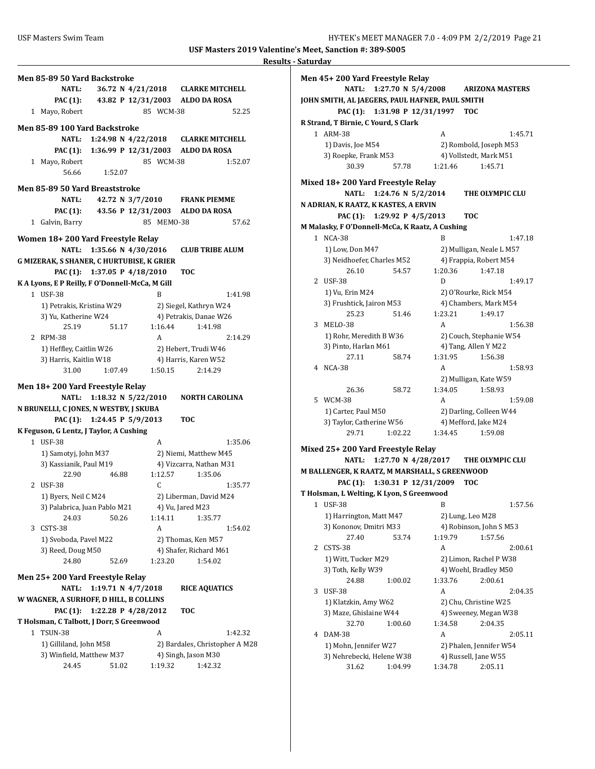**Results - Saturday**

### Men 85-89 50 Yard Backstroke

NATL: 36.72 N 4/21/2018 CLARKE MITCHELL
PAC (1): 43.82 P 12/31/2003 ALDO DA ROSA

1 Mayo, Robert 85 WCM-38 52.25

### Men 85-89 100 Yard Backstroke

NATL: 1:24.98 N 4/22/2018 CLARKE MITCHELL
PAC (1): 1:36.99 P 12/31/2003 ALDO DA ROSA

1 Mayo, Robert 85 WCM-38 1:52.07
56.66 1:52.07

### Men 85-89 50 Yard Breaststroke

NATL: 42.72 N 3/7/2010 FRANK PIEMME
PAC (1): 43.56 P 12/31/2003 ALDO DA ROSA

1 Galvin, Barry 85 MEMO-38 57.62

### Women 18+ 200 Yard Freestyle Relay

NATL: 1:35.66 N 4/30/2016 CLUB TRIBE ALUM
G MIZERAK, S SHANER, C HURTUBISE, K GRIER
PAC (1): 1:37.05 P 4/18/2010 TOC
K A Lyons, E P Reilly, F O'Donnell-McCa, M Gill

1 USF-38 B 1:41.98
1) Petrakis, Kristina W29 2) Siegel, Kathryn W24
3) Yu, Katherine W24 4) Petrakis, Danae W26
25.19 51.17 1:16.44 1:41.98

2 RPM-38 A 2:14.29
1) Heffley, Caitlin W26 2) Hebert, Trudi W46
3) Harris, Kaitlin W18 4) Harris, Karen W52
31.00 1:07.49 1:50.15 2:14.29

### Men 18+ 200 Yard Freestyle Relay

NATL: 1:18.32 N 5/22/2010 NORTH CAROLINA
N BRUNELLI, C JONES, N WESTBY, J SKUBA
PAC (1): 1:24.45 P 5/9/2013 TOC
K Feguson, G Lentz, J Taylor, A Cushing

1 USF-38 A 1:35.06
1) Samotyj, John M37 2) Niemi, Matthew M45
3) Kassianik, Paul M19 4) Vizcarra, Nathan M31
22.90 46.88 1:12.57 1:35.06

2 USF-38 C 1:35.77
1) Byers, Neil C M24 2) Liberman, David M24
3) Palabrica, Juan Pablo M21 4) Vu, Jared M23
24.03 50.26 1:14.11 1:35.77

3 CSTS-38 A 1:54.02
1) Svoboda, Pavel M22 2) Thomas, Ken M57
3) Reed, Doug M50 4) Shafer, Richard M61
24.80 52.69 1:23.20 1:54.02

### Men 25+ 200 Yard Freestyle Relay

NATL: 1:19.71 N 4/7/2018 RICE AQUATICS
W WAGNER, A SURHOFF, D HILL, B COLLINS
PAC (1): 1:22.28 P 4/28/2012 TOC
T Holsman, C Talbott, J Dorr, S Greenwood

1 TSUN-38 A 1:42.32
1) Gilliland, John M58 2) Bardales, Christopher A M28
3) Winfield, Matthew M37 4) Singh, Jason M30
24.45 51.02 1:19.32 1:42.32

### Men 45+ 200 Yard Freestyle Relay

NATL: 1:27.70 N 5/4/2008 ARIZONA MASTERS
JOHN SMITH, AL JAEGERS, PAUL HAFNER, PAUL SMITH
PAC (1): 1:31.98 P 12/31/1997 TOC
R Strand, T Birnie, C Yourd, S Clark

1 ARM-38 A 1:45.71
1) Davis, Joe M54 2) Rombold, Joseph M53
3) Roepke, Frank M53 4) Vollstedt, Mark M51
30.39 57.78 1:21.46 1:45.71

### Mixed 18+ 200 Yard Freestyle Relay

NATL: 1:24.76 N 5/2/2014 THE OLYMPIC CLU
N ADRIAN, K RAATZ, K KASTES, A ERVIN
PAC (1): 1:29.92 P 4/5/2013 TOC
M Malasky, F O'Donnell-McCa, K Raatz, A Cushing

1 NCA-38 B 1:47.18
1) Low, Don M47 2) Mulligan, Neale L M57
3) Neidhoefer, Charles M52 4) Frappia, Robert M54
26.10 54.57 1:20.36 1:47.18

2 USF-38 D 1:49.17
1) Vu, Erin M24 2) O'Rourke, Rick M54
3) Frushtick, Jairon M53 4) Chambers, Mark M54
25.23 51.46 1:23.21 1:49.17

3 MELO-38 A 1:56.38
1) Rohr, Meredith B W36 2) Couch, Stephanie W54
3) Pinto, Harlan M61 4) Tang, Allen Y M22
27.11 58.74 1:31.95 1:56.38

4 NCA-38 A 1:58.93
2) Mulligan, Kate W59
26.36 58.72 1:34.05 1:58.93

5 WCM-38 A 1:59.08
1) Carter, Paul M50 2) Darling, Colleen W44
3) Taylor, Catherine W56 4) Mefford, Jake M24
29.71 1:02.22 1:34.45 1:59.08

### Mixed 25+ 200 Yard Freestyle Relay

NATL: 1:27.70 N 4/28/2017 THE OLYMPIC CLU
M BALLENGER, K RAATZ, M MARSHALL, S GREENWOOD
PAC (1): 1:30.31 P 12/31/2009 TOC
T Holsman, L Welting, K Lyon, S Greenwood

1 USF-38 B 1:57.56
1) Harrington, Matt M47 2) Lung, Leo M28
3) Kononov, Dmitri M33 4) Robinson, John S M53
27.40 53.74 1:19.79 1:57.56

2 CSTS-38 A 2:00.61
1) Witt, Tucker M29 2) Limon, Rachel P W38
3) Toth, Kelly W39 4) Woehl, Bradley M50
24.88 1:00.02 1:33.76 2:00.61

3 USF-38 A 2:04.35
1) Klatzkin, Amy W62 2) Chu, Christine W25
3) Maze, Ghislaine W44 4) Sweeney, Megan W38
32.70 1:00.60 1:34.58 2:04.35

4 DAM-38 A 2:05.11
1) Mohn, Jennifer W27 2) Phalen, Jennifer W54
3) Nehrebecki, Helene W38 4) Russell, Jane W55
31.62 1:04.99 1:34.78 2:05.11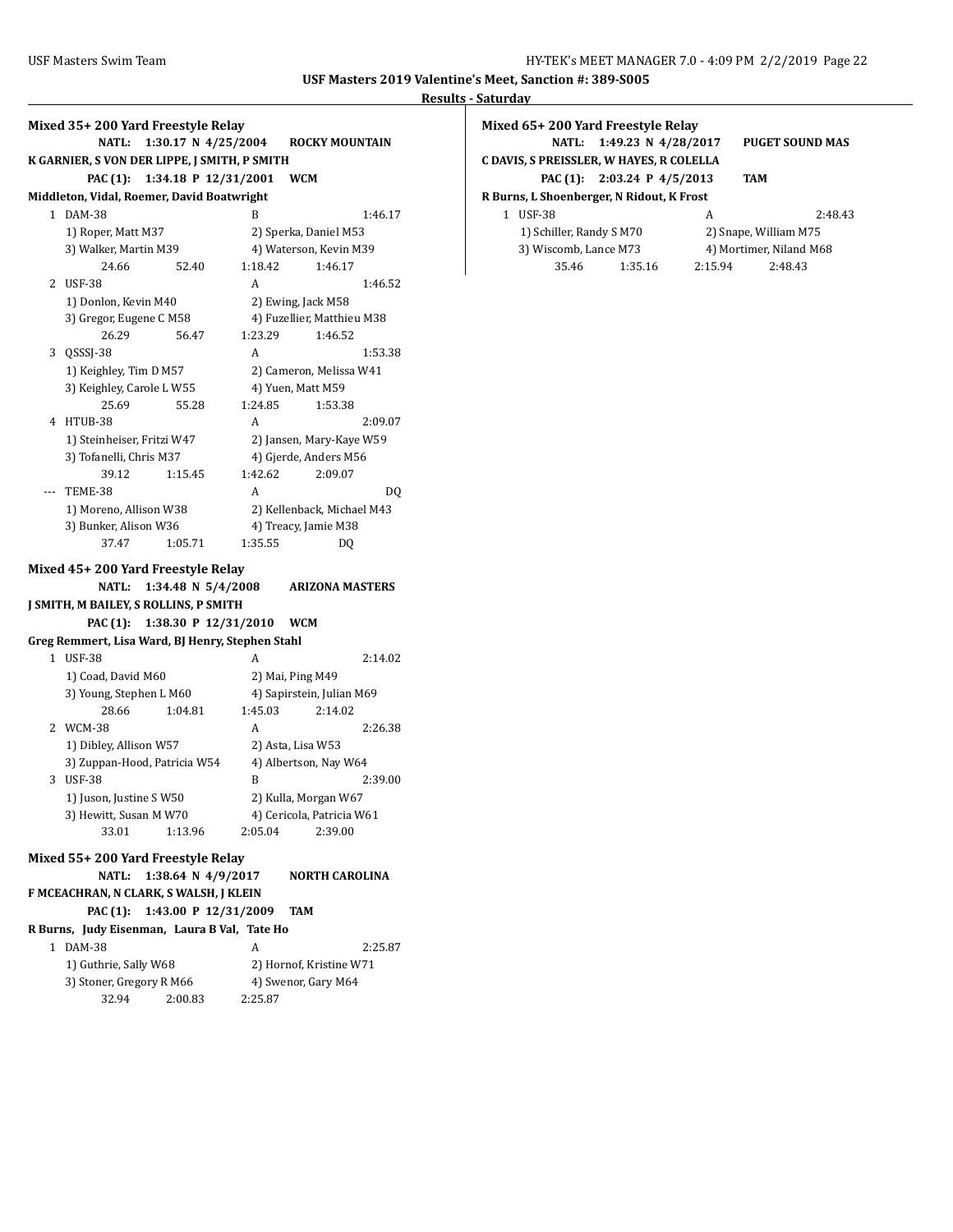**USF Masters 2019 Valentine's Meet, Sanction #: 389-S005**

**Results - Saturday**

### Mixed 35+ 200 Yard Freestyle Relay

**NATL: 1:30.17 N 4/25/2004 ROCKY MOUNTAIN**
**K GARNIER, S VON DER LIPPE, J SMITH, P SMITH**
**PAC (1): 1:34.18 P 12/31/2001 WCM**
**Middleton, Vidal, Roemer, David Boatwright**

1 DAM-38 B 1:46.17
1) Roper, Matt M37 2) Sperka, Daniel M53
3) Walker, Martin M39 4) Waterson, Kevin M39
24.66 52.40 1:18.42 1:46.17

2 USF-38 A 1:46.52
1) Donlon, Kevin M40 2) Ewing, Jack M58
3) Gregor, Eugene C M58 4) Fuzellier, Matthieu M38
26.29 56.47 1:23.29 1:46.52

3 QSSSJ-38 A 1:53.38
1) Keighley, Tim D M57 2) Cameron, Melissa W41
3) Keighley, Carole L W55 4) Yuen, Matt M59
25.69 55.28 1:24.85 1:53.38

4 HTUB-38 A 2:09.07
1) Steinheiser, Fritzi W47 2) Jansen, Mary-Kaye W59
3) Tofanelli, Chris M37 4) Gjerde, Anders M56
39.12 1:15.45 1:42.62 2:09.07

--- TEME-38 A DQ
1) Moreno, Allison W38 2) Kellenback, Michael M43
3) Bunker, Alison W36 4) Treacy, Jamie M38
37.47 1:05.71 1:35.55 DQ

### Mixed 45+ 200 Yard Freestyle Relay

**NATL: 1:34.48 N 5/4/2008 ARIZONA MASTERS**
**J SMITH, M BAILEY, S ROLLINS, P SMITH**
**PAC (1): 1:38.30 P 12/31/2010 WCM**
**Greg Remmert, Lisa Ward, BJ Henry, Stephen Stahl**

1 USF-38 A 2:14.02
1) Coad, David M60 2) Mai, Ping M49
3) Young, Stephen L M60 4) Sapirstein, Julian M69
28.66 1:04.81 1:45.03 2:14.02

2 WCM-38 A 2:26.38
1) Dibley, Allison W57 2) Asta, Lisa W53
3) Zuppan-Hood, Patricia W54 4) Albertson, Nay W64

3 USF-38 B 2:39.00
1) Juson, Justine S W50 2) Kulla, Morgan W67
3) Hewitt, Susan M W70 4) Cericola, Patricia W61
33.01 1:13.96 2:05.04 2:39.00

### Mixed 55+ 200 Yard Freestyle Relay

**NATL: 1:38.64 N 4/9/2017 NORTH CAROLINA**
**F MCEACHRAN, N CLARK, S WALSH, J KLEIN**
**PAC (1): 1:43.00 P 12/31/2009 TAM**
**R Burns, Judy Eisenman, Laura B Val, Tate Ho**

1 DAM-38 A 2:25.87
1) Guthrie, Sally W68 2) Hornof, Kristine W71
3) Stoner, Gregory R M66 4) Swenor, Gary M64
32.94 2:00.83 2:25.87

### Mixed 65+ 200 Yard Freestyle Relay

**NATL: 1:49.23 N 4/28/2017 PUGET SOUND MAS**
**C DAVIS, S PREISSLER, W HAYES, R COLELLA**
**PAC (1): 2:03.24 P 4/5/2013 TAM**
**R Burns, L Shoenberger, N Ridout, K Frost**

1 USF-38 A 2:48.43
1) Schiller, Randy S M70 2) Snape, William M75
3) Wiscomb, Lance M73 4) Mortimer, Niland M68
35.46 1:35.16 2:15.94 2:48.43